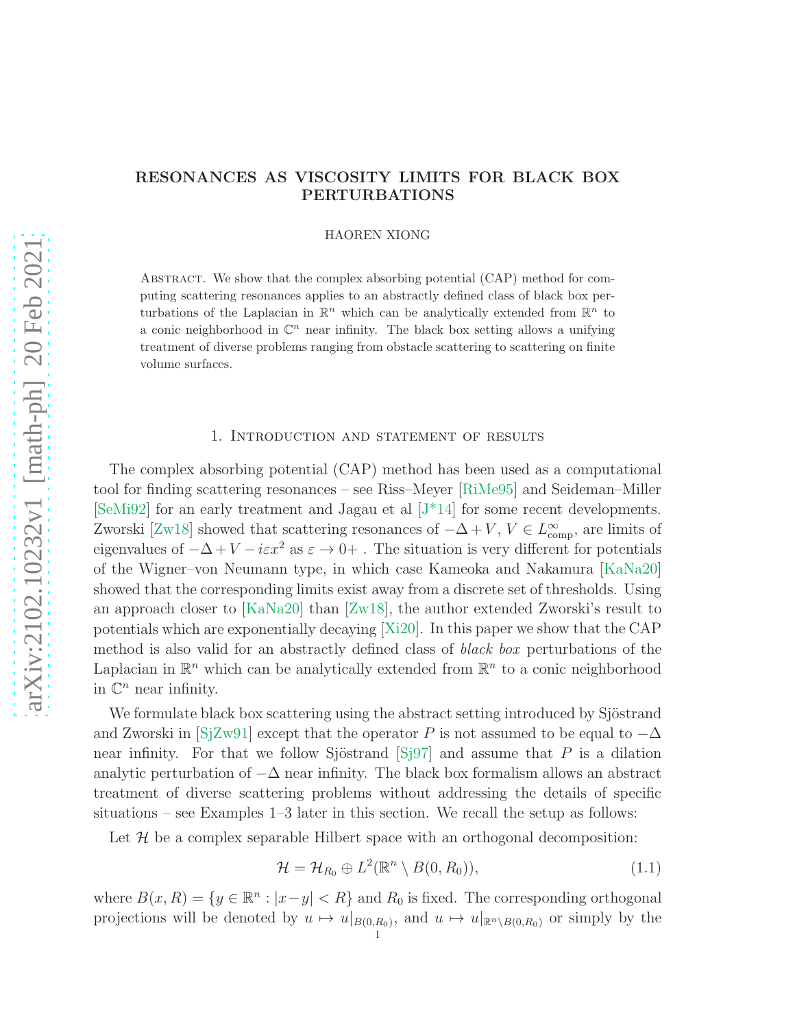# RESONANCES AS VISCOSITY LIMITS FOR BLACK BOX PERTURBATIONS

HAOREN XIONG

Abstract. We show that the complex absorbing potential (CAP) method for computing scattering resonances applies to an abstractly defined class of black box perturbations of the Laplacian in $\mathbb{R}^n$ which can be analytically extended from $\mathbb{R}^n$ to a conic neighborhood in $\mathbb{C}^n$ near infinity. The black box setting allows a unifying treatment of diverse problems ranging from obstacle scattering to scattering on finite volume surfaces.

## 1. Introduction and statement of results

The complex absorbing potential (CAP) method has been used as a computational tool for finding scattering resonances – see Riss–Meyer [RiMe95] and Seideman–Miller [SeMi92] for an early treatment and Jagau et al [J*14] for some recent developments. Zworski [Zw18] showed that scattering resonances of $-\Delta + V$, $V \in L^\infty_{\rm comp}$, are limits of eigenvalues of $-\Delta + V - i\varepsilon x^2$ as $\varepsilon \to 0+$ . The situation is very different for potentials of the Wigner–von Neumann type, in which case Kameoka and Nakamura [KaNa20] showed that the corresponding limits exist away from a discrete set of thresholds. Using an approach closer to [KaNa20] than [Zw18], the author extended Zworski's result to potentials which are exponentially decaying [Xi20]. In this paper we show that the CAP method is also valid for an abstractly defined class of *black box* perturbations of the Laplacian in $\mathbb{R}^n$ which can be analytically extended from $\mathbb{R}^n$ to a conic neighborhood in $\mathbb{C}^n$ near infinity.

We formulate black box scattering using the abstract setting introduced by Sjöstrand and Zworski in [SjZw91] except that the operator $P$ is not assumed to be equal to $-\Delta$ near infinity. For that we follow Sjöstrand [Sj97] and assume that $P$ is a dilation analytic perturbation of $-\Delta$ near infinity. The black box formalism allows an abstract treatment of diverse scattering problems without addressing the details of specific situations – see Examples 1–3 later in this section. We recall the setup as follows:

Let $\mathcal{H}$ be a complex separable Hilbert space with an orthogonal decomposition:

$$\mathcal{H} = \mathcal{H}_{R_0} \oplus L^2(\mathbb{R}^n \setminus B(0, R_0)), \tag{1.1}$$

where $B(x, R) = \{y \in \mathbb{R}^n : |x-y| < R\}$ and $R_0$ is fixed. The corresponding orthogonal projections will be denoted by $u \mapsto u|_{B(0,R_0)}$, and $u \mapsto u|_{\mathbb{R}^n \setminus B(0,R_0)}$ or simply by the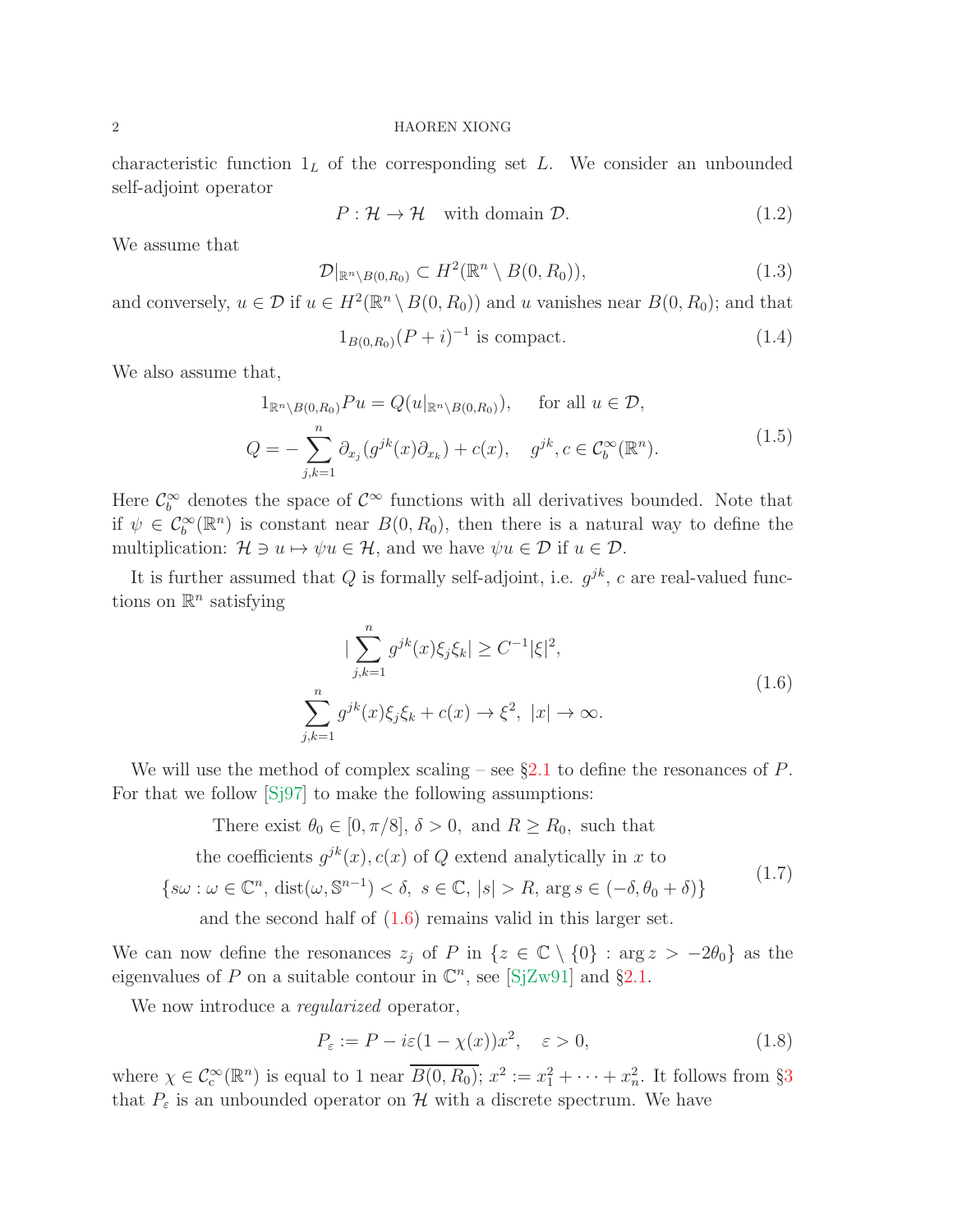characteristic function $1_L$ of the corresponding set $L$. We consider an unbounded self-adjoint operator

$$P : \mathcal{H} \to \mathcal{H} \quad \text{with domain } \mathcal{D}. \tag{1.2}$$

We assume that

$$\mathcal{D}|_{\mathbb{R}^n \setminus B(0,R_0)} \subset H^2(\mathbb{R}^n \setminus B(0, R_0)), \tag{1.3}$$

and conversely, $u \in \mathcal{D}$ if $u \in H^2(\mathbb{R}^n \setminus B(0, R_0))$ and $u$ vanishes near $B(0, R_0)$; and that

$$1_{B(0,R_0)}(P + i)^{-1} \text{ is compact.} \tag{1.4}$$

We also assume that,

$$\begin{gathered} 1_{\mathbb{R}^n \setminus B(0,R_0)} Pu = Q(u|_{\mathbb{R}^n \setminus B(0,R_0)}), \quad \text{ for all } u \in \mathcal{D}, \\ Q = -\sum_{j,k=1}^{n} \partial_{x_j}(g^{jk}(x)\partial_{x_k}) + c(x), \quad g^{jk}, c \in \mathcal{C}_b^\infty(\mathbb{R}^n). \end{gathered} \tag{1.5}$$

Here $\mathcal{C}_b^\infty$ denotes the space of $\mathcal{C}^\infty$ functions with all derivatives bounded. Note that if $\psi \in \mathcal{C}_b^\infty(\mathbb{R}^n)$ is constant near $B(0, R_0)$, then there is a natural way to define the multiplication: $\mathcal{H} \ni u \mapsto \psi u \in \mathcal{H}$, and we have $\psi u \in \mathcal{D}$ if $u \in \mathcal{D}$.

It is further assumed that $Q$ is formally self-adjoint, i.e. $g^{jk}$, $c$ are real-valued functions on $\mathbb{R}^n$ satisfying

$$\begin{gathered} |\sum_{j,k=1}^{n} g^{jk}(x)\xi_j\xi_k| \geq C^{-1}|\xi|^2, \\ \sum_{j,k=1}^{n} g^{jk}(x)\xi_j\xi_k + c(x) \to \xi^2, \ |x| \to \infty. \end{gathered} \tag{1.6}$$

We will use the method of complex scaling – see §2.1 to define the resonances of $P$. For that we follow [Sj97] to make the following assumptions:

$$\begin{gathered} \text{There exist } \theta_0 \in [0, \pi/8],\ \delta > 0, \text{ and } R \geq R_0, \text{ such that} \\ \text{the coefficients } g^{jk}(x), c(x) \text{ of } Q \text{ extend analytically in } x \text{ to} \\ \{s\omega : \omega \in \mathbb{C}^n,\ \mathrm{dist}(\omega, \mathbb{S}^{n-1}) < \delta,\ s \in \mathbb{C},\ |s| > R,\ \arg s \in (-\delta, \theta_0 + \delta)\} \\ \text{and the second half of (1.6) remains valid in this larger set.} \end{gathered} \tag{1.7}$$

We can now define the resonances $z_j$ of $P$ in $\{z \in \mathbb{C} \setminus \{0\} : \arg z > -2\theta_0\}$ as the eigenvalues of $P$ on a suitable contour in $\mathbb{C}^n$, see [SjZw91] and §2.1.

We now introduce a *regularized* operator,

$$P_\varepsilon := P - i\varepsilon(1 - \chi(x))x^2, \quad \varepsilon > 0, \tag{1.8}$$

where $\chi \in \mathcal{C}_c^\infty(\mathbb{R}^n)$ is equal to 1 near $\overline{B(0, R_0)}$; $x^2 := x_1^2 + \cdots + x_n^2$. It follows from §3 that $P_\varepsilon$ is an unbounded operator on $\mathcal{H}$ with a discrete spectrum. We have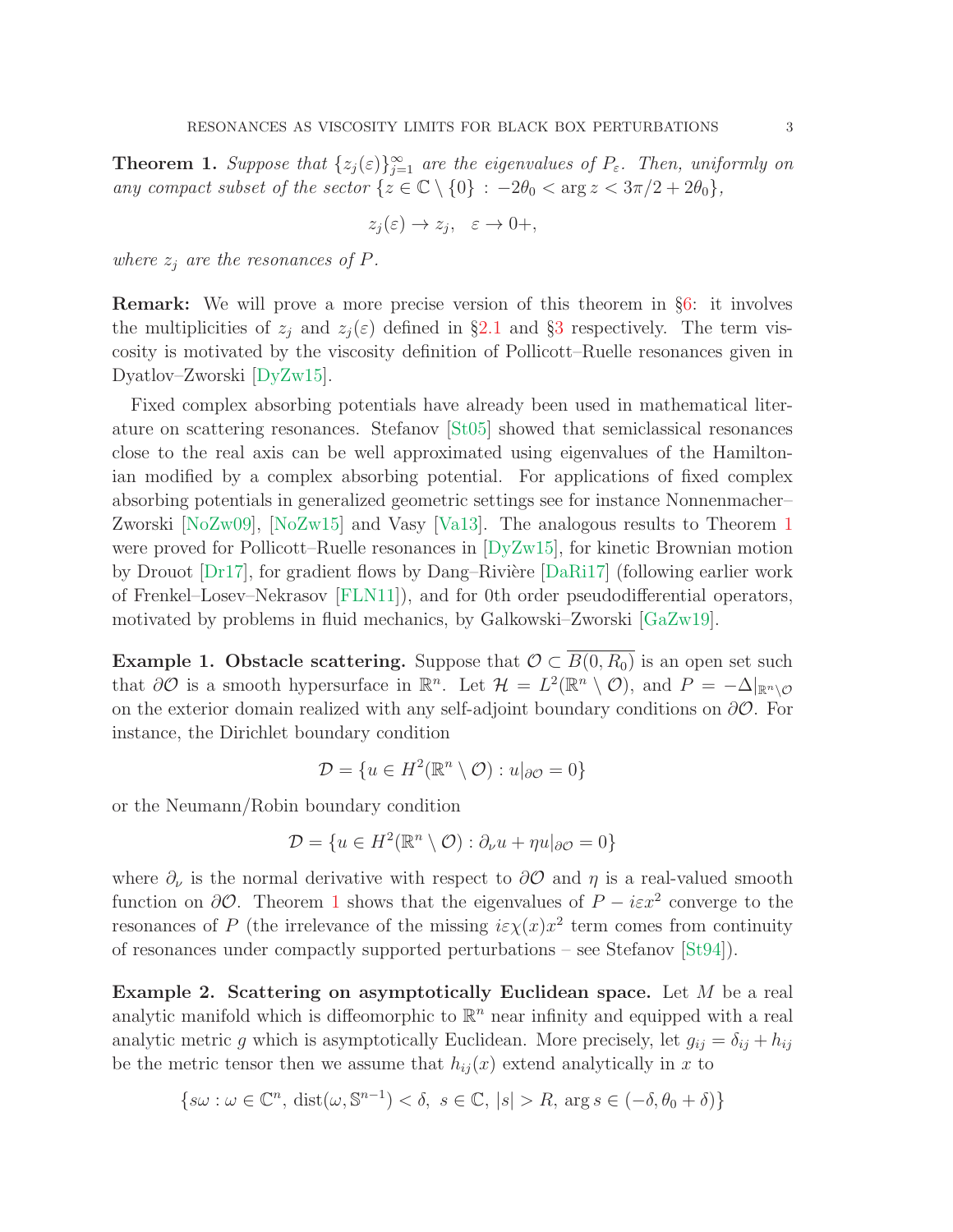**Theorem 1.** *Suppose that $\{z_j(\varepsilon)\}_{j=1}^{\infty}$ are the eigenvalues of $P_\varepsilon$. Then, uniformly on any compact subset of the sector $\{z \in \mathbb{C} \setminus \{0\} : -2\theta_0 < \arg z < 3\pi/2 + 2\theta_0\}$,*

$$z_j(\varepsilon) \to z_j, \quad \varepsilon \to 0+,$$

*where $z_j$ are the resonances of $P$.*

**Remark:** We will prove a more precise version of this theorem in §6: it involves the multiplicities of $z_j$ and $z_j(\varepsilon)$ defined in §2.1 and §3 respectively. The term viscosity is motivated by the viscosity definition of Pollicott–Ruelle resonances given in Dyatlov–Zworski [DyZw15].

Fixed complex absorbing potentials have already been used in mathematical literature on scattering resonances. Stefanov [St05] showed that semiclassical resonances close to the real axis can be well approximated using eigenvalues of the Hamiltonian modified by a complex absorbing potential. For applications of fixed complex absorbing potentials in generalized geometric settings see for instance Nonnenmacher–Zworski [NoZw09], [NoZw15] and Vasy [Va13]. The analogous results to Theorem 1 were proved for Pollicott–Ruelle resonances in [DyZw15], for kinetic Brownian motion by Drouot [Dr17], for gradient flows by Dang–Rivière [DaRi17] (following earlier work of Frenkel–Losev–Nekrasov [FLN11]), and for 0th order pseudodifferential operators, motivated by problems in fluid mechanics, by Galkowski–Zworski [GaZw19].

**Example 1. Obstacle scattering.** Suppose that $\mathcal{O} \subset \overline{B(0, R_0)}$ is an open set such that $\partial\mathcal{O}$ is a smooth hypersurface in $\mathbb{R}^n$. Let $\mathcal{H} = L^2(\mathbb{R}^n \setminus \mathcal{O})$, and $P = -\Delta|_{\mathbb{R}^n\setminus\mathcal{O}}$ on the exterior domain realized with any self-adjoint boundary conditions on $\partial\mathcal{O}$. For instance, the Dirichlet boundary condition

$$\mathcal{D} = \{u \in H^2(\mathbb{R}^n \setminus \mathcal{O}) : u|_{\partial\mathcal{O}} = 0\}$$

or the Neumann/Robin boundary condition

$$\mathcal{D} = \{u \in H^2(\mathbb{R}^n \setminus \mathcal{O}) : \partial_\nu u + \eta u|_{\partial\mathcal{O}} = 0\}$$

where $\partial_\nu$ is the normal derivative with respect to $\partial\mathcal{O}$ and $\eta$ is a real-valued smooth function on $\partial\mathcal{O}$. Theorem 1 shows that the eigenvalues of $P - i\varepsilon x^2$ converge to the resonances of $P$ (the irrelevance of the missing $i\varepsilon\chi(x)x^2$ term comes from continuity of resonances under compactly supported perturbations – see Stefanov [St94]).

**Example 2. Scattering on asymptotically Euclidean space.** Let $M$ be a real analytic manifold which is diffeomorphic to $\mathbb{R}^n$ near infinity and equipped with a real analytic metric $g$ which is asymptotically Euclidean. More precisely, let $g_{ij} = \delta_{ij} + h_{ij}$ be the metric tensor then we assume that $h_{ij}(x)$ extend analytically in $x$ to

$$\{s\omega : \omega \in \mathbb{C}^n,\ \mathrm{dist}(\omega, \mathbb{S}^{n-1}) < \delta,\ s \in \mathbb{C},\ |s| > R,\ \arg s \in (-\delta, \theta_0 + \delta)\}$$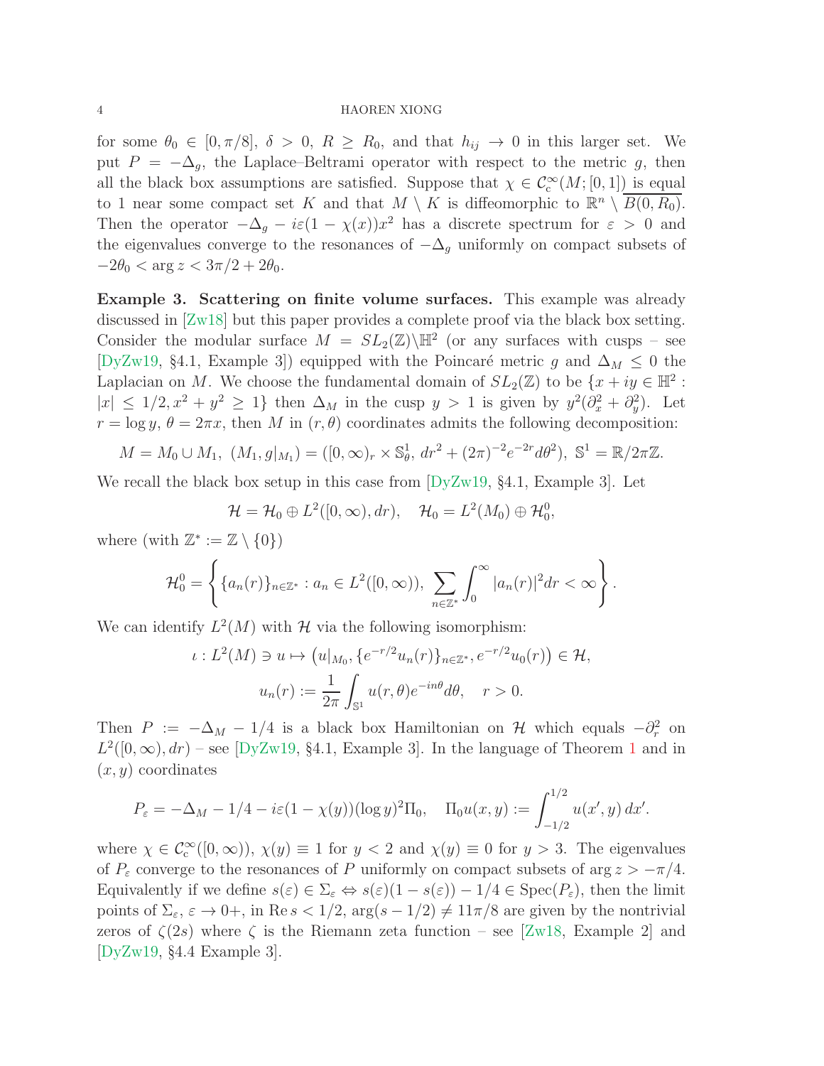for some $\theta_0 \in [0, \pi/8]$, $\delta > 0$, $R \geq R_0$, and that $h_{ij} \to 0$ in this larger set. We put $P = -\Delta_g$, the Laplace–Beltrami operator with respect to the metric $g$, then all the black box assumptions are satisfied. Suppose that $\chi \in \mathcal{C}_c^\infty(M; [0,1])$ is equal to 1 near some compact set $K$ and that $M \setminus K$ is diffeomorphic to $\mathbb{R}^n \setminus \overline{B(0, R_0)}$. Then the operator $-\Delta_g - i\varepsilon(1 - \chi(x))x^2$ has a discrete spectrum for $\varepsilon > 0$ and the eigenvalues converge to the resonances of $-\Delta_g$ uniformly on compact subsets of $-2\theta_0 < \arg z < 3\pi/2 + 2\theta_0$.

**Example 3. Scattering on finite volume surfaces.** This example was already discussed in [Zw18] but this paper provides a complete proof via the black box setting. Consider the modular surface $M = SL_2(\mathbb{Z})\backslash\mathbb{H}^2$ (or any surfaces with cusps – see [DyZw19, §4.1, Example 3]) equipped with the Poincaré metric $g$ and $\Delta_M \leq 0$ the Laplacian on $M$. We choose the fundamental domain of $SL_2(\mathbb{Z})$ to be $\{x + iy \in \mathbb{H}^2 : |x| \leq 1/2, x^2 + y^2 \geq 1\}$ then $\Delta_M$ in the cusp $y > 1$ is given by $y^2(\partial_x^2 + \partial_y^2)$. Let $r = \log y$, $\theta = 2\pi x$, then $M$ in $(r, \theta)$ coordinates admits the following decomposition:

$$M = M_0 \cup M_1, \ (M_1, g|_{M_1}) = ([0,\infty)_r \times \mathbb{S}^1_\theta, \ dr^2 + (2\pi)^{-2}e^{-2r}d\theta^2), \ \mathbb{S}^1 = \mathbb{R}/2\pi\mathbb{Z}.$$

We recall the black box setup in this case from [DyZw19, §4.1, Example 3]. Let

$$\mathcal{H} = \mathcal{H}_0 \oplus L^2([0,\infty), dr), \quad \mathcal{H}_0 = L^2(M_0) \oplus \mathcal{H}_0^0,$$

where (with $\mathbb{Z}^* := \mathbb{Z} \setminus \{0\}$)

$$\mathcal{H}_0^0 = \left\{ \{a_n(r)\}_{n \in \mathbb{Z}^*} : a_n \in L^2([0,\infty)), \ \sum_{n \in \mathbb{Z}^*} \int_0^\infty |a_n(r)|^2 dr < \infty \right\}.$$

We can identify $L^2(M)$ with $\mathcal{H}$ via the following isomorphism:

$$\iota : L^2(M) \ni u \mapsto \left( u|_{M_0}, \{e^{-r/2}u_n(r)\}_{n\in\mathbb{Z}^*}, e^{-r/2}u_0(r) \right) \in \mathcal{H},$$
$$u_n(r) := \frac{1}{2\pi} \int_{\mathbb{S}^1} u(r,\theta) e^{-in\theta} d\theta, \quad r > 0.$$

Then $P := -\Delta_M - 1/4$ is a black box Hamiltonian on $\mathcal{H}$ which equals $-\partial_r^2$ on $L^2([0,\infty), dr)$ – see [DyZw19, §4.1, Example 3]. In the language of Theorem 1 and in $(x, y)$ coordinates

$$P_\varepsilon = -\Delta_M - 1/4 - i\varepsilon(1 - \chi(y))(\log y)^2 \Pi_0, \quad \Pi_0 u(x,y) := \int_{-1/2}^{1/2} u(x', y)\, dx'.$$

where $\chi \in \mathcal{C}_c^\infty([0,\infty))$, $\chi(y) \equiv 1$ for $y < 2$ and $\chi(y) \equiv 0$ for $y > 3$. The eigenvalues of $P_\varepsilon$ converge to the resonances of $P$ uniformly on compact subsets of $\arg z > -\pi/4$. Equivalently if we define $s(\varepsilon) \in \Sigma_\varepsilon \Leftrightarrow s(\varepsilon)(1 - s(\varepsilon)) - 1/4 \in \operatorname{Spec}(P_\varepsilon)$, then the limit points of $\Sigma_\varepsilon$, $\varepsilon \to 0+$, in $\operatorname{Re} s < 1/2$, $\arg(s - 1/2) \neq 11\pi/8$ are given by the nontrivial zeros of $\zeta(2s)$ where $\zeta$ is the Riemann zeta function – see [Zw18, Example 2] and [DyZw19, §4.4 Example 3].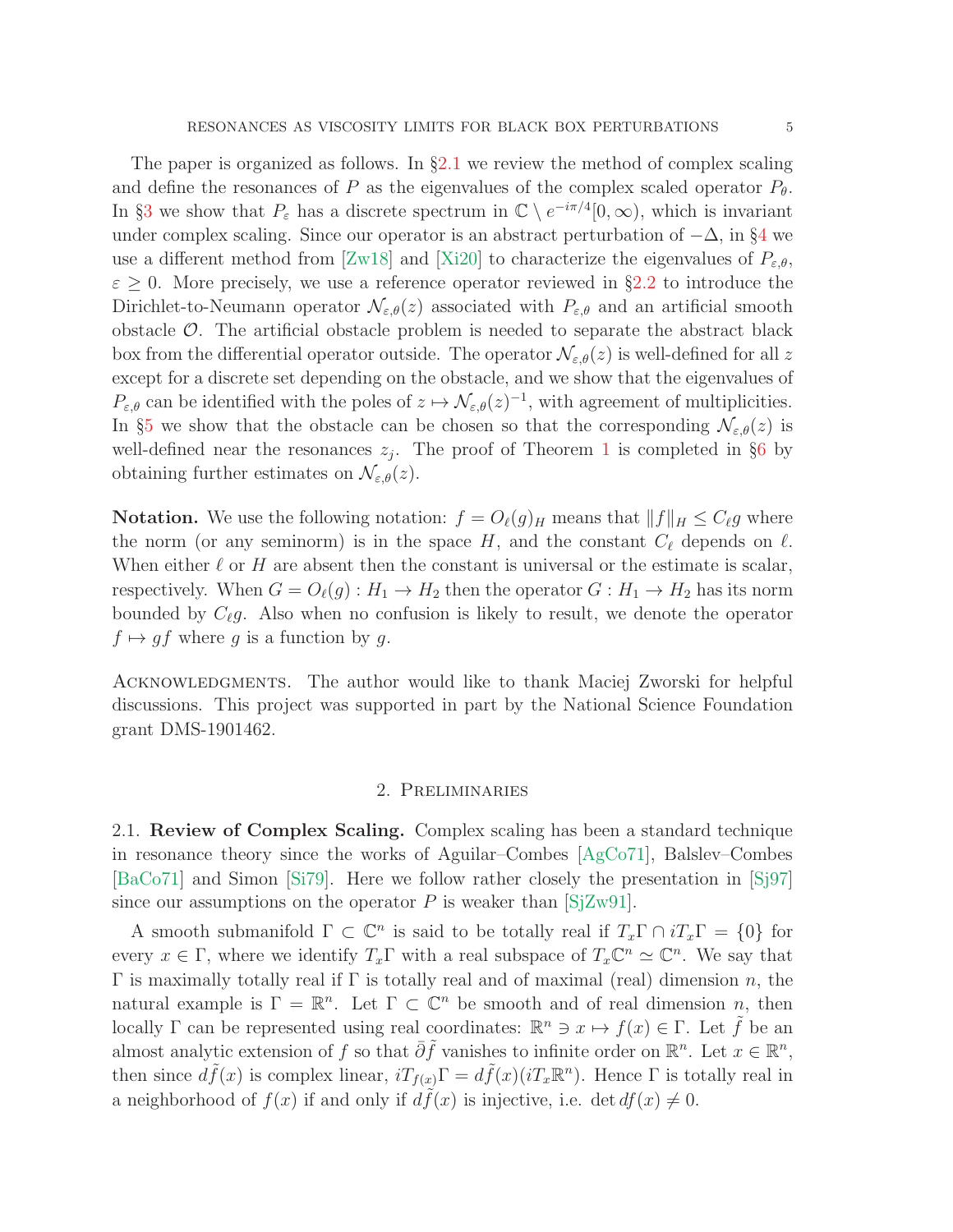The paper is organized as follows. In §2.1 we review the method of complex scaling and define the resonances of $P$ as the eigenvalues of the complex scaled operator $P_\theta$. In §3 we show that $P_\varepsilon$ has a discrete spectrum in $\mathbb{C} \setminus e^{-i\pi/4}[0,\infty)$, which is invariant under complex scaling. Since our operator is an abstract perturbation of $-\Delta$, in §4 we use a different method from [Zw18] and [Xi20] to characterize the eigenvalues of $P_{\varepsilon,\theta}$, $\varepsilon \geq 0$. More precisely, we use a reference operator reviewed in §2.2 to introduce the Dirichlet-to-Neumann operator $\mathcal{N}_{\varepsilon,\theta}(z)$ associated with $P_{\varepsilon,\theta}$ and an artificial smooth obstacle $\mathcal{O}$. The artificial obstacle problem is needed to separate the abstract black box from the differential operator outside. The operator $\mathcal{N}_{\varepsilon,\theta}(z)$ is well-defined for all $z$ except for a discrete set depending on the obstacle, and we show that the eigenvalues of $P_{\varepsilon,\theta}$ can be identified with the poles of $z \mapsto \mathcal{N}_{\varepsilon,\theta}(z)^{-1}$, with agreement of multiplicities. In §5 we show that the obstacle can be chosen so that the corresponding $\mathcal{N}_{\varepsilon,\theta}(z)$ is well-defined near the resonances $z_j$. The proof of Theorem 1 is completed in §6 by obtaining further estimates on $\mathcal{N}_{\varepsilon,\theta}(z)$.

**Notation.** We use the following notation: $f = O_\ell(g)_H$ means that $\|f\|_H \leq C_\ell g$ where the norm (or any seminorm) is in the space $H$, and the constant $C_\ell$ depends on $\ell$. When either $\ell$ or $H$ are absent then the constant is universal or the estimate is scalar, respectively. When $G = O_\ell(g) : H_1 \to H_2$ then the operator $G : H_1 \to H_2$ has its norm bounded by $C_\ell g$. Also when no confusion is likely to result, we denote the operator $f \mapsto gf$ where $g$ is a function by $g$.

Acknowledgments. The author would like to thank Maciej Zworski for helpful discussions. This project was supported in part by the National Science Foundation grant DMS-1901462.

## 2. Preliminaries

### 2.1. Review of Complex Scaling.

Complex scaling has been a standard technique in resonance theory since the works of Aguilar–Combes [AgCo71], Balslev–Combes [BaCo71] and Simon [Si79]. Here we follow rather closely the presentation in [Sj97] since our assumptions on the operator $P$ is weaker than [SjZw91].

A smooth submanifold $\Gamma \subset \mathbb{C}^n$ is said to be totally real if $T_x\Gamma \cap iT_x\Gamma = \{0\}$ for every $x \in \Gamma$, where we identify $T_x\Gamma$ with a real subspace of $T_x\mathbb{C}^n \simeq \mathbb{C}^n$. We say that $\Gamma$ is maximally totally real if $\Gamma$ is totally real and of maximal (real) dimension $n$, the natural example is $\Gamma = \mathbb{R}^n$. Let $\Gamma \subset \mathbb{C}^n$ be smooth and of real dimension $n$, then locally $\Gamma$ can be represented using real coordinates: $\mathbb{R}^n \ni x \mapsto f(x) \in \Gamma$. Let $\tilde{f}$ be an almost analytic extension of $f$ so that $\bar{\partial}\tilde{f}$ vanishes to infinite order on $\mathbb{R}^n$. Let $x \in \mathbb{R}^n$, then since $d\tilde{f}(x)$ is complex linear, $iT_{f(x)}\Gamma = d\tilde{f}(x)(iT_x\mathbb{R}^n)$. Hence $\Gamma$ is totally real in a neighborhood of $f(x)$ if and only if $d\tilde{f}(x)$ is injective, i.e. $\det df(x) \neq 0$.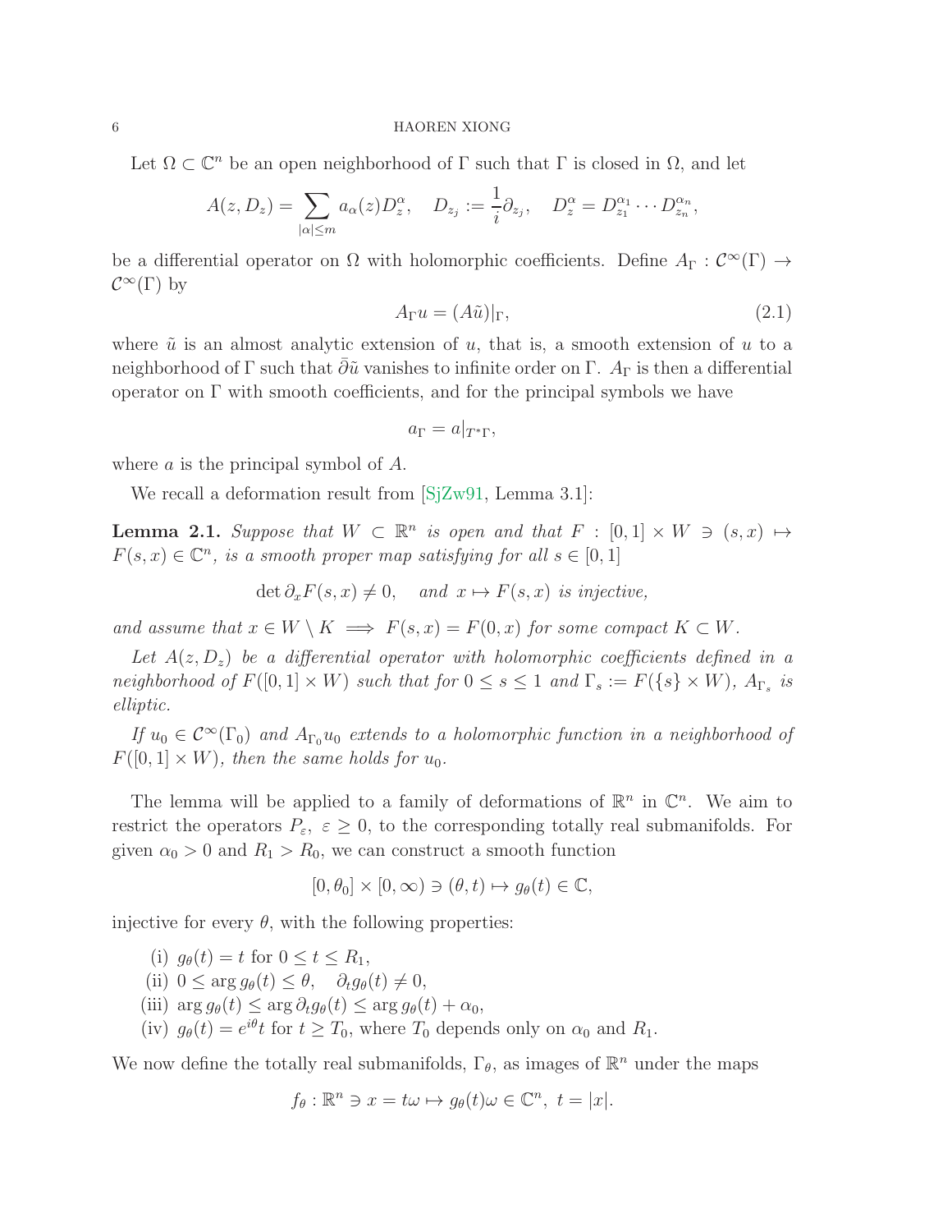Let $\Omega \subset \mathbb{C}^n$ be an open neighborhood of $\Gamma$ such that $\Gamma$ is closed in $\Omega$, and let

$$A(z, D_z) = \sum_{|\alpha| \leq m} a_\alpha(z) D_z^\alpha, \quad D_{z_j} := \frac{1}{i}\partial_{z_j}, \quad D_z^\alpha = D_{z_1}^{\alpha_1} \cdots D_{z_n}^{\alpha_n},$$

be a differential operator on $\Omega$ with holomorphic coefficients. Define $A_\Gamma : \mathcal{C}^\infty(\Gamma) \to \mathcal{C}^\infty(\Gamma)$ by

$$A_\Gamma u = (A\tilde{u})|_\Gamma, \tag{2.1}$$

where $\tilde{u}$ is an almost analytic extension of $u$, that is, a smooth extension of $u$ to a neighborhood of $\Gamma$ such that $\bar{\partial}\tilde{u}$ vanishes to infinite order on $\Gamma$. $A_\Gamma$ is then a differential operator on $\Gamma$ with smooth coefficients, and for the principal symbols we have

$$a_\Gamma = a|_{T^*\Gamma},$$

where $a$ is the principal symbol of $A$.

We recall a deformation result from [SjZw91, Lemma 3.1]:

**Lemma 2.1.** *Suppose that $W \subset \mathbb{R}^n$ is open and that $F : [0,1] \times W \ni (s,x) \mapsto F(s,x) \in \mathbb{C}^n$, is a smooth proper map satisfying for all $s \in [0,1]$*

$$\det \partial_x F(s,x) \neq 0, \quad \textit{and } x \mapsto F(s,x) \textit{ is injective,}$$

*and assume that $x \in W \setminus K \implies F(s,x) = F(0,x)$ for some compact $K \subset W$.*

*Let $A(z, D_z)$ be a differential operator with holomorphic coefficients defined in a neighborhood of $F([0,1] \times W)$ such that for $0 \leq s \leq 1$ and $\Gamma_s := F(\{s\} \times W)$, $A_{\Gamma_s}$ is elliptic.*

*If $u_0 \in \mathcal{C}^\infty(\Gamma_0)$ and $A_{\Gamma_0} u_0$ extends to a holomorphic function in a neighborhood of $F([0,1] \times W)$, then the same holds for $u_0$.*

The lemma will be applied to a family of deformations of $\mathbb{R}^n$ in $\mathbb{C}^n$. We aim to restrict the operators $P_\varepsilon$, $\varepsilon \geq 0$, to the corresponding totally real submanifolds. For given $\alpha_0 > 0$ and $R_1 > R_0$, we can construct a smooth function

$$[0, \theta_0] \times [0, \infty) \ni (\theta, t) \mapsto g_\theta(t) \in \mathbb{C},$$

injective for every $\theta$, with the following properties:

(i) $g_\theta(t) = t$ for $0 \leq t \leq R_1$,
(ii) $0 \leq \arg g_\theta(t) \leq \theta, \quad \partial_t g_\theta(t) \neq 0$,
(iii) $\arg g_\theta(t) \leq \arg \partial_t g_\theta(t) \leq \arg g_\theta(t) + \alpha_0$,
(iv) $g_\theta(t) = e^{i\theta} t$ for $t \geq T_0$, where $T_0$ depends only on $\alpha_0$ and $R_1$.

We now define the totally real submanifolds, $\Gamma_\theta$, as images of $\mathbb{R}^n$ under the maps

$$f_\theta : \mathbb{R}^n \ni x = t\omega \mapsto g_\theta(t)\omega \in \mathbb{C}^n, \ t = |x|.$$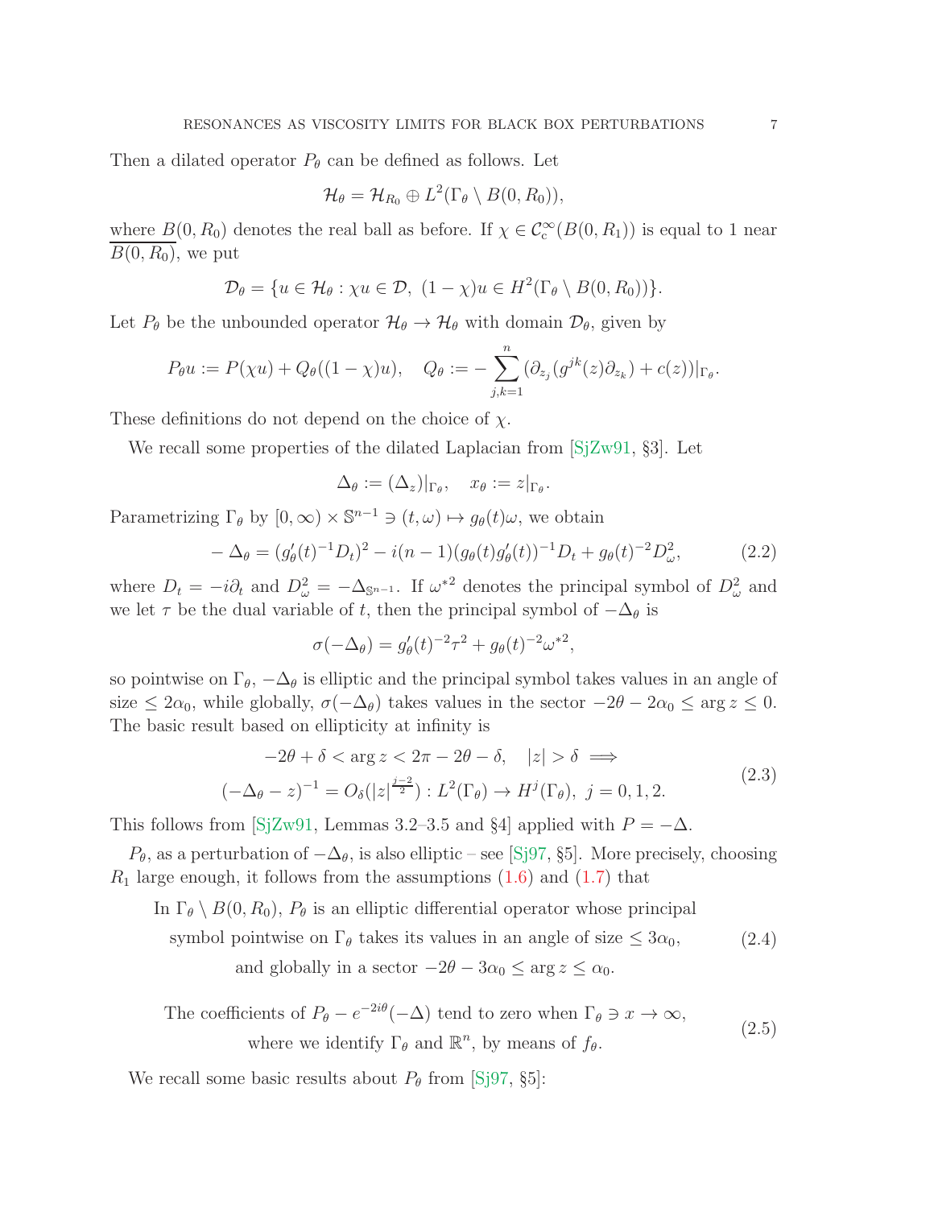Then a dilated operator $P_\theta$ can be defined as follows. Let

$$\mathcal{H}_\theta = \mathcal{H}_{R_0} \oplus L^2(\Gamma_\theta \setminus B(0, R_0)),$$

where $B(0, R_0)$ denotes the real ball as before. If $\chi \in \mathcal{C}_c^\infty(B(0, R_1))$ is equal to 1 near $\overline{B(0, R_0)}$, we put

$$\mathcal{D}_\theta = \{u \in \mathcal{H}_\theta : \chi u \in \mathcal{D},\ (1-\chi)u \in H^2(\Gamma_\theta \setminus B(0, R_0))\}.$$

Let $P_\theta$ be the unbounded operator $\mathcal{H}_\theta \to \mathcal{H}_\theta$ with domain $\mathcal{D}_\theta$, given by

$$P_\theta u := P(\chi u) + Q_\theta((1-\chi)u), \quad Q_\theta := -\sum_{j,k=1}^{n} (\partial_{z_j}(g^{jk}(z)\partial_{z_k}) + c(z))|_{\Gamma_\theta}.$$

These definitions do not depend on the choice of $\chi$.

We recall some properties of the dilated Laplacian from [SjZw91, §3]. Let

$$\Delta_\theta := (\Delta_z)|_{\Gamma_\theta}, \quad x_\theta := z|_{\Gamma_\theta}.$$

Parametrizing $\Gamma_\theta$ by $[0, \infty) \times \mathbb{S}^{n-1} \ni (t, \omega) \mapsto g_\theta(t)\omega$, we obtain

$$-\Delta_\theta = (g_\theta'(t)^{-1}D_t)^2 - i(n-1)(g_\theta(t)g_\theta'(t))^{-1}D_t + g_\theta(t)^{-2}D_\omega^2, \tag{2.2}$$

where $D_t = -i\partial_t$ and $D_\omega^2 = -\Delta_{\mathbb{S}^{n-1}}$. If $\omega^{*2}$ denotes the principal symbol of $D_\omega^2$ and we let $\tau$ be the dual variable of $t$, then the principal symbol of $-\Delta_\theta$ is

$$\sigma(-\Delta_\theta) = g_\theta'(t)^{-2}\tau^2 + g_\theta(t)^{-2}\omega^{*2},$$

so pointwise on $\Gamma_\theta$, $-\Delta_\theta$ is elliptic and the principal symbol takes values in an angle of size $\leq 2\alpha_0$, while globally, $\sigma(-\Delta_\theta)$ takes values in the sector $-2\theta - 2\alpha_0 \leq \arg z \leq 0$. The basic result based on ellipticity at infinity is

$$\begin{gathered} -2\theta + \delta < \arg z < 2\pi - 2\theta - \delta, \quad |z| > \delta \implies \\ (-\Delta_\theta - z)^{-1} = O_\delta(|z|^{\frac{j-2}{2}}) : L^2(\Gamma_\theta) \to H^j(\Gamma_\theta),\ j = 0, 1, 2. \end{gathered} \tag{2.3}$$

This follows from [SjZw91, Lemmas 3.2–3.5 and §4] applied with $P = -\Delta$.

$P_\theta$, as a perturbation of $-\Delta_\theta$, is also elliptic – see [Sj97, §5]. More precisely, choosing $R_1$ large enough, it follows from the assumptions (1.6) and (1.7) that

$$\begin{gathered} \text{In } \Gamma_\theta \setminus B(0, R_0),\ P_\theta \text{ is an elliptic differential operator whose principal} \\ \text{symbol pointwise on } \Gamma_\theta \text{ takes its values in an angle of size} \leq 3\alpha_0, \\ \text{and globally in a sector } -2\theta - 3\alpha_0 \leq \arg z \leq \alpha_0. \end{gathered} \tag{2.4}$$

$$\begin{gathered} \text{The coefficients of } P_\theta - e^{-2i\theta}(-\Delta) \text{ tend to zero when } \Gamma_\theta \ni x \to \infty, \\ \text{where we identify } \Gamma_\theta \text{ and } \mathbb{R}^n, \text{ by means of } f_\theta. \end{gathered} \tag{2.5}$$

We recall some basic results about $P_\theta$ from [Sj97, §5]: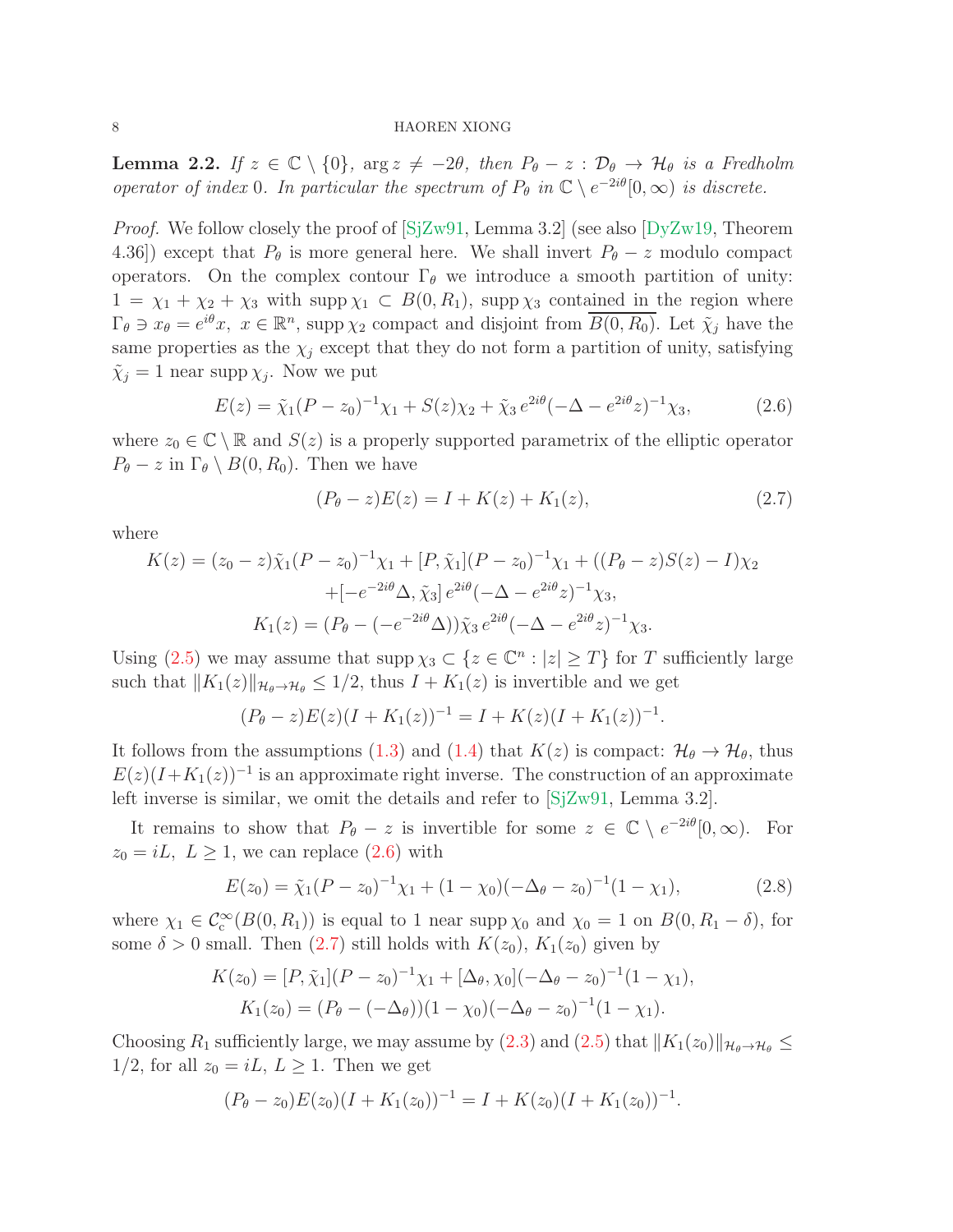**Lemma 2.2.** *If $z \in \mathbb{C} \setminus \{0\}$, $\arg z \neq -2\theta$, then $P_\theta - z : \mathcal{D}_\theta \to \mathcal{H}_\theta$ is a Fredholm operator of index 0. In particular the spectrum of $P_\theta$ in $\mathbb{C} \setminus e^{-2i\theta}[0, \infty)$ is discrete.*

*Proof.* We follow closely the proof of [SjZw91, Lemma 3.2] (see also [DyZw19, Theorem 4.36]) except that $P_\theta$ is more general here. We shall invert $P_\theta - z$ modulo compact operators. On the complex contour $\Gamma_\theta$ we introduce a smooth partition of unity: $1 = \chi_1 + \chi_2 + \chi_3$ with $\operatorname{supp} \chi_1 \subset B(0, R_1)$, $\operatorname{supp} \chi_3$ contained in the region where $\Gamma_\theta \ni x_\theta = e^{i\theta} x$, $x \in \mathbb{R}^n$, $\operatorname{supp} \chi_2$ compact and disjoint from $\overline{B(0, R_0)}$. Let $\tilde{\chi}_j$ have the same properties as the $\chi_j$ except that they do not form a partition of unity, satisfying $\tilde{\chi}_j = 1$ near $\operatorname{supp} \chi_j$. Now we put

$$E(z) = \tilde{\chi}_1 (P - z_0)^{-1} \chi_1 + S(z) \chi_2 + \tilde{\chi}_3 \, e^{2i\theta} (-\Delta - e^{2i\theta} z)^{-1} \chi_3, \tag{2.6}$$

where $z_0 \in \mathbb{C} \setminus \mathbb{R}$ and $S(z)$ is a properly supported parametrix of the elliptic operator $P_\theta - z$ in $\Gamma_\theta \setminus B(0, R_0)$. Then we have

$$(P_\theta - z) E(z) = I + K(z) + K_1(z), \tag{2.7}$$

where

$$\begin{aligned}
K(z) = (z_0 - z) \tilde{\chi}_1 (P - z_0)^{-1} \chi_1 + [P, \tilde{\chi}_1] (P - z_0)^{-1} \chi_1 + ((P_\theta - z) S(z) - I) \chi_2 \\
+ [-e^{-2i\theta} \Delta, \tilde{\chi}_3] \, e^{2i\theta} (-\Delta - e^{2i\theta} z)^{-1} \chi_3, \\
K_1(z) = (P_\theta - (-e^{-2i\theta} \Delta)) \tilde{\chi}_3 \, e^{2i\theta} (-\Delta - e^{2i\theta} z)^{-1} \chi_3.
\end{aligned}$$

Using (2.5) we may assume that $\operatorname{supp} \chi_3 \subset \{z \in \mathbb{C}^n : |z| \geq T\}$ for $T$ sufficiently large such that $\|K_1(z)\|_{\mathcal{H}_\theta \to \mathcal{H}_\theta} \leq 1/2$, thus $I + K_1(z)$ is invertible and we get

$$(P_\theta - z) E(z) (I + K_1(z))^{-1} = I + K(z) (I + K_1(z))^{-1}.$$

It follows from the assumptions (1.3) and (1.4) that $K(z)$ is compact: $\mathcal{H}_\theta \to \mathcal{H}_\theta$, thus $E(z)(I + K_1(z))^{-1}$ is an approximate right inverse. The construction of an approximate left inverse is similar, we omit the details and refer to [SjZw91, Lemma 3.2].

It remains to show that $P_\theta - z$ is invertible for some $z \in \mathbb{C} \setminus e^{-2i\theta}[0, \infty)$. For $z_0 = iL$, $L \geq 1$, we can replace (2.6) with

$$E(z_0) = \tilde{\chi}_1 (P - z_0)^{-1} \chi_1 + (1 - \chi_0)(-\Delta_\theta - z_0)^{-1} (1 - \chi_1), \tag{2.8}$$

where $\chi_1 \in \mathcal{C}_c^\infty(B(0, R_1))$ is equal to 1 near $\operatorname{supp} \chi_0$ and $\chi_0 = 1$ on $B(0, R_1 - \delta)$, for some $\delta > 0$ small. Then (2.7) still holds with $K(z_0)$, $K_1(z_0)$ given by

$$\begin{aligned}
K(z_0) = [P, \tilde{\chi}_1] (P - z_0)^{-1} \chi_1 + [\Delta_\theta, \chi_0] (-\Delta_\theta - z_0)^{-1} (1 - \chi_1), \\
K_1(z_0) = (P_\theta - (-\Delta_\theta))(1 - \chi_0)(-\Delta_\theta - z_0)^{-1} (1 - \chi_1).
\end{aligned}$$

Choosing $R_1$ sufficiently large, we may assume by (2.3) and (2.5) that $\|K_1(z_0)\|_{\mathcal{H}_\theta \to \mathcal{H}_\theta} \leq 1/2$, for all $z_0 = iL$, $L \geq 1$. Then we get

$$(P_\theta - z_0) E(z_0) (I + K_1(z_0))^{-1} = I + K(z_0) (I + K_1(z_0))^{-1}.$$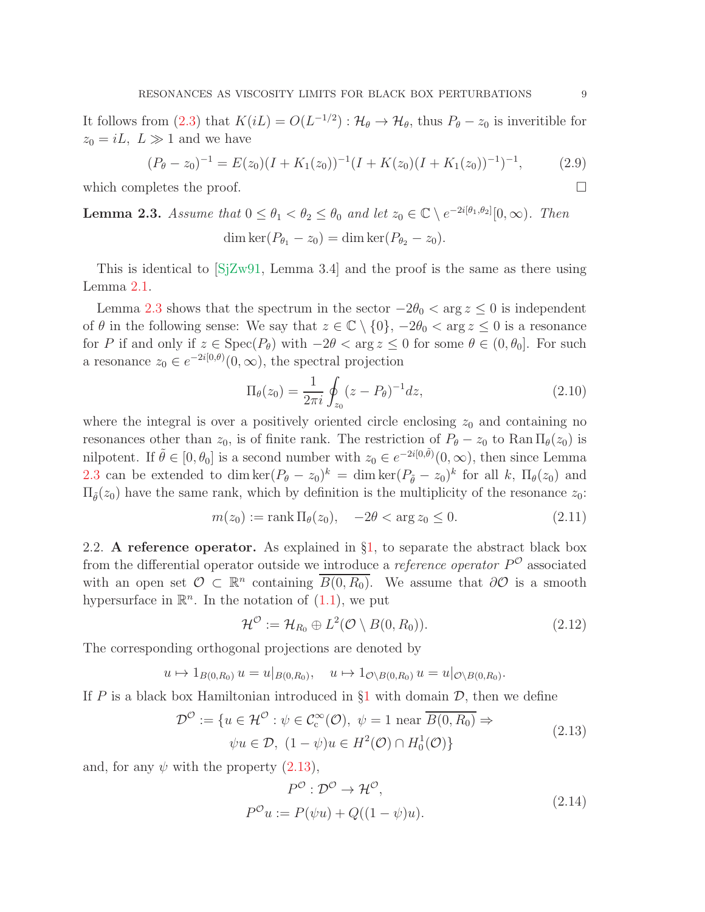It follows from (2.3) that $K(iL) = O(L^{-1/2}) : \mathcal{H}_\theta \to \mathcal{H}_\theta$, thus $P_\theta - z_0$ is inveritible for $z_0 = iL,\ L \gg 1$ and we have

$$(P_\theta - z_0)^{-1} = E(z_0)(I + K_1(z_0))^{-1}(I + K(z_0)(I + K_1(z_0))^{-1})^{-1}, \tag{2.9}$$

which completes the proof. ☐

**Lemma 2.3.** *Assume that $0 \leq \theta_1 < \theta_2 \leq \theta_0$ and let $z_0 \in \mathbb{C} \setminus e^{-2i[\theta_1,\theta_2]}[0,\infty)$. Then*

$$\dim \ker(P_{\theta_1} - z_0) = \dim \ker(P_{\theta_2} - z_0).$$

This is identical to [SjZw91, Lemma 3.4] and the proof is the same as there using Lemma 2.1.

Lemma 2.3 shows that the spectrum in the sector $-2\theta_0 < \arg z \leq 0$ is independent of $\theta$ in the following sense: We say that $z \in \mathbb{C} \setminus \{0\}$, $-2\theta_0 < \arg z \leq 0$ is a resonance for $P$ if and only if $z \in \operatorname{Spec}(P_\theta)$ with $-2\theta < \arg z \leq 0$ for some $\theta \in (0, \theta_0]$. For such a resonance $z_0 \in e^{-2i[0,\theta)}(0,\infty)$, the spectral projection

$$\Pi_\theta(z_0) = \frac{1}{2\pi i} \oint_{z_0} (z - P_\theta)^{-1} dz, \tag{2.10}$$

where the integral is over a positively oriented circle enclosing $z_0$ and containing no resonances other than $z_0$, is of finite rank. The restriction of $P_\theta - z_0$ to $\operatorname{Ran} \Pi_\theta(z_0)$ is nilpotent. If $\tilde\theta \in [0, \theta_0]$ is a second number with $z_0 \in e^{-2i[0,\tilde\theta)}(0,\infty)$, then since Lemma 2.3 can be extended to $\dim \ker(P_\theta - z_0)^k = \dim \ker(P_{\tilde\theta} - z_0)^k$ for all $k$, $\Pi_\theta(z_0)$ and $\Pi_{\tilde\theta}(z_0)$ have the same rank, which by definition is the multiplicity of the resonance $z_0$:

$$m(z_0) := \operatorname{rank} \Pi_\theta(z_0), \quad -2\theta < \arg z_0 \leq 0. \tag{2.11}$$

## 2.2. A reference operator.

As explained in §1, to separate the abstract black box from the differential operator outside we introduce a *reference operator* $P^{\mathcal{O}}$ associated with an open set $\mathcal{O} \subset \mathbb{R}^n$ containing $\overline{B(0, R_0)}$. We assume that $\partial\mathcal{O}$ is a smooth hypersurface in $\mathbb{R}^n$. In the notation of (1.1), we put

$$\mathcal{H}^{\mathcal{O}} := \mathcal{H}_{R_0} \oplus L^2(\mathcal{O} \setminus B(0, R_0)). \tag{2.12}$$

The corresponding orthogonal projections are denoted by

$$u \mapsto 1_{B(0,R_0)}\, u = u|_{B(0,R_0)}, \quad u \mapsto 1_{\mathcal{O}\setminus B(0,R_0)}\, u = u|_{\mathcal{O}\setminus B(0,R_0)}.$$

If $P$ is a black box Hamiltonian introduced in §1 with domain $\mathcal{D}$, then we define

$$\begin{aligned} \mathcal{D}^{\mathcal{O}} := \{u \in \mathcal{H}^{\mathcal{O}} : \psi \in \mathcal{C}_{\mathrm{c}}^\infty(\mathcal{O}),\ \psi = 1 \text{ near } \overline{B(0, R_0)} \Rightarrow \\ \psi u \in \mathcal{D},\ (1 - \psi)u \in H^2(\mathcal{O}) \cap H_0^1(\mathcal{O})\} \end{aligned} \tag{2.13}$$

and, for any $\psi$ with the property (2.13),

$$\begin{aligned} P^{\mathcal{O}} &: \mathcal{D}^{\mathcal{O}} \to \mathcal{H}^{\mathcal{O}}, \\ P^{\mathcal{O}} u &:= P(\psi u) + Q((1 - \psi)u). \end{aligned} \tag{2.14}$$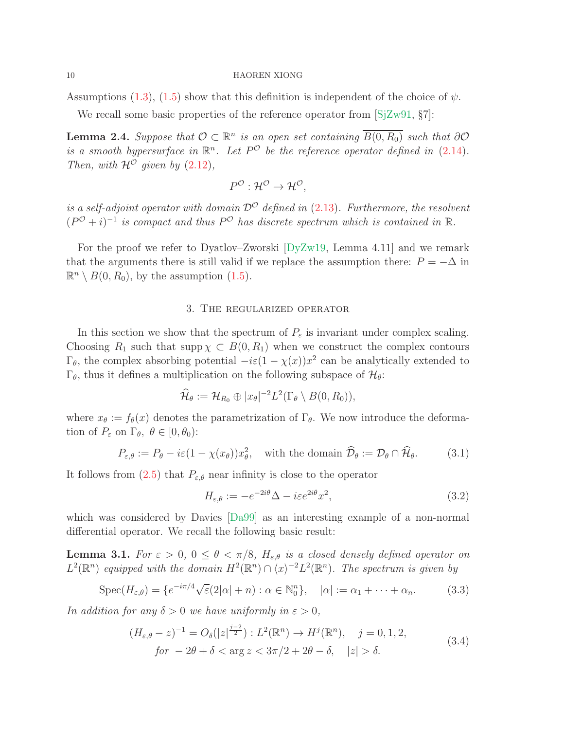Assumptions (1.3), (1.5) show that this definition is independent of the choice of $\psi$.

We recall some basic properties of the reference operator from [SjZw91, §7]:

**Lemma 2.4.** *Suppose that $\mathcal{O} \subset \mathbb{R}^n$ is an open set containing $\overline{B(0,R_0)}$ such that $\partial\mathcal{O}$ is a smooth hypersurface in $\mathbb{R}^n$. Let $P^{\mathcal{O}}$ be the reference operator defined in (2.14). Then, with $\mathcal{H}^{\mathcal{O}}$ given by (2.12),*

$$P^{\mathcal{O}} : \mathcal{H}^{\mathcal{O}} \to \mathcal{H}^{\mathcal{O}},$$

*is a self-adjoint operator with domain $\mathcal{D}^{\mathcal{O}}$ defined in (2.13). Furthermore, the resolvent $(P^{\mathcal{O}} + i)^{-1}$ is compact and thus $P^{\mathcal{O}}$ has discrete spectrum which is contained in $\mathbb{R}$.*

For the proof we refer to Dyatlov–Zworski [DyZw19, Lemma 4.11] and we remark that the arguments there is still valid if we replace the assumption there: $P = -\Delta$ in $\mathbb{R}^n \setminus B(0,R_0)$, by the assumption (1.5).

## 3. The regularized operator

In this section we show that the spectrum of $P_\varepsilon$ is invariant under complex scaling. Choosing $R_1$ such that $\operatorname{supp}\chi \subset B(0,R_1)$ when we construct the complex contours $\Gamma_\theta$, the complex absorbing potential $-i\varepsilon(1-\chi(x))x^2$ can be analytically extended to $\Gamma_\theta$, thus it defines a multiplication on the following subspace of $\mathcal{H}_\theta$:

$$\widehat{\mathcal{H}}_\theta := \mathcal{H}_{R_0} \oplus |x_\theta|^{-2} L^2(\Gamma_\theta \setminus B(0,R_0)),$$

where $x_\theta := f_\theta(x)$ denotes the parametrization of $\Gamma_\theta$. We now introduce the deformation of $P_\varepsilon$ on $\Gamma_\theta$, $\theta \in [0,\theta_0)$:

$$P_{\varepsilon,\theta} := P_\theta - i\varepsilon(1-\chi(x_\theta))x_\theta^2, \quad \text{with the domain } \widehat{\mathcal{D}}_\theta := \mathcal{D}_\theta \cap \widehat{\mathcal{H}}_\theta. \tag{3.1}$$

It follows from (2.5) that $P_{\varepsilon,\theta}$ near infinity is close to the operator

$$H_{\varepsilon,\theta} := -e^{-2i\theta}\Delta - i\varepsilon e^{2i\theta}x^2, \tag{3.2}$$

which was considered by Davies [Da99] as an interesting example of a non-normal differential operator. We recall the following basic result:

**Lemma 3.1.** *For $\varepsilon > 0$, $0 \le \theta < \pi/8$, $H_{\varepsilon,\theta}$ is a closed densely defined operator on $L^2(\mathbb{R}^n)$ equipped with the domain $H^2(\mathbb{R}^n) \cap \langle x\rangle^{-2}L^2(\mathbb{R}^n)$. The spectrum is given by*

$$\operatorname{Spec}(H_{\varepsilon,\theta}) = \{e^{-i\pi/4}\sqrt{\varepsilon}(2|\alpha| + n) : \alpha \in \mathbb{N}_0^n\}, \quad |\alpha| := \alpha_1 + \cdots + \alpha_n. \tag{3.3}$$

*In addition for any $\delta > 0$ we have uniformly in $\varepsilon > 0$,*

$$\begin{gathered}(H_{\varepsilon,\theta} - z)^{-1} = \mathcal{O}_\delta(|z|^{\frac{j-2}{2}}) : L^2(\mathbb{R}^n) \to H^j(\mathbb{R}^n), \quad j = 0,1,2, \\ \text{for } -2\theta + \delta < \arg z < 3\pi/2 + 2\theta - \delta, \quad |z| > \delta.\end{gathered} \tag{3.4}$$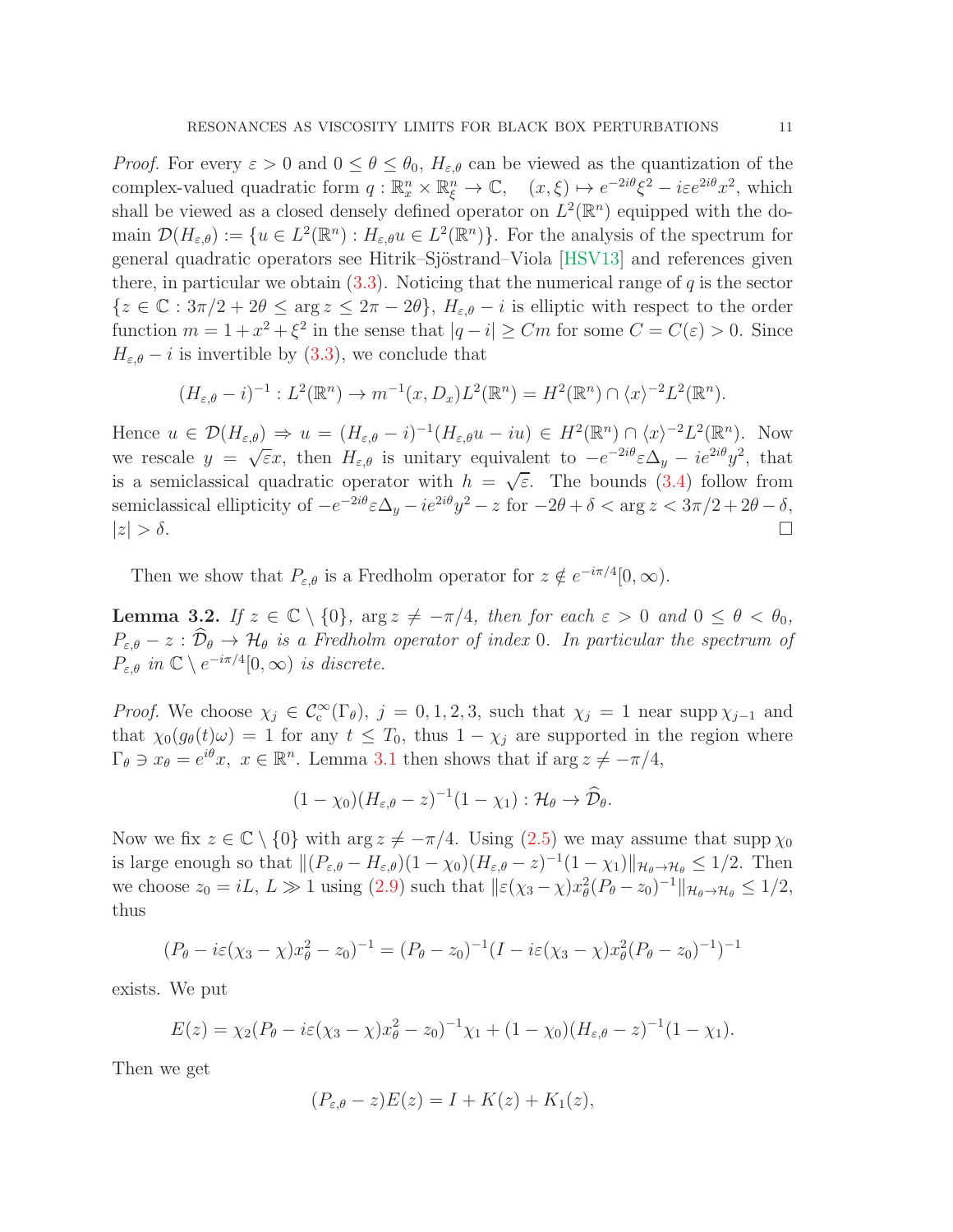*Proof.* For every $\varepsilon > 0$ and $0 \le \theta \le \theta_0$, $H_{\varepsilon,\theta}$ can be viewed as the quantization of the complex-valued quadratic form $q : \mathbb{R}^n_x \times \mathbb{R}^n_\xi \to \mathbb{C}$, $\quad (x,\xi) \mapsto e^{-2i\theta}\xi^2 - i\varepsilon e^{2i\theta}x^2$, which shall be viewed as a closed densely defined operator on $L^2(\mathbb{R}^n)$ equipped with the domain $\mathcal{D}(H_{\varepsilon,\theta}) := \{u \in L^2(\mathbb{R}^n) : H_{\varepsilon,\theta}u \in L^2(\mathbb{R}^n)\}$. For the analysis of the spectrum for general quadratic operators see Hitrik–Sjöstrand–Viola [HSV13] and references given there, in particular we obtain (3.3). Noticing that the numerical range of $q$ is the sector $\{z \in \mathbb{C} : 3\pi/2 + 2\theta \le \arg z \le 2\pi - 2\theta\}$, $H_{\varepsilon,\theta} - i$ is elliptic with respect to the order function $m = 1 + x^2 + \xi^2$ in the sense that $|q - i| \ge Cm$ for some $C = C(\varepsilon) > 0$. Since $H_{\varepsilon,\theta} - i$ is invertible by (3.3), we conclude that

$$(H_{\varepsilon,\theta} - i)^{-1} : L^2(\mathbb{R}^n) \to m^{-1}(x, D_x)L^2(\mathbb{R}^n) = H^2(\mathbb{R}^n) \cap \langle x\rangle^{-2}L^2(\mathbb{R}^n).$$

Hence $u \in \mathcal{D}(H_{\varepsilon,\theta}) \Rightarrow u = (H_{\varepsilon,\theta} - i)^{-1}(H_{\varepsilon,\theta}u - iu) \in H^2(\mathbb{R}^n) \cap \langle x\rangle^{-2}L^2(\mathbb{R}^n)$. Now we rescale $y = \sqrt{\varepsilon}x$, then $H_{\varepsilon,\theta}$ is unitary equivalent to $-e^{-2i\theta}\varepsilon\Delta_y - ie^{2i\theta}y^2$, that is a semiclassical quadratic operator with $h = \sqrt{\varepsilon}$. The bounds (3.4) follow from semiclassical ellipticity of $-e^{-2i\theta}\varepsilon\Delta_y - ie^{2i\theta}y^2 - z$ for $-2\theta + \delta < \arg z < 3\pi/2 + 2\theta - \delta$, $|z| > \delta$. $\square$

Then we show that $P_{\varepsilon,\theta}$ is a Fredholm operator for $z \notin e^{-i\pi/4}[0,\infty)$.

**Lemma 3.2.** *If $z \in \mathbb{C} \setminus \{0\}$, $\arg z \ne -\pi/4$, then for each $\varepsilon > 0$ and $0 \le \theta < \theta_0$, $P_{\varepsilon,\theta} - z : \widehat{\mathcal{D}}_\theta \to \mathcal{H}_\theta$ is a Fredholm operator of index $0$. In particular the spectrum of $P_{\varepsilon,\theta}$ in $\mathbb{C} \setminus e^{-i\pi/4}[0,\infty)$ is discrete.*

*Proof.* We choose $\chi_j \in \mathcal{C}^\infty_{\mathrm{c}}(\Gamma_\theta)$, $j = 0,1,2,3$, such that $\chi_j = 1$ near $\operatorname{supp}\chi_{j-1}$ and that $\chi_0(g_\theta(t)\omega) = 1$ for any $t \le T_0$, thus $1 - \chi_j$ are supported in the region where $\Gamma_\theta \ni x_\theta = e^{i\theta}x$, $x \in \mathbb{R}^n$. Lemma 3.1 then shows that if $\arg z \ne -\pi/4$,

$$(1 - \chi_0)(H_{\varepsilon,\theta} - z)^{-1}(1 - \chi_1) : \mathcal{H}_\theta \to \widehat{\mathcal{D}}_\theta.$$

Now we fix $z \in \mathbb{C} \setminus \{0\}$ with $\arg z \ne -\pi/4$. Using (2.5) we may assume that $\operatorname{supp}\chi_0$ is large enough so that $\|(P_{\varepsilon,\theta} - H_{\varepsilon,\theta})(1 - \chi_0)(H_{\varepsilon,\theta} - z)^{-1}(1 - \chi_1)\|_{\mathcal{H}_\theta \to \mathcal{H}_\theta} \le 1/2$. Then we choose $z_0 = iL$, $L \gg 1$ using (2.9) such that $\|\varepsilon(\chi_3 - \chi)x_\theta^2(P_\theta - z_0)^{-1}\|_{\mathcal{H}_\theta \to \mathcal{H}_\theta} \le 1/2$, thus

$$(P_\theta - i\varepsilon(\chi_3 - \chi)x_\theta^2 - z_0)^{-1} = (P_\theta - z_0)^{-1}(I - i\varepsilon(\chi_3 - \chi)x_\theta^2(P_\theta - z_0)^{-1})^{-1}$$

exists. We put

$$E(z) = \chi_2(P_\theta - i\varepsilon(\chi_3 - \chi)x_\theta^2 - z_0)^{-1}\chi_1 + (1 - \chi_0)(H_{\varepsilon,\theta} - z)^{-1}(1 - \chi_1).$$

Then we get

$$(P_{\varepsilon,\theta} - z)E(z) = I + K(z) + K_1(z),$$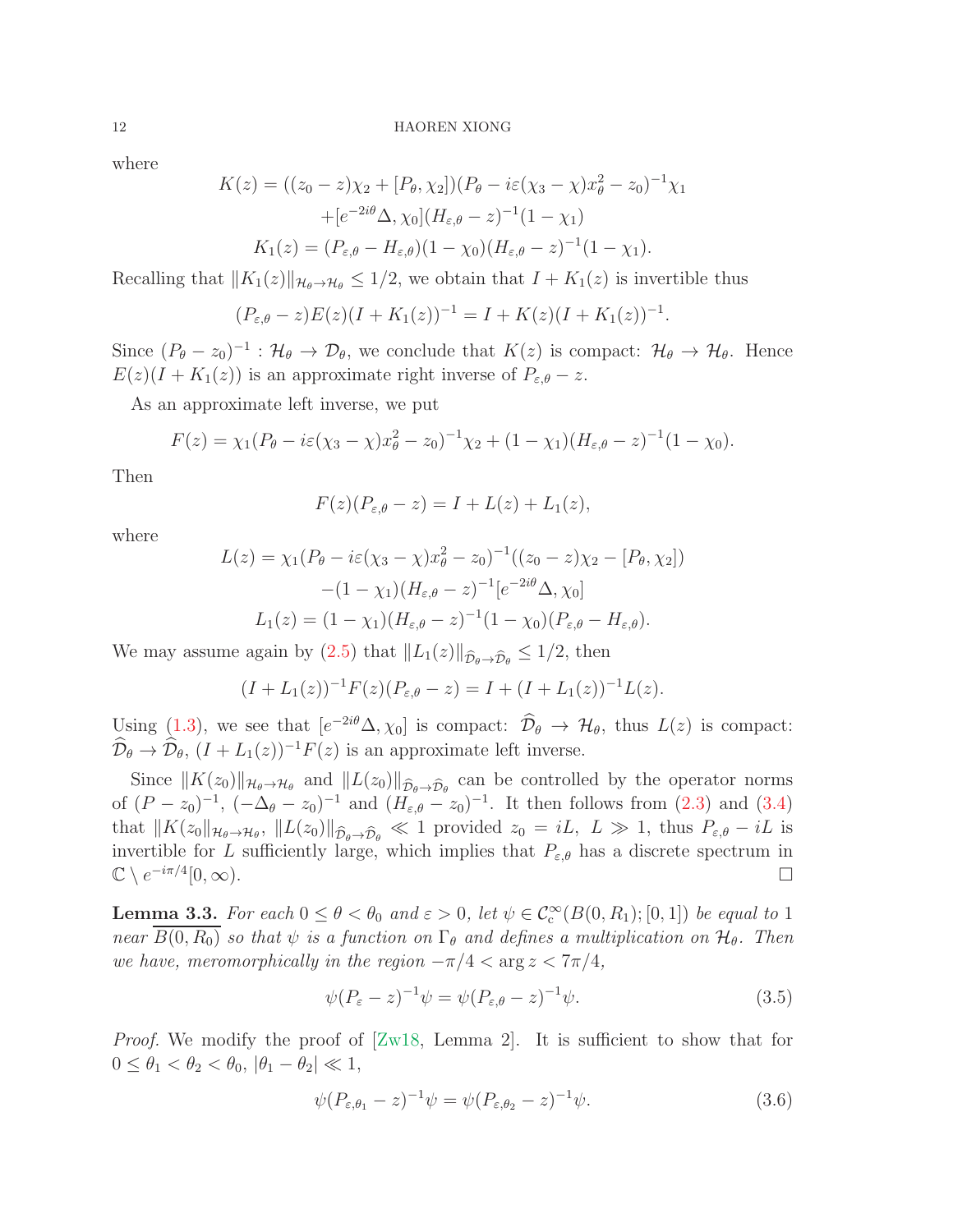where

$$
\begin{aligned}
K(z) &= ((z_0 - z)\chi_2 + [P_\theta, \chi_2])(P_\theta - i\varepsilon(\chi_3 - \chi)x_\theta^2 - z_0)^{-1}\chi_1 \\
&\quad + [e^{-2i\theta}\Delta, \chi_0](H_{\varepsilon,\theta} - z)^{-1}(1 - \chi_1) \\
K_1(z) &= (P_{\varepsilon,\theta} - H_{\varepsilon,\theta})(1 - \chi_0)(H_{\varepsilon,\theta} - z)^{-1}(1 - \chi_1).
\end{aligned}
$$

Recalling that $\|K_1(z)\|_{\mathcal{H}_\theta \to \mathcal{H}_\theta} \le 1/2$, we obtain that $I + K_1(z)$ is invertible thus

$$
(P_{\varepsilon,\theta} - z)E(z)(I + K_1(z))^{-1} = I + K(z)(I + K_1(z))^{-1}.
$$

Since $(P_\theta - z_0)^{-1} : \mathcal{H}_\theta \to \mathcal{D}_\theta$, we conclude that $K(z)$ is compact: $\mathcal{H}_\theta \to \mathcal{H}_\theta$. Hence $E(z)(I + K_1(z))$ is an approximate right inverse of $P_{\varepsilon,\theta} - z$.

As an approximate left inverse, we put

$$
F(z) = \chi_1(P_\theta - i\varepsilon(\chi_3 - \chi)x_\theta^2 - z_0)^{-1}\chi_2 + (1 - \chi_1)(H_{\varepsilon,\theta} - z)^{-1}(1 - \chi_0).
$$

Then

$$
F(z)(P_{\varepsilon,\theta} - z) = I + L(z) + L_1(z),
$$

where

$$
\begin{aligned}
L(z) &= \chi_1(P_\theta - i\varepsilon(\chi_3 - \chi)x_\theta^2 - z_0)^{-1}((z_0 - z)\chi_2 - [P_\theta, \chi_2]) \\
&\quad - (1 - \chi_1)(H_{\varepsilon,\theta} - z)^{-1}[e^{-2i\theta}\Delta, \chi_0] \\
L_1(z) &= (1 - \chi_1)(H_{\varepsilon,\theta} - z)^{-1}(1 - \chi_0)(P_{\varepsilon,\theta} - H_{\varepsilon,\theta}).
\end{aligned}
$$

We may assume again by (2.5) that $\|L_1(z)\|_{\widehat{\mathcal{D}}_\theta \to \widehat{\mathcal{D}}_\theta} \le 1/2$, then

$$
(I + L_1(z))^{-1}F(z)(P_{\varepsilon,\theta} - z) = I + (I + L_1(z))^{-1}L(z).
$$

Using (1.3), we see that $[e^{-2i\theta}\Delta, \chi_0]$ is compact: $\widehat{\mathcal{D}}_\theta \to \mathcal{H}_\theta$, thus $L(z)$ is compact: $\widehat{\mathcal{D}}_\theta \to \widehat{\mathcal{D}}_\theta$, $(I + L_1(z))^{-1}F(z)$ is an approximate left inverse.

Since $\|K(z_0)\|_{\mathcal{H}_\theta \to \mathcal{H}_\theta}$ and $\|L(z_0)\|_{\widehat{\mathcal{D}}_\theta \to \widehat{\mathcal{D}}_\theta}$ can be controlled by the operator norms of $(P - z_0)^{-1}$, $(-\Delta_\theta - z_0)^{-1}$ and $(H_{\varepsilon,\theta} - z_0)^{-1}$. It then follows from (2.3) and (3.4) that $\|K(z_0\|_{\mathcal{H}_\theta \to \mathcal{H}_\theta}$, $\|L(z_0)\|_{\widehat{\mathcal{D}}_\theta \to \widehat{\mathcal{D}}_\theta} \ll 1$ provided $z_0 = iL$, $L \gg 1$, thus $P_{\varepsilon,\theta} - iL$ is invertible for $L$ sufficiently large, which implies that $P_{\varepsilon,\theta}$ has a discrete spectrum in $\mathbb{C} \setminus e^{-i\pi/4}[0, \infty)$. $\square$

**Lemma 3.3.** *For each $0 \le \theta < \theta_0$ and $\varepsilon > 0$, let $\psi \in \mathcal{C}_c^\infty(B(0, R_1); [0, 1])$ be equal to 1 near $\overline{B(0, R_0)}$ so that $\psi$ is a function on $\Gamma_\theta$ and defines a multiplication on $\mathcal{H}_\theta$. Then we have, meromorphically in the region $-\pi/4 < \arg z < 7\pi/4$,*

$$
\psi(P_\varepsilon - z)^{-1}\psi = \psi(P_{\varepsilon,\theta} - z)^{-1}\psi. \tag{3.5}
$$

*Proof.* We modify the proof of [Zw18, Lemma 2]. It is sufficient to show that for $0 \le \theta_1 < \theta_2 < \theta_0$, $|\theta_1 - \theta_2| \ll 1$,

$$
\psi(P_{\varepsilon,\theta_1} - z)^{-1}\psi = \psi(P_{\varepsilon,\theta_2} - z)^{-1}\psi. \tag{3.6}
$$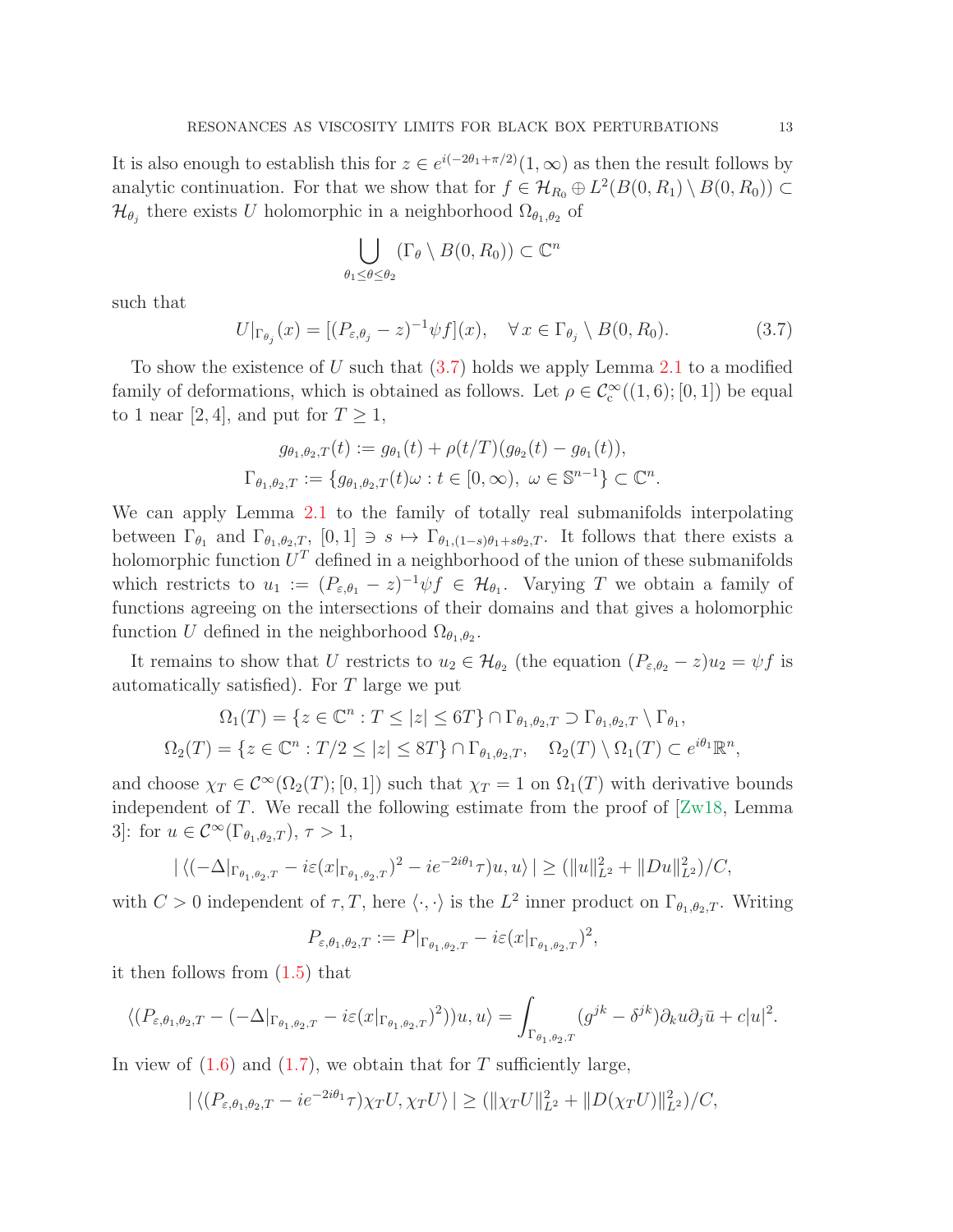It is also enough to establish this for $z \in e^{i(-2\theta_1+\pi/2)}(1,\infty)$ as then the result follows by analytic continuation. For that we show that for $f \in \mathcal{H}_{R_0} \oplus L^2(B(0,R_1)\setminus B(0,R_0)) \subset \mathcal{H}_{\theta_j}$ there exists $U$ holomorphic in a neighborhood $\Omega_{\theta_1,\theta_2}$ of

$$\bigcup_{\theta_1 \le \theta \le \theta_2} (\Gamma_\theta \setminus B(0,R_0)) \subset \mathbb{C}^n$$

such that

$$U|_{\Gamma_{\theta_j}}(x) = [(P_{\varepsilon,\theta_j} - z)^{-1}\psi f](x), \quad \forall\, x \in \Gamma_{\theta_j} \setminus B(0,R_0). \tag{3.7}$$

To show the existence of $U$ such that (3.7) holds we apply Lemma 2.1 to a modified family of deformations, which is obtained as follows. Let $\rho \in \mathcal{C}^\infty_{\rm c}((1,6);[0,1])$ be equal to 1 near $[2,4]$, and put for $T \ge 1$,

$$\begin{gathered} g_{\theta_1,\theta_2,T}(t) := g_{\theta_1}(t) + \rho(t/T)(g_{\theta_2}(t) - g_{\theta_1}(t)), \\ \Gamma_{\theta_1,\theta_2,T} := \{ g_{\theta_1,\theta_2,T}(t)\omega : t \in [0,\infty),\ \omega \in \mathbb{S}^{n-1}\} \subset \mathbb{C}^n. \end{gathered}$$

We can apply Lemma 2.1 to the family of totally real submanifolds interpolating between $\Gamma_{\theta_1}$ and $\Gamma_{\theta_1,\theta_2,T}$, $[0,1] \ni s \mapsto \Gamma_{\theta_1,(1-s)\theta_1+s\theta_2,T}$. It follows that there exists a holomorphic function $U^T$ defined in a neighborhood of the union of these submanifolds which restricts to $u_1 := (P_{\varepsilon,\theta_1} - z)^{-1}\psi f \in \mathcal{H}_{\theta_1}$. Varying $T$ we obtain a family of functions agreeing on the intersections of their domains and that gives a holomorphic function $U$ defined in the neighborhood $\Omega_{\theta_1,\theta_2}$.

It remains to show that $U$ restricts to $u_2 \in \mathcal{H}_{\theta_2}$ (the equation $(P_{\varepsilon,\theta_2} - z)u_2 = \psi f$ is automatically satisfied). For $T$ large we put

$$\begin{gathered} \Omega_1(T) = \{ z \in \mathbb{C}^n : T \le |z| \le 6T\} \cap \Gamma_{\theta_1,\theta_2,T} \supset \Gamma_{\theta_1,\theta_2,T} \setminus \Gamma_{\theta_1}, \\ \Omega_2(T) = \{ z \in \mathbb{C}^n : T/2 \le |z| \le 8T\} \cap \Gamma_{\theta_1,\theta_2,T}, \quad \Omega_2(T)\setminus\Omega_1(T) \subset e^{i\theta_1}\mathbb{R}^n, \end{gathered}$$

and choose $\chi_T \in \mathcal{C}^\infty(\Omega_2(T);[0,1])$ such that $\chi_T = 1$ on $\Omega_1(T)$ with derivative bounds independent of $T$. We recall the following estimate from the proof of [Zw18, Lemma 3]: for $u \in \mathcal{C}^\infty(\Gamma_{\theta_1,\theta_2,T})$, $\tau > 1$,

$$|\langle (-\Delta|_{\Gamma_{\theta_1,\theta_2,T}} - i\varepsilon (x|_{\Gamma_{\theta_1,\theta_2,T}})^2 - ie^{-2i\theta_1}\tau)u, u\rangle| \ge (\|u\|^2_{L^2} + \|Du\|^2_{L^2})/C,$$

with $C>0$ independent of $\tau, T$, here $\langle\cdot,\cdot\rangle$ is the $L^2$ inner product on $\Gamma_{\theta_1,\theta_2,T}$. Writing

$$P_{\varepsilon,\theta_1,\theta_2,T} := P|_{\Gamma_{\theta_1,\theta_2,T}} - i\varepsilon(x|_{\Gamma_{\theta_1,\theta_2,T}})^2,$$

it then follows from (1.5) that

$$\langle (P_{\varepsilon,\theta_1,\theta_2,T} - (-\Delta|_{\Gamma_{\theta_1,\theta_2,T}} - i\varepsilon(x|_{\Gamma_{\theta_1,\theta_2,T}})^2))u, u\rangle = \int_{\Gamma_{\theta_1,\theta_2,T}} (g^{jk} - \delta^{jk})\partial_k u \partial_j \bar{u} + c|u|^2.$$

In view of (1.6) and (1.7), we obtain that for $T$ sufficiently large,

$$|\langle (P_{\varepsilon,\theta_1,\theta_2,T} - ie^{-2i\theta_1}\tau)\chi_T U, \chi_T U\rangle| \ge (\|\chi_T U\|^2_{L^2} + \|D(\chi_T U)\|^2_{L^2})/C,$$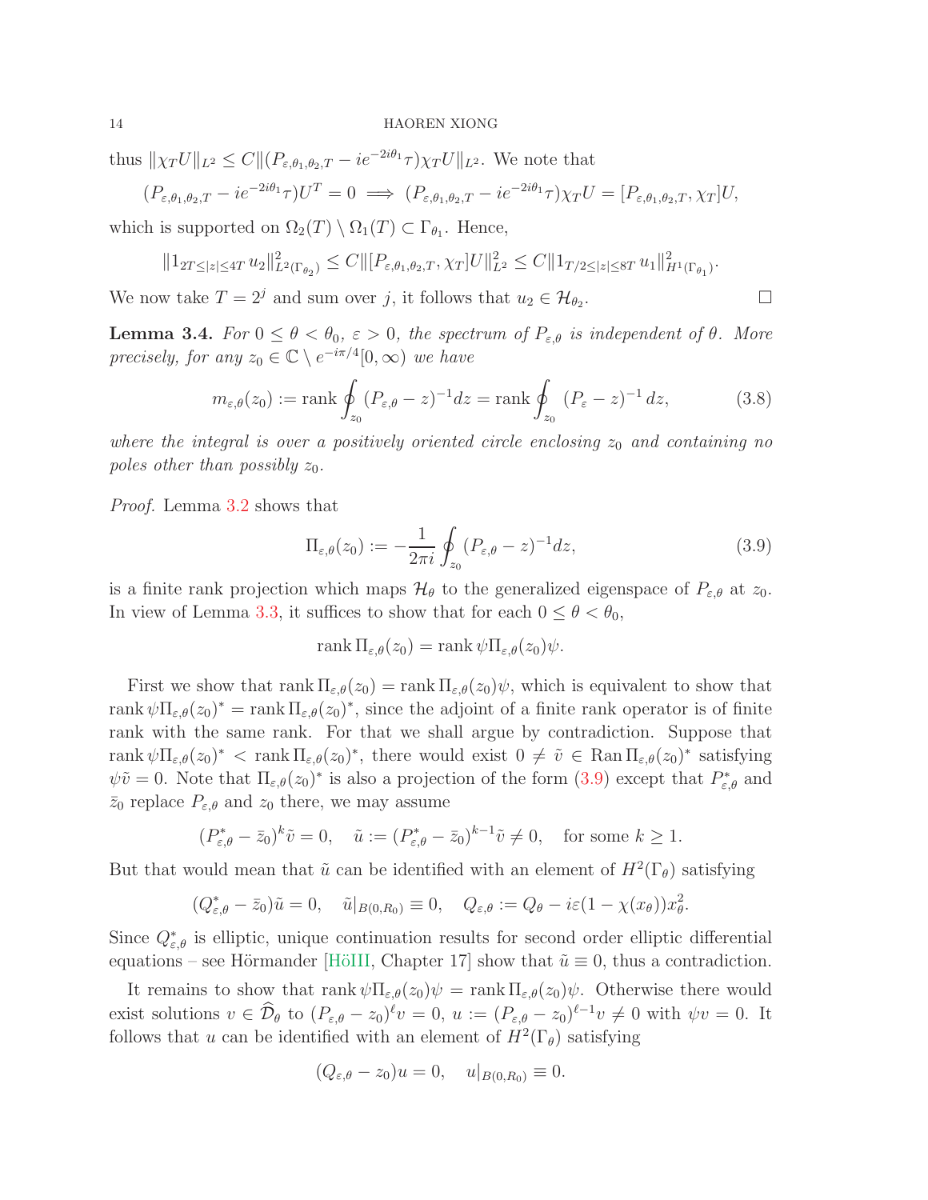thus $\|\chi_T U\|_{L^2} \le C\|(P_{\varepsilon,\theta_1,\theta_2,T} - ie^{-2i\theta_1}\tau)\chi_T U\|_{L^2}$. We note that

$$(P_{\varepsilon,\theta_1,\theta_2,T} - ie^{-2i\theta_1}\tau)U^T = 0 \implies (P_{\varepsilon,\theta_1,\theta_2,T} - ie^{-2i\theta_1}\tau)\chi_T U = [P_{\varepsilon,\theta_1,\theta_2,T}, \chi_T]U,$$

which is supported on $\Omega_2(T) \setminus \Omega_1(T) \subset \Gamma_{\theta_1}$. Hence,

$$\|1_{2T\le|z|\le 4T}\, u_2\|^2_{L^2(\Gamma_{\theta_2})} \le C\|[P_{\varepsilon,\theta_1,\theta_2,T}, \chi_T]U\|^2_{L^2} \le C\|1_{T/2\le|z|\le 8T}\, u_1\|^2_{H^1(\Gamma_{\theta_1})}.$$

We now take $T = 2^j$ and sum over $j$, it follows that $u_2 \in \mathcal{H}_{\theta_2}$. ∎

**Lemma 3.4.** *For $0 \le \theta < \theta_0$, $\varepsilon > 0$, the spectrum of $P_{\varepsilon,\theta}$ is independent of $\theta$. More precisely, for any $z_0 \in \mathbb{C} \setminus e^{-i\pi/4}[0, \infty)$ we have*

$$m_{\varepsilon,\theta}(z_0) := \operatorname{rank} \oint_{z_0} (P_{\varepsilon,\theta} - z)^{-1} dz = \operatorname{rank} \oint_{z_0} (P_\varepsilon - z)^{-1}\, dz, \tag{3.8}$$

*where the integral is over a positively oriented circle enclosing $z_0$ and containing no poles other than possibly $z_0$.*

*Proof.* Lemma 3.2 shows that

$$\Pi_{\varepsilon,\theta}(z_0) := -\frac{1}{2\pi i} \oint_{z_0} (P_{\varepsilon,\theta} - z)^{-1} dz, \tag{3.9}$$

is a finite rank projection which maps $\mathcal{H}_\theta$ to the generalized eigenspace of $P_{\varepsilon,\theta}$ at $z_0$. In view of Lemma 3.3, it suffices to show that for each $0 \le \theta < \theta_0$,

$$\operatorname{rank} \Pi_{\varepsilon,\theta}(z_0) = \operatorname{rank} \psi \Pi_{\varepsilon,\theta}(z_0)\psi.$$

First we show that $\operatorname{rank} \Pi_{\varepsilon,\theta}(z_0) = \operatorname{rank} \Pi_{\varepsilon,\theta}(z_0)\psi$, which is equivalent to show that $\operatorname{rank} \psi\Pi_{\varepsilon,\theta}(z_0)^* = \operatorname{rank} \Pi_{\varepsilon,\theta}(z_0)^*$, since the adjoint of a finite rank operator is of finite rank with the same rank. For that we shall argue by contradiction. Suppose that $\operatorname{rank} \psi\Pi_{\varepsilon,\theta}(z_0)^* < \operatorname{rank} \Pi_{\varepsilon,\theta}(z_0)^*$, there would exist $0 \ne \tilde{v} \in \operatorname{Ran} \Pi_{\varepsilon,\theta}(z_0)^*$ satisfying $\psi\tilde{v} = 0$. Note that $\Pi_{\varepsilon,\theta}(z_0)^*$ is also a projection of the form (3.9) except that $P^*_{\varepsilon,\theta}$ and $\bar{z}_0$ replace $P_{\varepsilon,\theta}$ and $z_0$ there, we may assume

$$(P^*_{\varepsilon,\theta} - \bar{z}_0)^k \tilde{v} = 0, \quad \tilde{u} := (P^*_{\varepsilon,\theta} - \bar{z}_0)^{k-1}\tilde{v} \ne 0, \quad \text{for some } k \ge 1.$$

But that would mean that $\tilde{u}$ can be identified with an element of $H^2(\Gamma_\theta)$ satisfying

$$(Q^*_{\varepsilon,\theta} - \bar{z}_0)\tilde{u} = 0, \quad \tilde{u}|_{B(0,R_0)} \equiv 0, \quad Q_{\varepsilon,\theta} := Q_\theta - i\varepsilon(1 - \chi(x_\theta))x_\theta^2.$$

Since $Q^*_{\varepsilon,\theta}$ is elliptic, unique continuation results for second order elliptic differential equations – see Hörmander [HöIII, Chapter 17] show that $\tilde{u} \equiv 0$, thus a contradiction.

It remains to show that $\operatorname{rank} \psi\Pi_{\varepsilon,\theta}(z_0)\psi = \operatorname{rank} \Pi_{\varepsilon,\theta}(z_0)\psi$. Otherwise there would exist solutions $v \in \widehat{\mathcal{D}}_\theta$ to $(P_{\varepsilon,\theta} - z_0)^\ell v = 0$, $u := (P_{\varepsilon,\theta} - z_0)^{\ell-1}v \ne 0$ with $\psi v = 0$. It follows that $u$ can be identified with an element of $H^2(\Gamma_\theta)$ satisfying

$$(Q_{\varepsilon,\theta} - z_0)u = 0, \quad u|_{B(0,R_0)} \equiv 0.$$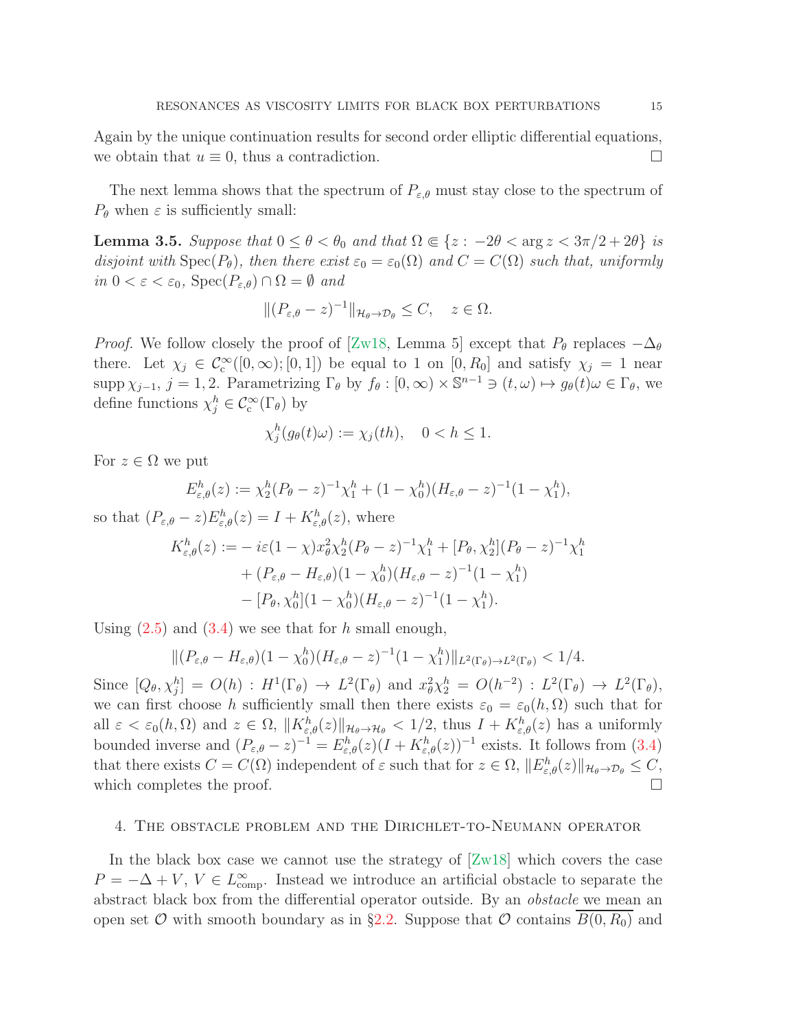Again by the unique continuation results for second order elliptic differential equations, we obtain that $u \equiv 0$, thus a contradiction. $\square$

The next lemma shows that the spectrum of $P_{\varepsilon,\theta}$ must stay close to the spectrum of $P_\theta$ when $\varepsilon$ is sufficiently small:

**Lemma 3.5.** *Suppose that $0 \leq \theta < \theta_0$ and that $\Omega \Subset \{z : -2\theta < \arg z < 3\pi/2 + 2\theta\}$ is disjoint with $\operatorname{Spec}(P_\theta)$, then there exist $\varepsilon_0 = \varepsilon_0(\Omega)$ and $C = C(\Omega)$ such that, uniformly in $0 < \varepsilon < \varepsilon_0$, $\operatorname{Spec}(P_{\varepsilon,\theta}) \cap \Omega = \emptyset$ and*

$$\|(P_{\varepsilon,\theta} - z)^{-1}\|_{\mathcal{H}_\theta \to \mathcal{D}_\theta} \leq C, \quad z \in \Omega.$$

*Proof.* We follow closely the proof of [Zw18, Lemma 5] except that $P_\theta$ replaces $-\Delta_\theta$ there. Let $\chi_j \in \mathcal{C}^\infty_c([0,\infty);[0,1])$ be equal to 1 on $[0, R_0]$ and satisfy $\chi_j = 1$ near $\operatorname{supp} \chi_{j-1}$, $j = 1, 2$. Parametrizing $\Gamma_\theta$ by $f_\theta : [0,\infty) \times \mathbb{S}^{n-1} \ni (t,\omega) \mapsto g_\theta(t)\omega \in \Gamma_\theta$, we define functions $\chi^h_j \in \mathcal{C}^\infty_c(\Gamma_\theta)$ by

$$\chi^h_j(g_\theta(t)\omega) := \chi_j(th), \quad 0 < h \leq 1.$$

For $z \in \Omega$ we put

$$E^h_{\varepsilon,\theta}(z) := \chi^h_2 (P_\theta - z)^{-1}\chi^h_1 + (1 - \chi^h_0)(H_{\varepsilon,\theta} - z)^{-1}(1 - \chi^h_1),$$

so that $(P_{\varepsilon,\theta} - z)E^h_{\varepsilon,\theta}(z) = I + K^h_{\varepsilon,\theta}(z)$, where

$$\begin{aligned}
K^h_{\varepsilon,\theta}(z) := &- i\varepsilon(1-\chi)x_\theta^2 \chi^h_2 (P_\theta - z)^{-1}\chi^h_1 + [P_\theta, \chi^h_2](P_\theta - z)^{-1}\chi^h_1 \\
&+ (P_{\varepsilon,\theta} - H_{\varepsilon,\theta})(1 - \chi^h_0)(H_{\varepsilon,\theta} - z)^{-1}(1 - \chi^h_1) \\
&- [P_\theta, \chi^h_0](1 - \chi^h_0)(H_{\varepsilon,\theta} - z)^{-1}(1 - \chi^h_1).
\end{aligned}$$

Using (2.5) and (3.4) we see that for $h$ small enough,

$$\|(P_{\varepsilon,\theta} - H_{\varepsilon,\theta})(1 - \chi^h_0)(H_{\varepsilon,\theta} - z)^{-1}(1 - \chi^h_1)\|_{L^2(\Gamma_\theta) \to L^2(\Gamma_\theta)} < 1/4.$$

Since $[Q_\theta, \chi^h_j] = O(h) : H^1(\Gamma_\theta) \to L^2(\Gamma_\theta)$ and $x_\theta^2 \chi^h_2 = O(h^{-2}) : L^2(\Gamma_\theta) \to L^2(\Gamma_\theta)$, we can first choose $h$ sufficiently small then there exists $\varepsilon_0 = \varepsilon_0(h, \Omega)$ such that for all $\varepsilon < \varepsilon_0(h, \Omega)$ and $z \in \Omega$, $\|K^h_{\varepsilon,\theta}(z)\|_{\mathcal{H}_\theta \to \mathcal{H}_\theta} < 1/2$, thus $I + K^h_{\varepsilon,\theta}(z)$ has a uniformly bounded inverse and $(P_{\varepsilon,\theta} - z)^{-1} = E^h_{\varepsilon,\theta}(z)(I + K^h_{\varepsilon,\theta}(z))^{-1}$ exists. It follows from (3.4) that there exists $C = C(\Omega)$ independent of $\varepsilon$ such that for $z \in \Omega$, $\|E^h_{\varepsilon,\theta}(z)\|_{\mathcal{H}_\theta \to \mathcal{D}_\theta} \leq C$, which completes the proof. $\square$

## 4. The obstacle problem and the Dirichlet-to-Neumann operator

In the black box case we cannot use the strategy of [Zw18] which covers the case $P = -\Delta + V$, $V \in L^\infty_{\text{comp}}$. Instead we introduce an artificial obstacle to separate the abstract black box from the differential operator outside. By an *obstacle* we mean an open set $\mathcal{O}$ with smooth boundary as in §2.2. Suppose that $\mathcal{O}$ contains $\overline{B(0, R_0)}$ and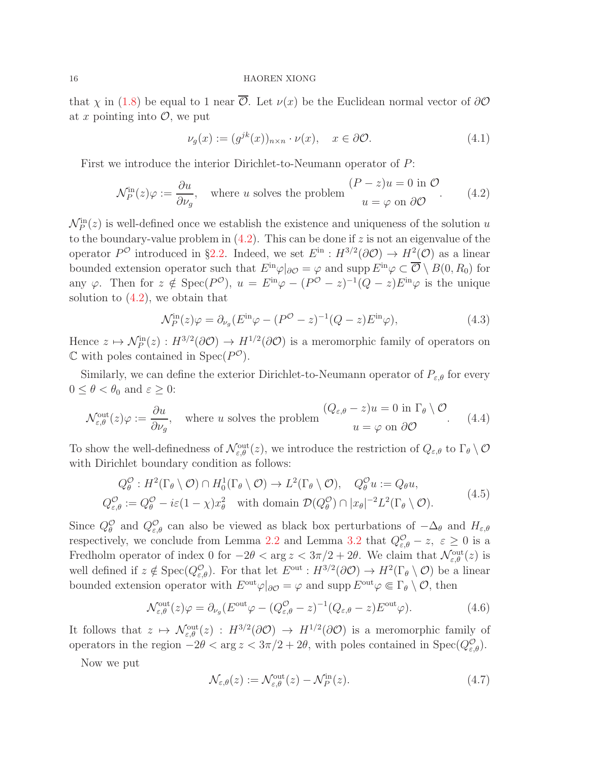that $\chi$ in (1.8) be equal to 1 near $\overline{\mathcal{O}}$. Let $\nu(x)$ be the Euclidean normal vector of $\partial\mathcal{O}$ at $x$ pointing into $\mathcal{O}$, we put

$$\nu_g(x) := (g^{jk}(x))_{n\times n} \cdot \nu(x), \quad x \in \partial\mathcal{O}. \tag{4.1}$$

First we introduce the interior Dirichlet-to-Neumann operator of $P$:

$$\mathcal{N}_P^{\mathrm{in}}(z)\varphi := \frac{\partial u}{\partial \nu_g}, \quad \text{where } u \text{ solves the problem } \begin{matrix} (P-z)u = 0 \text{ in } \mathcal{O} \\ u = \varphi \text{ on } \partial\mathcal{O} \end{matrix}. \tag{4.2}$$

$\mathcal{N}_P^{\mathrm{in}}(z)$ is well-defined once we establish the existence and uniqueness of the solution $u$ to the boundary-value problem in (4.2). This can be done if $z$ is not an eigenvalue of the operator $P^{\mathcal{O}}$ introduced in §2.2. Indeed, we set $E^{\mathrm{in}} : H^{3/2}(\partial\mathcal{O}) \to H^2(\mathcal{O})$ as a linear bounded extension operator such that $E^{\mathrm{in}}\varphi|_{\partial\mathcal{O}} = \varphi$ and $\operatorname{supp} E^{\mathrm{in}}\varphi \subset \overline{\mathcal{O}} \setminus B(0, R_0)$ for any $\varphi$. Then for $z \notin \operatorname{Spec}(P^{\mathcal{O}})$, $u = E^{\mathrm{in}}\varphi - (P^{\mathcal{O}} - z)^{-1}(Q-z)E^{\mathrm{in}}\varphi$ is the unique solution to (4.2), we obtain that

$$\mathcal{N}_P^{\mathrm{in}}(z)\varphi = \partial_{\nu_g}(E^{\mathrm{in}}\varphi - (P^{\mathcal{O}} - z)^{-1}(Q-z)E^{\mathrm{in}}\varphi), \tag{4.3}$$

Hence $z \mapsto \mathcal{N}_P^{\mathrm{in}}(z) : H^{3/2}(\partial\mathcal{O}) \to H^{1/2}(\partial\mathcal{O})$ is a meromorphic family of operators on $\mathbb{C}$ with poles contained in $\operatorname{Spec}(P^{\mathcal{O}})$.

Similarly, we can define the exterior Dirichlet-to-Neumann operator of $P_{\varepsilon,\theta}$ for every $0 \le \theta < \theta_0$ and $\varepsilon \ge 0$:

$$\mathcal{N}_{\varepsilon,\theta}^{\mathrm{out}}(z)\varphi := \frac{\partial u}{\partial \nu_g}, \quad \text{where } u \text{ solves the problem } \begin{matrix} (Q_{\varepsilon,\theta} - z)u = 0 \text{ in } \Gamma_\theta \setminus \mathcal{O} \\ u = \varphi \text{ on } \partial\mathcal{O} \end{matrix}. \tag{4.4}$$

To show the well-definedness of $\mathcal{N}_{\varepsilon,\theta}^{\mathrm{out}}(z)$, we introduce the restriction of $Q_{\varepsilon,\theta}$ to $\Gamma_\theta \setminus \mathcal{O}$ with Dirichlet boundary condition as follows:

$$\begin{aligned} Q_\theta^{\mathcal{O}} &: H^2(\Gamma_\theta \setminus \mathcal{O}) \cap H_0^1(\Gamma_\theta \setminus \mathcal{O}) \to L^2(\Gamma_\theta \setminus \mathcal{O}), \quad Q_\theta^{\mathcal{O}} u := Q_\theta u, \\ Q_{\varepsilon,\theta}^{\mathcal{O}} &:= Q_\theta^{\mathcal{O}} - i\varepsilon(1-\chi)x_\theta^2 \quad \text{with domain } \mathcal{D}(Q_\theta^{\mathcal{O}}) \cap |x_\theta|^{-2}L^2(\Gamma_\theta \setminus \mathcal{O}). \end{aligned} \tag{4.5}$$

Since $Q_\theta^{\mathcal{O}}$ and $Q_{\varepsilon,\theta}^{\mathcal{O}}$ can also be viewed as black box perturbations of $-\Delta_\theta$ and $H_{\varepsilon,\theta}$ respectively, we conclude from Lemma 2.2 and Lemma 3.2 that $Q_{\varepsilon,\theta}^{\mathcal{O}} - z$, $\varepsilon \ge 0$ is a Fredholm operator of index 0 for $-2\theta < \arg z < 3\pi/2 + 2\theta$. We claim that $\mathcal{N}_{\varepsilon,\theta}^{\mathrm{out}}(z)$ is well defined if $z \notin \operatorname{Spec}(Q_{\varepsilon,\theta}^{\mathcal{O}})$. For that let $E^{\mathrm{out}} : H^{3/2}(\partial\mathcal{O}) \to H^2(\Gamma_\theta \setminus \mathcal{O})$ be a linear bounded extension operator with $E^{\mathrm{out}}\varphi|_{\partial\mathcal{O}} = \varphi$ and $\operatorname{supp} E^{\mathrm{out}}\varphi \Subset \Gamma_\theta \setminus \mathcal{O}$, then

$$\mathcal{N}_{\varepsilon,\theta}^{\mathrm{out}}(z)\varphi = \partial_{\nu_g}(E^{\mathrm{out}}\varphi - (Q_{\varepsilon,\theta}^{\mathcal{O}} - z)^{-1}(Q_{\varepsilon,\theta} - z)E^{\mathrm{out}}\varphi). \tag{4.6}$$

It follows that $z \mapsto \mathcal{N}_{\varepsilon,\theta}^{\mathrm{out}}(z) : H^{3/2}(\partial\mathcal{O}) \to H^{1/2}(\partial\mathcal{O})$ is a meromorphic family of operators in the region $-2\theta < \arg z < 3\pi/2 + 2\theta$, with poles contained in $\operatorname{Spec}(Q_{\varepsilon,\theta}^{\mathcal{O}})$.

Now we put

$$\mathcal{N}_{\varepsilon,\theta}(z) := \mathcal{N}_{\varepsilon,\theta}^{\mathrm{out}}(z) - \mathcal{N}_P^{\mathrm{in}}(z). \tag{4.7}$$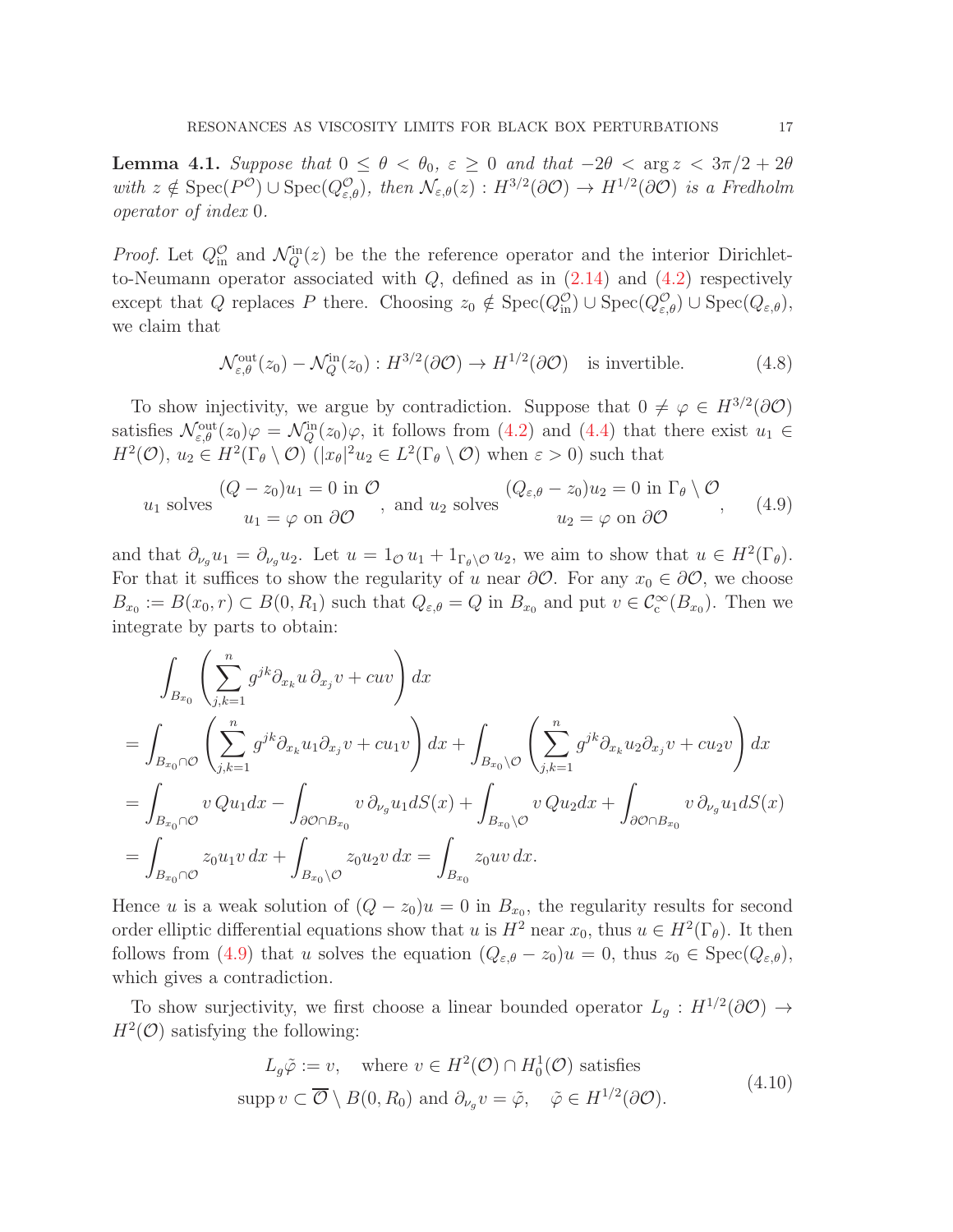**Lemma 4.1.** *Suppose that $0 \leq \theta < \theta_0$, $\varepsilon \geq 0$ and that $-2\theta < \arg z < 3\pi/2 + 2\theta$ with $z \notin \operatorname{Spec}(P^{\mathcal{O}}) \cup \operatorname{Spec}(Q^{\mathcal{O}}_{\varepsilon,\theta})$, then $\mathcal{N}_{\varepsilon,\theta}(z) : H^{3/2}(\partial\mathcal{O}) \to H^{1/2}(\partial\mathcal{O})$ is a Fredholm operator of index $0$.*

*Proof.* Let $Q^{\mathcal{O}}_{\rm in}$ and $\mathcal{N}^{\rm in}_Q(z)$ be the the reference operator and the interior Dirichlet-to-Neumann operator associated with $Q$, defined as in (2.14) and (4.2) respectively except that $Q$ replaces $P$ there. Choosing $z_0 \notin \operatorname{Spec}(Q^{\mathcal{O}}_{\rm in}) \cup \operatorname{Spec}(Q^{\mathcal{O}}_{\varepsilon,\theta}) \cup \operatorname{Spec}(Q_{\varepsilon,\theta})$, we claim that

$$\mathcal{N}^{\rm out}_{\varepsilon,\theta}(z_0) - \mathcal{N}^{\rm in}_Q(z_0) : H^{3/2}(\partial\mathcal{O}) \to H^{1/2}(\partial\mathcal{O}) \quad \text{is invertible.} \tag{4.8}$$

To show injectivity, we argue by contradiction. Suppose that $0 \neq \varphi \in H^{3/2}(\partial\mathcal{O})$ satisfies $\mathcal{N}^{\rm out}_{\varepsilon,\theta}(z_0)\varphi = \mathcal{N}^{\rm in}_Q(z_0)\varphi$, it follows from (4.2) and (4.4) that there exist $u_1 \in H^2(\mathcal{O})$, $u_2 \in H^2(\Gamma_\theta \setminus \mathcal{O})$ ($|x_\theta|^2 u_2 \in L^2(\Gamma_\theta \setminus \mathcal{O})$ when $\varepsilon > 0$) such that

$$u_1 \text{ solves } \begin{matrix} (Q - z_0)u_1 = 0 \text{ in } \mathcal{O} \\ u_1 = \varphi \text{ on } \partial\mathcal{O} \end{matrix}, \text{ and } u_2 \text{ solves } \begin{matrix} (Q_{\varepsilon,\theta} - z_0)u_2 = 0 \text{ in } \Gamma_\theta \setminus \mathcal{O} \\ u_2 = \varphi \text{ on } \partial\mathcal{O} \end{matrix}, \tag{4.9}$$

and that $\partial_{\nu_g} u_1 = \partial_{\nu_g} u_2$. Let $u = 1_{\mathcal{O}}\, u_1 + 1_{\Gamma_\theta\setminus\mathcal{O}}\, u_2$, we aim to show that $u \in H^2(\Gamma_\theta)$. For that it suffices to show the regularity of $u$ near $\partial\mathcal{O}$. For any $x_0 \in \partial\mathcal{O}$, we choose $B_{x_0} := B(x_0, r) \subset B(0, R_1)$ such that $Q_{\varepsilon,\theta} = Q$ in $B_{x_0}$ and put $v \in \mathcal{C}^\infty_{\rm c}(B_{x_0})$. Then we integrate by parts to obtain:

$$\begin{aligned}
&\int_{B_{x_0}} \left( \sum_{j,k=1}^n g^{jk} \partial_{x_k} u\, \partial_{x_j} v + cuv \right) dx \\
&= \int_{B_{x_0}\cap\mathcal{O}} \left( \sum_{j,k=1}^n g^{jk} \partial_{x_k} u_1 \partial_{x_j} v + cu_1 v \right) dx + \int_{B_{x_0}\setminus\mathcal{O}} \left( \sum_{j,k=1}^n g^{jk} \partial_{x_k} u_2 \partial_{x_j} v + cu_2 v \right) dx \\
&= \int_{B_{x_0}\cap\mathcal{O}} v\, Q u_1 dx - \int_{\partial\mathcal{O}\cap B_{x_0}} v\, \partial_{\nu_g} u_1 dS(x) + \int_{B_{x_0}\setminus\mathcal{O}} v\, Q u_2 dx + \int_{\partial\mathcal{O}\cap B_{x_0}} v\, \partial_{\nu_g} u_1 dS(x) \\
&= \int_{B_{x_0}\cap\mathcal{O}} z_0 u_1 v\, dx + \int_{B_{x_0}\setminus\mathcal{O}} z_0 u_2 v\, dx = \int_{B_{x_0}} z_0 uv\, dx.
\end{aligned}$$

Hence $u$ is a weak solution of $(Q - z_0)u = 0$ in $B_{x_0}$, the regularity results for second order elliptic differential equations show that $u$ is $H^2$ near $x_0$, thus $u \in H^2(\Gamma_\theta)$. It then follows from (4.9) that $u$ solves the equation $(Q_{\varepsilon,\theta} - z_0)u = 0$, thus $z_0 \in \operatorname{Spec}(Q_{\varepsilon,\theta})$, which gives a contradiction.

To show surjectivity, we first choose a linear bounded operator $L_g : H^{1/2}(\partial\mathcal{O}) \to H^2(\mathcal{O})$ satisfying the following:

$$\begin{gathered}
L_g \tilde{\varphi} := v, \quad \text{where } v \in H^2(\mathcal{O}) \cap H^1_0(\mathcal{O}) \text{ satisfies} \\
\operatorname{supp} v \subset \overline{\mathcal{O}} \setminus B(0, R_0) \text{ and } \partial_{\nu_g} v = \tilde{\varphi}, \quad \tilde{\varphi} \in H^{1/2}(\partial\mathcal{O}).
\end{gathered} \tag{4.10}$$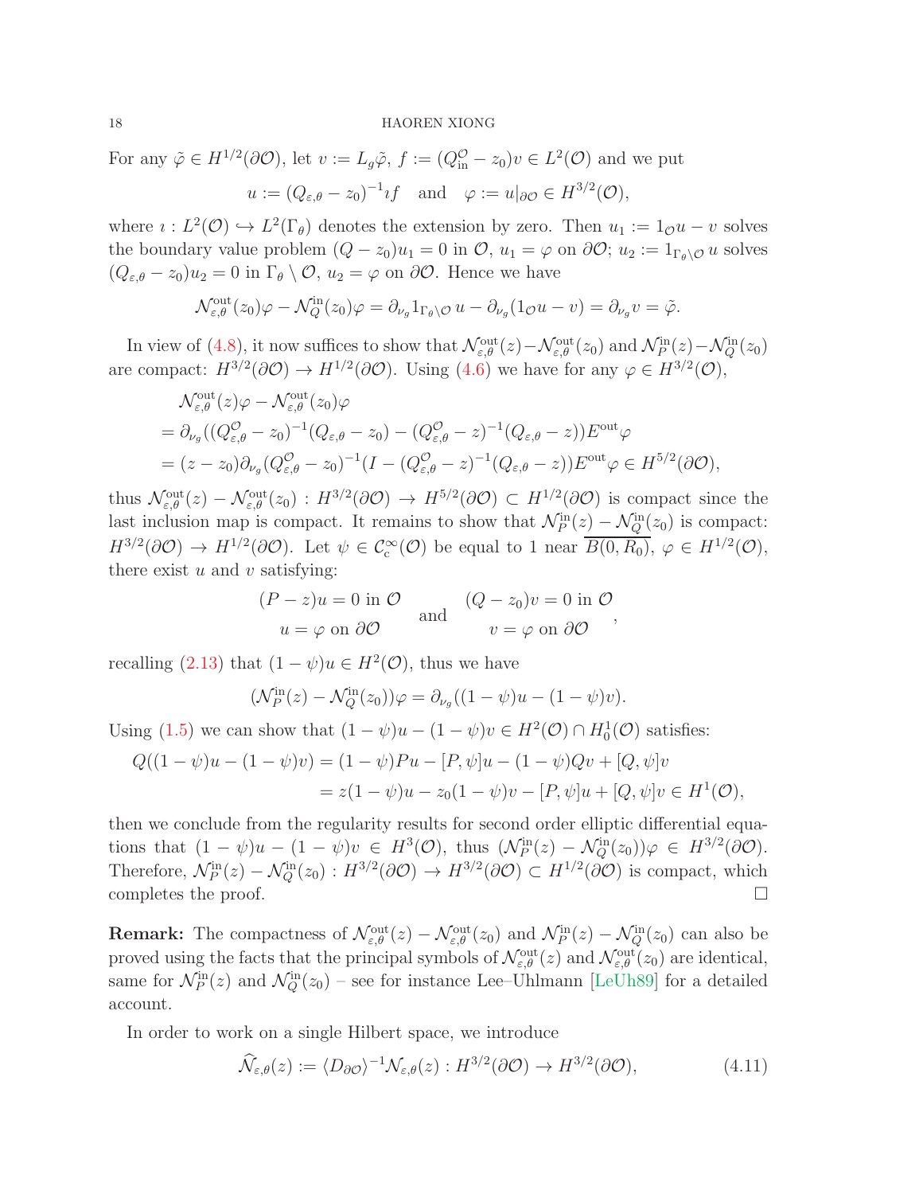For any $\tilde{\varphi} \in H^{1/2}(\partial\mathcal{O})$, let $v := L_g\tilde{\varphi}$, $f := (Q_{\rm in}^{\mathcal{O}} - z_0)v \in L^2(\mathcal{O})$ and we put

$$u := (Q_{\varepsilon,\theta} - z_0)^{-1}\imath f \quad \text{and} \quad \varphi := u|_{\partial\mathcal{O}} \in H^{3/2}(\mathcal{O}),$$

where $\imath : L^2(\mathcal{O}) \hookrightarrow L^2(\Gamma_\theta)$ denotes the extension by zero. Then $u_1 := 1_{\mathcal{O}}u - v$ solves the boundary value problem $(Q - z_0)u_1 = 0$ in $\mathcal{O}$, $u_1 = \varphi$ on $\partial\mathcal{O}$; $u_2 := 1_{\Gamma_\theta\setminus\mathcal{O}}\, u$ solves $(Q_{\varepsilon,\theta} - z_0)u_2 = 0$ in $\Gamma_\theta \setminus \mathcal{O}$, $u_2 = \varphi$ on $\partial\mathcal{O}$. Hence we have

$$\mathcal{N}_{\varepsilon,\theta}^{\rm out}(z_0)\varphi - \mathcal{N}_Q^{\rm in}(z_0)\varphi = \partial_{\nu_g}1_{\Gamma_\theta\setminus\mathcal{O}}\, u - \partial_{\nu_g}(1_{\mathcal{O}}u - v) = \partial_{\nu_g}v = \tilde{\varphi}.$$

In view of (4.8), it now suffices to show that $\mathcal{N}_{\varepsilon,\theta}^{\rm out}(z) - \mathcal{N}_{\varepsilon,\theta}^{\rm out}(z_0)$ and $\mathcal{N}_P^{\rm in}(z) - \mathcal{N}_Q^{\rm in}(z_0)$ are compact: $H^{3/2}(\partial\mathcal{O}) \to H^{1/2}(\partial\mathcal{O})$. Using (4.6) we have for any $\varphi \in H^{3/2}(\mathcal{O})$,

$$\begin{aligned}
&\mathcal{N}_{\varepsilon,\theta}^{\rm out}(z)\varphi - \mathcal{N}_{\varepsilon,\theta}^{\rm out}(z_0)\varphi \\
&= \partial_{\nu_g}((Q_{\varepsilon,\theta}^{\mathcal{O}} - z_0)^{-1}(Q_{\varepsilon,\theta} - z_0) - (Q_{\varepsilon,\theta}^{\mathcal{O}} - z)^{-1}(Q_{\varepsilon,\theta} - z))E^{\rm out}\varphi \\
&= (z - z_0)\partial_{\nu_g}(Q_{\varepsilon,\theta}^{\mathcal{O}} - z_0)^{-1}(I - (Q_{\varepsilon,\theta}^{\mathcal{O}} - z)^{-1}(Q_{\varepsilon,\theta} - z))E^{\rm out}\varphi \in H^{5/2}(\partial\mathcal{O}),
\end{aligned}$$

thus $\mathcal{N}_{\varepsilon,\theta}^{\rm out}(z) - \mathcal{N}_{\varepsilon,\theta}^{\rm out}(z_0) : H^{3/2}(\partial\mathcal{O}) \to H^{5/2}(\partial\mathcal{O}) \subset H^{1/2}(\partial\mathcal{O})$ is compact since the last inclusion map is compact. It remains to show that $\mathcal{N}_P^{\rm in}(z) - \mathcal{N}_Q^{\rm in}(z_0)$ is compact: $H^{3/2}(\partial\mathcal{O}) \to H^{1/2}(\partial\mathcal{O})$. Let $\psi \in \mathcal{C}_{\rm c}^\infty(\mathcal{O})$ be equal to 1 near $\overline{B(0, R_0)}$, $\varphi \in H^{1/2}(\mathcal{O})$, there exist $u$ and $v$ satisfying:

$$\begin{matrix} (P - z)u = 0 \text{ in } \mathcal{O} \\ u = \varphi \text{ on } \partial\mathcal{O} \end{matrix} \quad \text{and} \quad \begin{matrix} (Q - z_0)v = 0 \text{ in } \mathcal{O} \\ v = \varphi \text{ on } \partial\mathcal{O} \end{matrix},$$

recalling (2.13) that $(1 - \psi)u \in H^2(\mathcal{O})$, thus we have

$$(\mathcal{N}_P^{\rm in}(z) - \mathcal{N}_Q^{\rm in}(z_0))\varphi = \partial_{\nu_g}((1 - \psi)u - (1 - \psi)v).$$

Using (1.5) we can show that $(1 - \psi)u - (1 - \psi)v \in H^2(\mathcal{O}) \cap H_0^1(\mathcal{O})$ satisfies:

$$\begin{aligned}
Q((1 - \psi)u - (1 - \psi)v) &= (1 - \psi)Pu - [P, \psi]u - (1 - \psi)Qv + [Q, \psi]v \\
&= z(1 - \psi)u - z_0(1 - \psi)v - [P, \psi]u + [Q, \psi]v \in H^1(\mathcal{O}),
\end{aligned}$$

then we conclude from the regularity results for second order elliptic differential equations that $(1 - \psi)u - (1 - \psi)v \in H^3(\mathcal{O})$, thus $(\mathcal{N}_P^{\rm in}(z) - \mathcal{N}_Q^{\rm in}(z_0))\varphi \in H^{3/2}(\partial\mathcal{O})$. Therefore, $\mathcal{N}_P^{\rm in}(z) - \mathcal{N}_Q^{\rm in}(z_0) : H^{3/2}(\partial\mathcal{O}) \to H^{3/2}(\partial\mathcal{O}) \subset H^{1/2}(\partial\mathcal{O})$ is compact, which completes the proof. $\square$

**Remark:** The compactness of $\mathcal{N}_{\varepsilon,\theta}^{\rm out}(z) - \mathcal{N}_{\varepsilon,\theta}^{\rm out}(z_0)$ and $\mathcal{N}_P^{\rm in}(z) - \mathcal{N}_Q^{\rm in}(z_0)$ can also be proved using the facts that the principal symbols of $\mathcal{N}_{\varepsilon,\theta}^{\rm out}(z)$ and $\mathcal{N}_{\varepsilon,\theta}^{\rm out}(z_0)$ are identical, same for $\mathcal{N}_P^{\rm in}(z)$ and $\mathcal{N}_Q^{\rm in}(z_0)$ – see for instance Lee–Uhlmann [LeUh89] for a detailed account.

In order to work on a single Hilbert space, we introduce

$$\widehat{\mathcal{N}}_{\varepsilon,\theta}(z) := \langle D_{\partial\mathcal{O}}\rangle^{-1}\mathcal{N}_{\varepsilon,\theta}(z) : H^{3/2}(\partial\mathcal{O}) \to H^{3/2}(\partial\mathcal{O}), \tag{4.11}$$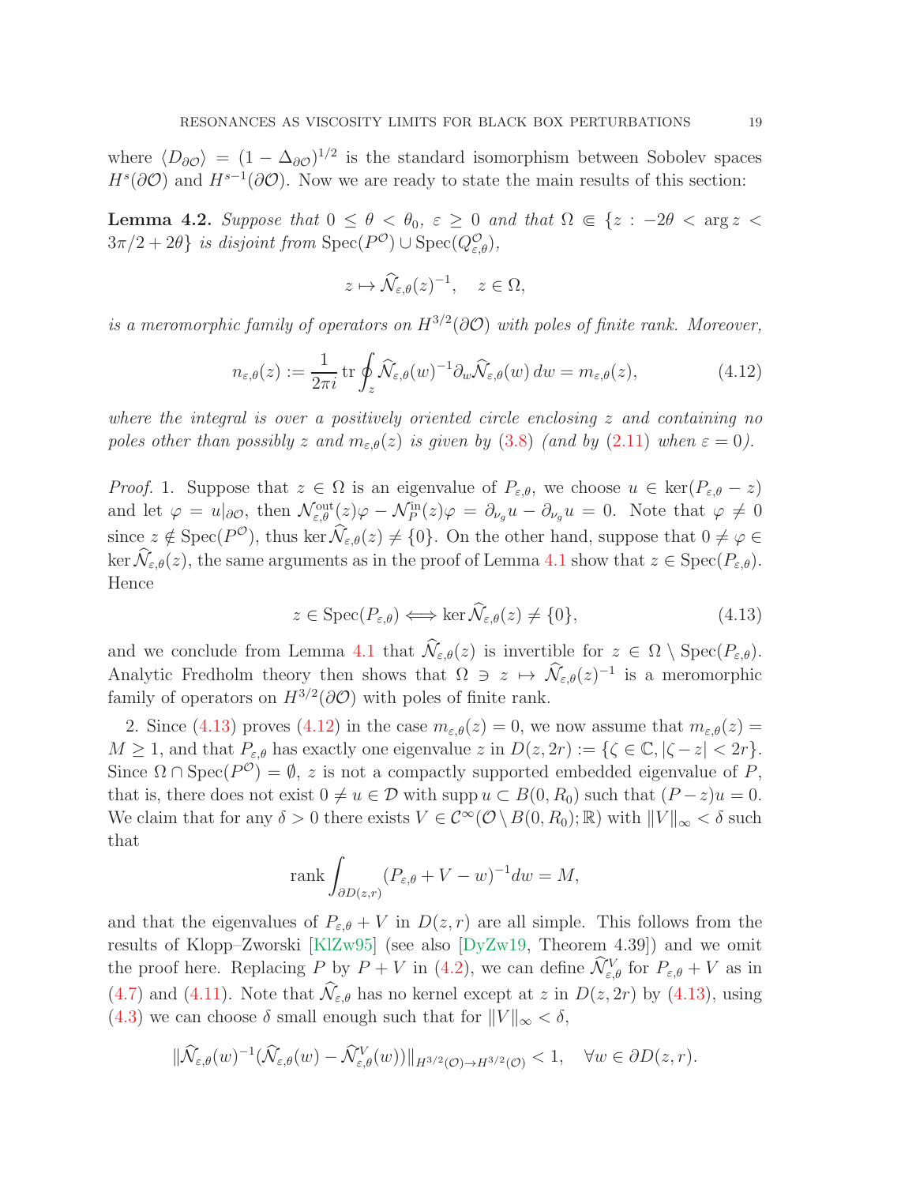where $\langle D_{\partial\mathcal{O}}\rangle = (1-\Delta_{\partial\mathcal{O}})^{1/2}$ is the standard isomorphism between Sobolev spaces $H^s(\partial\mathcal{O})$ and $H^{s-1}(\partial\mathcal{O})$. Now we are ready to state the main results of this section:

**Lemma 4.2.** *Suppose that $0 \le \theta < \theta_0$, $\varepsilon \ge 0$ and that $\Omega \Subset \{z : -2\theta < \arg z < 3\pi/2 + 2\theta\}$ is disjoint from $\operatorname{Spec}(P^{\mathcal{O}}) \cup \operatorname{Spec}(Q^{\mathcal{O}}_{\varepsilon,\theta})$,*

$$z \mapsto \widehat{\mathcal{N}}_{\varepsilon,\theta}(z)^{-1}, \quad z \in \Omega,$$

*is a meromorphic family of operators on $H^{3/2}(\partial\mathcal{O})$ with poles of finite rank. Moreover,*

$$n_{\varepsilon,\theta}(z) := \frac{1}{2\pi i}\operatorname{tr}\oint_z \widehat{\mathcal{N}}_{\varepsilon,\theta}(w)^{-1}\partial_w\widehat{\mathcal{N}}_{\varepsilon,\theta}(w)\,dw = m_{\varepsilon,\theta}(z), \tag{4.12}$$

*where the integral is over a positively oriented circle enclosing $z$ and containing no poles other than possibly $z$ and $m_{\varepsilon,\theta}(z)$ is given by (3.8) (and by (2.11) when $\varepsilon = 0$).*

*Proof.* 1. Suppose that $z \in \Omega$ is an eigenvalue of $P_{\varepsilon,\theta}$, we choose $u \in \ker(P_{\varepsilon,\theta} - z)$ and let $\varphi = u|_{\partial\mathcal{O}}$, then $\mathcal{N}^{\mathrm{out}}_{\varepsilon,\theta}(z)\varphi - \mathcal{N}^{\mathrm{in}}_P(z)\varphi = \partial_{\nu_g}u - \partial_{\nu_g}u = 0$. Note that $\varphi \neq 0$ since $z \notin \operatorname{Spec}(P^{\mathcal{O}})$, thus $\ker\widehat{\mathcal{N}}_{\varepsilon,\theta}(z) \neq \{0\}$. On the other hand, suppose that $0 \neq \varphi \in \ker\widehat{\mathcal{N}}_{\varepsilon,\theta}(z)$, the same arguments as in the proof of Lemma 4.1 show that $z \in \operatorname{Spec}(P_{\varepsilon,\theta})$. Hence

$$z \in \operatorname{Spec}(P_{\varepsilon,\theta}) \Longleftrightarrow \ker\widehat{\mathcal{N}}_{\varepsilon,\theta}(z) \neq \{0\}, \tag{4.13}$$

and we conclude from Lemma 4.1 that $\widehat{\mathcal{N}}_{\varepsilon,\theta}(z)$ is invertible for $z \in \Omega \setminus \operatorname{Spec}(P_{\varepsilon,\theta})$. Analytic Fredholm theory then shows that $\Omega \ni z \mapsto \widehat{\mathcal{N}}_{\varepsilon,\theta}(z)^{-1}$ is a meromorphic family of operators on $H^{3/2}(\partial\mathcal{O})$ with poles of finite rank.

2. Since (4.13) proves (4.12) in the case $m_{\varepsilon,\theta}(z) = 0$, we now assume that $m_{\varepsilon,\theta}(z) = M \ge 1$, and that $P_{\varepsilon,\theta}$ has exactly one eigenvalue $z$ in $D(z, 2r) := \{\zeta \in \mathbb{C}, |\zeta - z| < 2r\}$. Since $\Omega \cap \operatorname{Spec}(P^{\mathcal{O}}) = \emptyset$, $z$ is not a compactly supported embedded eigenvalue of $P$, that is, there does not exist $0 \neq u \in \mathcal{D}$ with $\operatorname{supp} u \subset B(0, R_0)$ such that $(P - z)u = 0$. We claim that for any $\delta > 0$ there exists $V \in \mathcal{C}^\infty(\mathcal{O} \setminus B(0, R_0); \mathbb{R})$ with $\|V\|_\infty < \delta$ such that

$$\operatorname{rank}\int_{\partial D(z,r)}(P_{\varepsilon,\theta} + V - w)^{-1}dw = M,$$

and that the eigenvalues of $P_{\varepsilon,\theta} + V$ in $D(z, r)$ are all simple. This follows from the results of Klopp–Zworski [KlZw95] (see also [DyZw19, Theorem 4.39]) and we omit the proof here. Replacing $P$ by $P + V$ in (4.2), we can define $\widehat{\mathcal{N}}^V_{\varepsilon,\theta}$ for $P_{\varepsilon,\theta} + V$ as in (4.7) and (4.11). Note that $\widehat{\mathcal{N}}_{\varepsilon,\theta}$ has no kernel except at $z$ in $D(z, 2r)$ by (4.13), using (4.3) we can choose $\delta$ small enough such that for $\|V\|_\infty < \delta$,

$$\|\widehat{\mathcal{N}}_{\varepsilon,\theta}(w)^{-1}(\widehat{\mathcal{N}}_{\varepsilon,\theta}(w) - \widehat{\mathcal{N}}^V_{\varepsilon,\theta}(w))\|_{H^{3/2}(\mathcal{O})\to H^{3/2}(\mathcal{O})} < 1, \quad \forall w \in \partial D(z, r).$$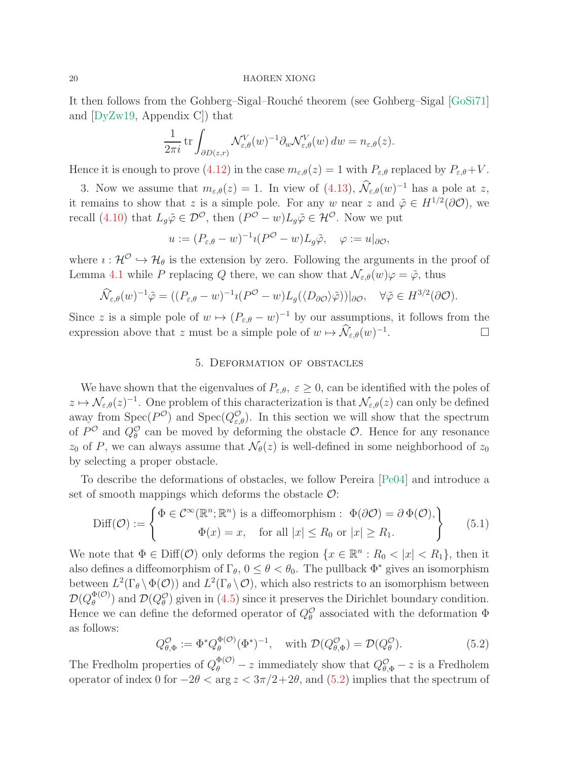It then follows from the Gohberg–Sigal–Rouché theorem (see Gohberg–Sigal [GoSi71] and [DyZw19, Appendix C]) that

$$\frac{1}{2\pi i}\operatorname{tr}\int_{\partial D(z,r)} \mathcal{N}^V_{\varepsilon,\theta}(w)^{-1}\partial_w \mathcal{N}^V_{\varepsilon,\theta}(w)\,dw = n_{\varepsilon,\theta}(z).$$

Hence it is enough to prove (4.12) in the case $m_{\varepsilon,\theta}(z)=1$ with $P_{\varepsilon,\theta}$ replaced by $P_{\varepsilon,\theta}+V$.

3. Now we assume that $m_{\varepsilon,\theta}(z)=1$. In view of (4.13), $\widehat{\mathcal{N}}_{\varepsilon,\theta}(w)^{-1}$ has a pole at $z$, it remains to show that $z$ is a simple pole. For any $w$ near $z$ and $\tilde{\varphi}\in H^{1/2}(\partial\mathcal{O})$, we recall (4.10) that $L_g\tilde{\varphi}\in\mathcal{D}^{\mathcal{O}}$, then $(P^{\mathcal{O}}-w)L_g\tilde{\varphi}\in\mathcal{H}^{\mathcal{O}}$. Now we put

$$u := (P_{\varepsilon,\theta}-w)^{-1}\imath(P^{\mathcal{O}}-w)L_g\tilde{\varphi},\quad \varphi := u|_{\partial\mathcal{O}},$$

where $\imath:\mathcal{H}^{\mathcal{O}}\hookrightarrow\mathcal{H}_\theta$ is the extension by zero. Following the arguments in the proof of Lemma 4.1 while $P$ replacing $Q$ there, we can show that $\mathcal{N}_{\varepsilon,\theta}(w)\varphi=\tilde{\varphi}$, thus

$$\widehat{\mathcal{N}}_{\varepsilon,\theta}(w)^{-1}\tilde{\varphi} = ((P_{\varepsilon,\theta}-w)^{-1}\imath(P^{\mathcal{O}}-w)L_g(\langle D_{\partial\mathcal{O}}\rangle\tilde{\varphi}))|_{\partial\mathcal{O}},\quad \forall\tilde{\varphi}\in H^{3/2}(\partial\mathcal{O}).$$

Since $z$ is a simple pole of $w\mapsto(P_{\varepsilon,\theta}-w)^{-1}$ by our assumptions, it follows from the expression above that $z$ must be a simple pole of $w\mapsto\widehat{\mathcal{N}}_{\varepsilon,\theta}(w)^{-1}$. $\square$

## 5. Deformation of obstacles

We have shown that the eigenvalues of $P_{\varepsilon,\theta}$, $\varepsilon\geq 0$, can be identified with the poles of $z\mapsto\mathcal{N}_{\varepsilon,\theta}(z)^{-1}$. One problem of this characterization is that $\mathcal{N}_{\varepsilon,\theta}(z)$ can only be defined away from $\operatorname{Spec}(P^{\mathcal{O}})$ and $\operatorname{Spec}(Q^{\mathcal{O}}_{\varepsilon,\theta})$. In this section we will show that the spectrum of $P^{\mathcal{O}}$ and $Q^{\mathcal{O}}_\theta$ can be moved by deforming the obstacle $\mathcal{O}$. Hence for any resonance $z_0$ of $P$, we can always assume that $\mathcal{N}_\theta(z)$ is well-defined in some neighborhood of $z_0$ by selecting a proper obstacle.

To describe the deformations of obstacles, we follow Pereira [Pe04] and introduce a set of smooth mappings which deforms the obstacle $\mathcal{O}$:

$$\operatorname{Diff}(\mathcal{O}) := \left\{\begin{matrix}\Phi\in\mathcal{C}^\infty(\mathbb{R}^n;\mathbb{R}^n)\text{ is a diffeomorphism}:\ \Phi(\partial\mathcal{O})=\partial\,\Phi(\mathcal{O}),\\ \Phi(x)=x,\quad\text{for all }|x|\leq R_0\text{ or }|x|\geq R_1.\end{matrix}\right\}\tag{5.1}$$

We note that $\Phi\in\operatorname{Diff}(\mathcal{O})$ only deforms the region $\{x\in\mathbb{R}^n: R_0<|x|<R_1\}$, then it also defines a diffeomorphism of $\Gamma_\theta$, $0\leq\theta<\theta_0$. The pullback $\Phi^*$ gives an isomorphism between $L^2(\Gamma_\theta\setminus\Phi(\mathcal{O}))$ and $L^2(\Gamma_\theta\setminus\mathcal{O})$, which also restricts to an isomorphism between $\mathcal{D}(Q^{\Phi(\mathcal{O})}_\theta)$ and $\mathcal{D}(Q^{\mathcal{O}}_\theta)$ given in (4.5) since it preserves the Dirichlet boundary condition. Hence we can define the deformed operator of $Q^{\mathcal{O}}_\theta$ associated with the deformation $\Phi$ as follows:

$$Q^{\mathcal{O}}_{\theta,\Phi} := \Phi^* Q^{\Phi(\mathcal{O})}_\theta(\Phi^*)^{-1},\quad\text{with }\mathcal{D}(Q^{\mathcal{O}}_{\theta,\Phi})=\mathcal{D}(Q^{\mathcal{O}}_\theta).\tag{5.2}$$

The Fredholm properties of $Q^{\Phi(\mathcal{O})}_\theta - z$ immediately show that $Q^{\mathcal{O}}_{\theta,\Phi}-z$ is a Fredholem operator of index 0 for $-2\theta<\arg z<3\pi/2+2\theta$, and (5.2) implies that the spectrum of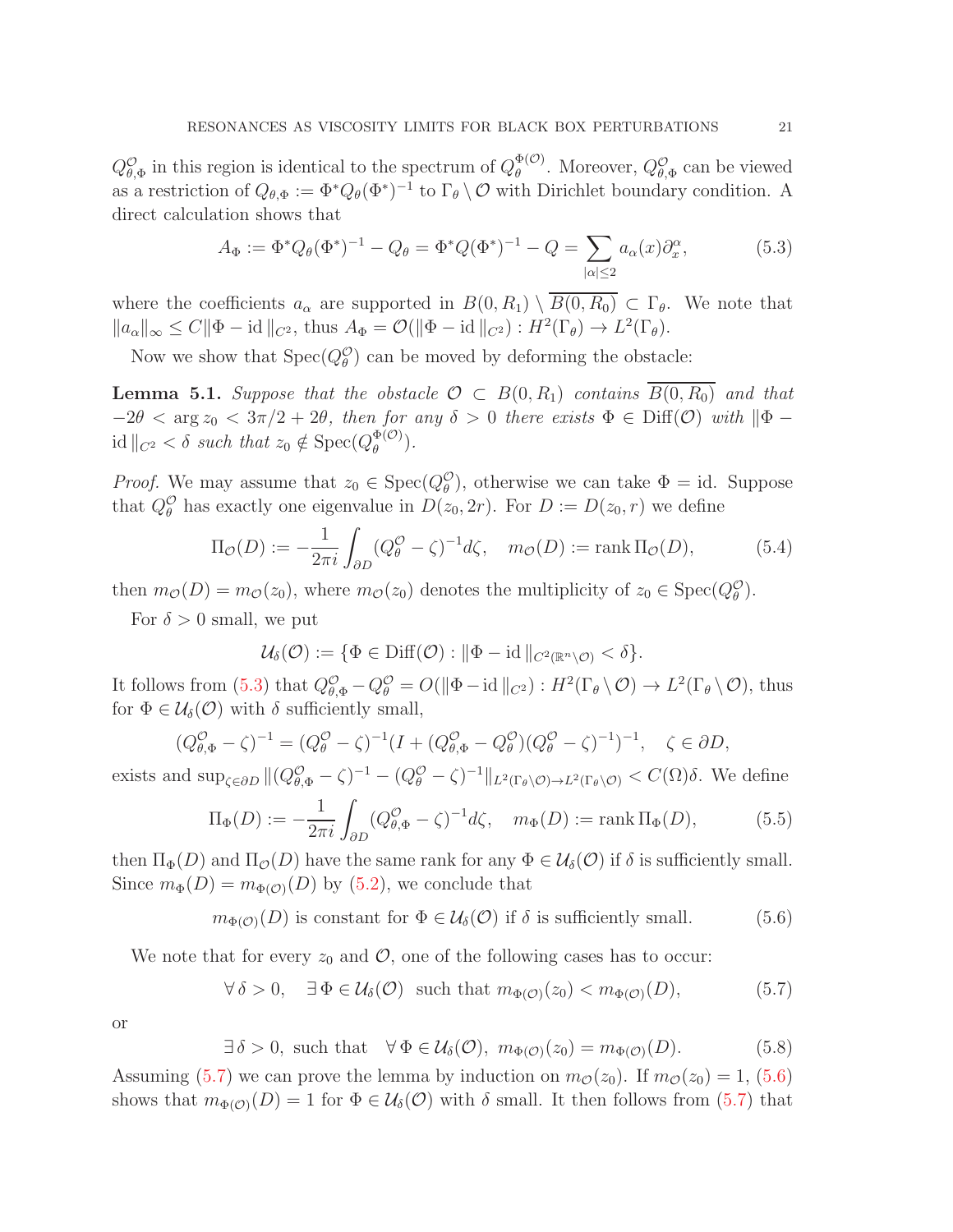$Q^{\mathcal{O}}_{\theta,\Phi}$ in this region is identical to the spectrum of $Q^{\Phi(\mathcal{O})}_{\theta}$. Moreover, $Q^{\mathcal{O}}_{\theta,\Phi}$ can be viewed as a restriction of $Q_{\theta,\Phi} := \Phi^* Q_\theta (\Phi^*)^{-1}$ to $\Gamma_\theta \setminus \mathcal{O}$ with Dirichlet boundary condition. A direct calculation shows that

$$A_\Phi := \Phi^* Q_\theta (\Phi^*)^{-1} - Q_\theta = \Phi^* Q (\Phi^*)^{-1} - Q = \sum_{|\alpha|\leq 2} a_\alpha(x)\partial_x^\alpha, \tag{5.3}$$

where the coefficients $a_\alpha$ are supported in $B(0,R_1) \setminus \overline{B(0,R_0)} \subset \Gamma_\theta$. We note that $\|a_\alpha\|_\infty \leq C\|\Phi - \mathrm{id}\,\|_{C^2}$, thus $A_\Phi = \mathcal{O}(\|\Phi - \mathrm{id}\,\|_{C^2}) : H^2(\Gamma_\theta) \to L^2(\Gamma_\theta)$.

Now we show that $\mathrm{Spec}(Q^{\mathcal{O}}_\theta)$ can be moved by deforming the obstacle:

**Lemma 5.1.** *Suppose that the obstacle $\mathcal{O} \subset B(0,R_1)$ contains $\overline{B(0,R_0)}$ and that $-2\theta < \arg z_0 < 3\pi/2 + 2\theta$, then for any $\delta > 0$ there exists $\Phi \in \mathrm{Diff}(\mathcal{O})$ with $\|\Phi - \mathrm{id}\,\|_{C^2} < \delta$ such that $z_0 \notin \mathrm{Spec}(Q^{\Phi(\mathcal{O})}_\theta)$.*

*Proof.* We may assume that $z_0 \in \mathrm{Spec}(Q^{\mathcal{O}}_\theta)$, otherwise we can take $\Phi = \mathrm{id}$. Suppose that $Q^{\mathcal{O}}_\theta$ has exactly one eigenvalue in $D(z_0, 2r)$. For $D := D(z_0, r)$ we define

$$\Pi_{\mathcal{O}}(D) := -\frac{1}{2\pi i}\int_{\partial D} (Q^{\mathcal{O}}_\theta - \zeta)^{-1} d\zeta, \quad m_{\mathcal{O}}(D) := \mathrm{rank}\,\Pi_{\mathcal{O}}(D), \tag{5.4}$$

then $m_{\mathcal{O}}(D) = m_{\mathcal{O}}(z_0)$, where $m_{\mathcal{O}}(z_0)$ denotes the multiplicity of $z_0 \in \mathrm{Spec}(Q^{\mathcal{O}}_\theta)$.

For $\delta > 0$ small, we put

$$\mathcal{U}_\delta(\mathcal{O}) := \{\Phi \in \mathrm{Diff}(\mathcal{O}) : \|\Phi - \mathrm{id}\,\|_{C^2(\mathbb{R}^n\setminus\mathcal{O})} < \delta\}.$$

It follows from (5.3) that $Q^{\mathcal{O}}_{\theta,\Phi} - Q^{\mathcal{O}}_\theta = O(\|\Phi - \mathrm{id}\,\|_{C^2}) : H^2(\Gamma_\theta \setminus \mathcal{O}) \to L^2(\Gamma_\theta \setminus \mathcal{O})$, thus for $\Phi \in \mathcal{U}_\delta(\mathcal{O})$ with $\delta$ sufficiently small,

$$(Q^{\mathcal{O}}_{\theta,\Phi} - \zeta)^{-1} = (Q^{\mathcal{O}}_\theta - \zeta)^{-1}(I + (Q^{\mathcal{O}}_{\theta,\Phi} - Q^{\mathcal{O}}_\theta)(Q^{\mathcal{O}}_\theta - \zeta)^{-1})^{-1}, \quad \zeta \in \partial D,$$

exists and $\sup_{\zeta\in\partial D} \|(Q^{\mathcal{O}}_{\theta,\Phi} - \zeta)^{-1} - (Q^{\mathcal{O}}_\theta - \zeta)^{-1}\|_{L^2(\Gamma_\theta\setminus\mathcal{O})\to L^2(\Gamma_\theta\setminus\mathcal{O})} < C(\Omega)\delta$. We define

$$\Pi_\Phi(D) := -\frac{1}{2\pi i}\int_{\partial D} (Q^{\mathcal{O}}_{\theta,\Phi} - \zeta)^{-1} d\zeta, \quad m_\Phi(D) := \mathrm{rank}\,\Pi_\Phi(D), \tag{5.5}$$

then $\Pi_\Phi(D)$ and $\Pi_{\mathcal{O}}(D)$ have the same rank for any $\Phi \in \mathcal{U}_\delta(\mathcal{O})$ if $\delta$ is sufficiently small. Since $m_\Phi(D) = m_{\Phi(\mathcal{O})}(D)$ by (5.2), we conclude that

$$m_{\Phi(\mathcal{O})}(D) \text{ is constant for } \Phi \in \mathcal{U}_\delta(\mathcal{O}) \text{ if } \delta \text{ is sufficiently small.} \tag{5.6}$$

We note that for every $z_0$ and $\mathcal{O}$, one of the following cases has to occur:

$$\forall\, \delta > 0, \quad \exists\, \Phi \in \mathcal{U}_\delta(\mathcal{O}) \text{ such that } m_{\Phi(\mathcal{O})}(z_0) < m_{\Phi(\mathcal{O})}(D), \tag{5.7}$$

or

$$\exists\, \delta > 0, \text{ such that } \quad \forall\, \Phi \in \mathcal{U}_\delta(\mathcal{O}),\ m_{\Phi(\mathcal{O})}(z_0) = m_{\Phi(\mathcal{O})}(D). \tag{5.8}$$

Assuming (5.7) we can prove the lemma by induction on $m_{\mathcal{O}}(z_0)$. If $m_{\mathcal{O}}(z_0) = 1$, (5.6) shows that $m_{\Phi(\mathcal{O})}(D) = 1$ for $\Phi \in \mathcal{U}_\delta(\mathcal{O})$ with $\delta$ small. It then follows from (5.7) that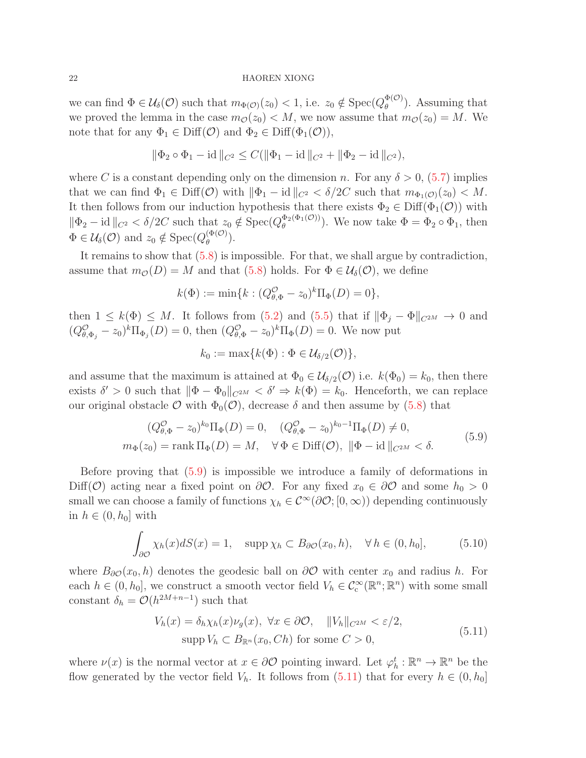we can find $\Phi \in \mathcal{U}_\delta(\mathcal{O})$ such that $m_{\Phi(\mathcal{O})}(z_0) < 1$, i.e. $z_0 \notin \operatorname{Spec}(Q_\theta^{\Phi(\mathcal{O})})$. Assuming that we proved the lemma in the case $m_{\mathcal{O}}(z_0) < M$, we now assume that $m_{\mathcal{O}}(z_0) = M$. We note that for any $\Phi_1 \in \operatorname{Diff}(\mathcal{O})$ and $\Phi_2 \in \operatorname{Diff}(\Phi_1(\mathcal{O}))$,

$$\|\Phi_2 \circ \Phi_1 - \operatorname{id}\|_{C^2} \leq C(\|\Phi_1 - \operatorname{id}\|_{C^2} + \|\Phi_2 - \operatorname{id}\|_{C^2}),$$

where $C$ is a constant depending only on the dimension $n$. For any $\delta > 0$, (5.7) implies that we can find $\Phi_1 \in \operatorname{Diff}(\mathcal{O})$ with $\|\Phi_1 - \operatorname{id}\|_{C^2} < \delta/2C$ such that $m_{\Phi_1(\mathcal{O})}(z_0) < M$. It then follows from our induction hypothesis that there exists $\Phi_2 \in \operatorname{Diff}(\Phi_1(\mathcal{O}))$ with $\|\Phi_2 - \operatorname{id}\|_{C^2} < \delta/2C$ such that $z_0 \notin \operatorname{Spec}(Q_\theta^{\Phi_2(\Phi_1(\mathcal{O}))})$. We now take $\Phi = \Phi_2 \circ \Phi_1$, then $\Phi \in \mathcal{U}_\delta(\mathcal{O})$ and $z_0 \notin \operatorname{Spec}(Q_\theta^{(\Phi(\mathcal{O})})$.

It remains to show that (5.8) is impossible. For that, we shall argue by contradiction, assume that $m_{\mathcal{O}}(D) = M$ and that (5.8) holds. For $\Phi \in \mathcal{U}_\delta(\mathcal{O})$, we define

$$k(\Phi) := \min\{k : (Q_{\theta,\Phi}^{\mathcal{O}} - z_0)^k \Pi_\Phi(D) = 0\},$$

then $1 \leq k(\Phi) \leq M$. It follows from (5.2) and (5.5) that if $\|\Phi_j - \Phi\|_{C^{2M}} \to 0$ and $(Q_{\theta,\Phi_j}^{\mathcal{O}} - z_0)^k \Pi_{\Phi_j}(D) = 0$, then $(Q_{\theta,\Phi}^{\mathcal{O}} - z_0)^k \Pi_\Phi(D) = 0$. We now put

$$k_0 := \max\{k(\Phi) : \Phi \in \mathcal{U}_{\delta/2}(\mathcal{O})\},$$

and assume that the maximum is attained at $\Phi_0 \in \mathcal{U}_{\delta/2}(\mathcal{O})$ i.e. $k(\Phi_0) = k_0$, then there exists $\delta' > 0$ such that $\|\Phi - \Phi_0\|_{C^{2M}} < \delta' \Rightarrow k(\Phi) = k_0$. Henceforth, we can replace our original obstacle $\mathcal{O}$ with $\Phi_0(\mathcal{O})$, decrease $\delta$ and then assume by (5.8) that

$$\begin{aligned} &(Q_{\theta,\Phi}^{\mathcal{O}} - z_0)^{k_0} \Pi_\Phi(D) = 0, \quad (Q_{\theta,\Phi}^{\mathcal{O}} - z_0)^{k_0 - 1} \Pi_\Phi(D) \neq 0, \\ &m_\Phi(z_0) = \operatorname{rank} \Pi_\Phi(D) = M, \quad \forall\, \Phi \in \operatorname{Diff}(\mathcal{O}), \ \|\Phi - \operatorname{id}\|_{C^{2M}} < \delta. \end{aligned} \tag{5.9}$$

Before proving that (5.9) is impossible we introduce a family of deformations in $\operatorname{Diff}(\mathcal{O})$ acting near a fixed point on $\partial\mathcal{O}$. For any fixed $x_0 \in \partial\mathcal{O}$ and some $h_0 > 0$ small we can choose a family of functions $\chi_h \in \mathcal{C}^\infty(\partial\mathcal{O}; [0, \infty))$ depending continuously in $h \in (0, h_0]$ with

$$\int_{\partial\mathcal{O}} \chi_h(x) dS(x) = 1, \quad \operatorname{supp} \chi_h \subset B_{\partial\mathcal{O}}(x_0, h), \quad \forall\, h \in (0, h_0], \tag{5.10}$$

where $B_{\partial\mathcal{O}}(x_0, h)$ denotes the geodesic ball on $\partial\mathcal{O}$ with center $x_0$ and radius $h$. For each $h \in (0, h_0]$, we construct a smooth vector field $V_h \in \mathcal{C}_c^\infty(\mathbb{R}^n; \mathbb{R}^n)$ with some small constant $\delta_h = \mathcal{O}(h^{2M+n-1})$ such that

$$\begin{aligned} &V_h(x) = \delta_h \chi_h(x) \nu_g(x), \ \forall x \in \partial\mathcal{O}, \quad \|V_h\|_{C^{2M}} < \varepsilon/2, \\ &\operatorname{supp} V_h \subset B_{\mathbb{R}^n}(x_0, Ch) \text{ for some } C > 0, \end{aligned} \tag{5.11}$$

where $\nu(x)$ is the normal vector at $x \in \partial\mathcal{O}$ pointing inward. Let $\varphi_h^t : \mathbb{R}^n \to \mathbb{R}^n$ be the flow generated by the vector field $V_h$. It follows from (5.11) that for every $h \in (0, h_0]$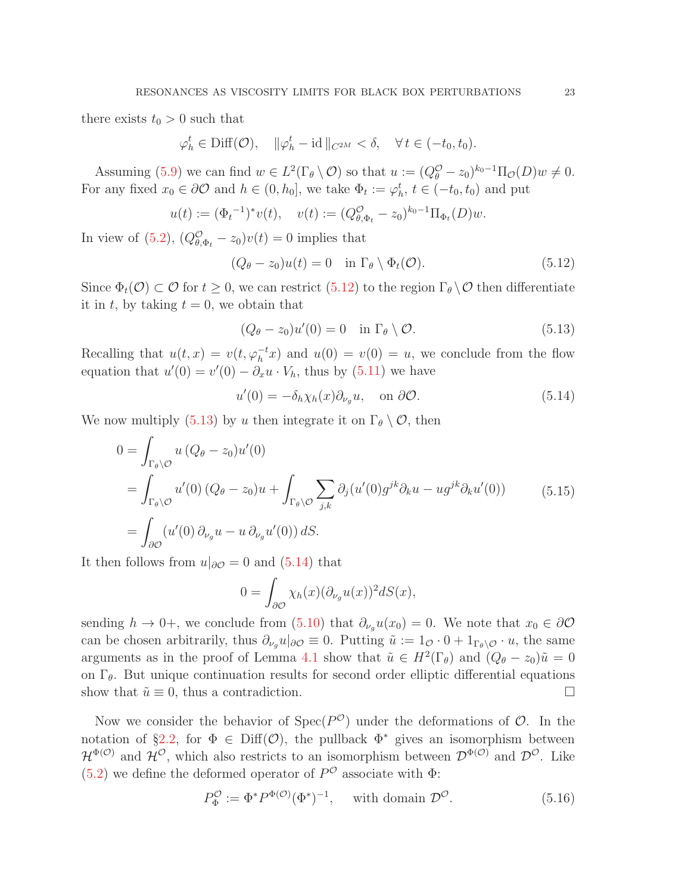there exists $t_0 > 0$ such that

$$\varphi_h^t \in \mathrm{Diff}(\mathcal{O}), \quad \|\varphi_h^t - \mathrm{id}\,\|_{C^{2M}} < \delta, \quad \forall\, t \in (-t_0, t_0).$$

Assuming (5.9) we can find $w \in L^2(\Gamma_\theta \setminus \mathcal{O})$ so that $u := (Q_\theta^{\mathcal{O}} - z_0)^{k_0 - 1}\Pi_{\mathcal{O}}(D)w \neq 0$. For any fixed $x_0 \in \partial\mathcal{O}$ and $h \in (0, h_0]$, we take $\Phi_t := \varphi_h^t$, $t \in (-t_0, t_0)$ and put

$$u(t) := (\Phi_t^{-1})^* v(t), \quad v(t) := (Q^{\mathcal{O}}_{\theta,\Phi_t} - z_0)^{k_0-1}\Pi_{\Phi_t}(D)w.$$

In view of (5.2), $(Q^{\mathcal{O}}_{\theta,\Phi_t} - z_0)v(t) = 0$ implies that

$$(Q_\theta - z_0)u(t) = 0 \quad \text{in } \Gamma_\theta \setminus \Phi_t(\mathcal{O}). \tag{5.12}$$

Since $\Phi_t(\mathcal{O}) \subset \mathcal{O}$ for $t \geq 0$, we can restrict (5.12) to the region $\Gamma_\theta \setminus \mathcal{O}$ then differentiate it in $t$, by taking $t = 0$, we obtain that

$$(Q_\theta - z_0)u'(0) = 0 \quad \text{in } \Gamma_\theta \setminus \mathcal{O}. \tag{5.13}$$

Recalling that $u(t, x) = v(t, \varphi_h^{-t}x)$ and $u(0) = v(0) = u$, we conclude from the flow equation that $u'(0) = v'(0) - \partial_x u \cdot V_h$, thus by (5.11) we have

$$u'(0) = -\delta_h \chi_h(x)\partial_{\nu_g} u, \quad \text{on } \partial\mathcal{O}. \tag{5.14}$$

We now multiply (5.13) by $u$ then integrate it on $\Gamma_\theta \setminus \mathcal{O}$, then

$$\begin{aligned}
0 &= \int_{\Gamma_\theta \setminus \mathcal{O}} u\,(Q_\theta - z_0)u'(0) \\
&= \int_{\Gamma_\theta \setminus \mathcal{O}} u'(0)\,(Q_\theta - z_0)u + \int_{\Gamma_\theta \setminus \mathcal{O}} \sum_{j,k} \partial_j(u'(0)g^{jk}\partial_k u - u g^{jk}\partial_k u'(0)) \\
&= \int_{\partial\mathcal{O}} (u'(0)\,\partial_{\nu_g} u - u\,\partial_{\nu_g} u'(0))\,dS.
\end{aligned} \tag{5.15}$$

It then follows from $u|_{\partial\mathcal{O}} = 0$ and (5.14) that

$$0 = \int_{\partial\mathcal{O}} \chi_h(x)(\partial_{\nu_g} u(x))^2 dS(x),$$

sending $h \to 0+$, we conclude from (5.10) that $\partial_{\nu_g} u(x_0) = 0$. We note that $x_0 \in \partial\mathcal{O}$ can be chosen arbitrarily, thus $\partial_{\nu_g} u|_{\partial\mathcal{O}} \equiv 0$. Putting $\tilde{u} := 1_{\mathcal{O}} \cdot 0 + 1_{\Gamma_\theta \setminus \mathcal{O}} \cdot u$, the same arguments as in the proof of Lemma 4.1 show that $\tilde{u} \in H^2(\Gamma_\theta)$ and $(Q_\theta - z_0)\tilde{u} = 0$ on $\Gamma_\theta$. But unique continuation results for second order elliptic differential equations show that $\tilde{u} \equiv 0$, thus a contradiction. $\square$

Now we consider the behavior of $\mathrm{Spec}(P^{\mathcal{O}})$ under the deformations of $\mathcal{O}$. In the notation of §2.2, for $\Phi \in \mathrm{Diff}(\mathcal{O})$, the pullback $\Phi^*$ gives an isomorphism between $\mathcal{H}^{\Phi(\mathcal{O})}$ and $\mathcal{H}^{\mathcal{O}}$, which also restricts to an isomorphism between $\mathcal{D}^{\Phi(\mathcal{O})}$ and $\mathcal{D}^{\mathcal{O}}$. Like (5.2) we define the deformed operator of $P^{\mathcal{O}}$ associate with $\Phi$:

$$P^{\mathcal{O}}_{\Phi} := \Phi^* P^{\Phi(\mathcal{O})}(\Phi^*)^{-1}, \quad \text{with domain } \mathcal{D}^{\mathcal{O}}. \tag{5.16}$$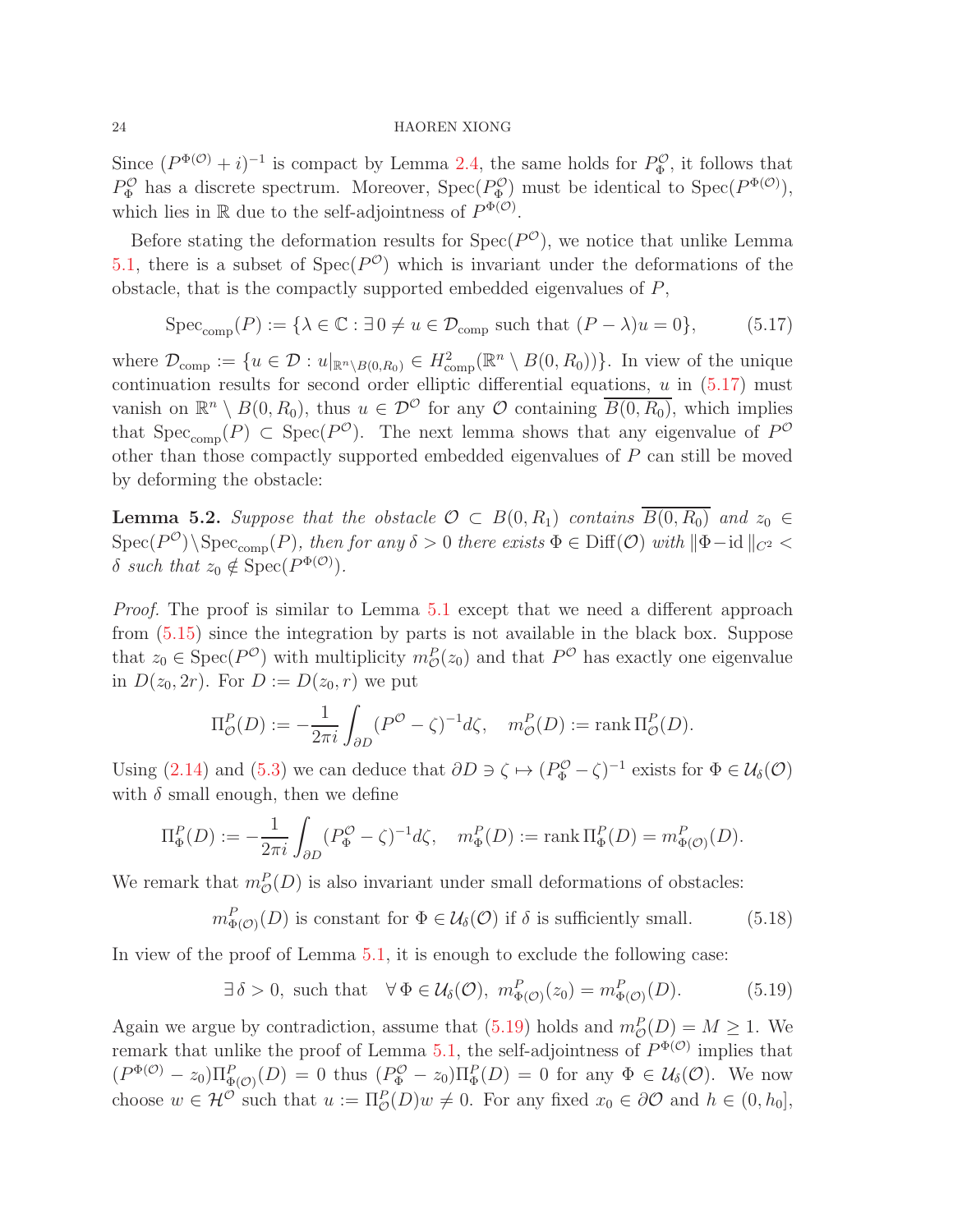Since $(P^{\Phi(\mathcal{O})}+i)^{-1}$ is compact by Lemma 2.4, the same holds for $P_\Phi^{\mathcal{O}}$, it follows that $P_\Phi^{\mathcal{O}}$ has a discrete spectrum. Moreover, $\mathrm{Spec}(P_\Phi^{\mathcal{O}})$ must be identical to $\mathrm{Spec}(P^{\Phi(\mathcal{O})})$, which lies in $\mathbb{R}$ due to the self-adjointness of $P^{\Phi(\mathcal{O})}$.

Before stating the deformation results for $\mathrm{Spec}(P^{\mathcal{O}})$, we notice that unlike Lemma 5.1, there is a subset of $\mathrm{Spec}(P^{\mathcal{O}})$ which is invariant under the deformations of the obstacle, that is the compactly supported embedded eigenvalues of $P$,

$$\mathrm{Spec}_{\mathrm{comp}}(P) := \{\lambda \in \mathbb{C} : \exists\, 0 \neq u \in \mathcal{D}_{\mathrm{comp}} \text{ such that } (P-\lambda)u = 0\}, \tag{5.17}$$

where $\mathcal{D}_{\mathrm{comp}} := \{u \in \mathcal{D} : u|_{\mathbb{R}^n \setminus B(0,R_0)} \in H^2_{\mathrm{comp}}(\mathbb{R}^n \setminus B(0,R_0))\}$. In view of the unique continuation results for second order elliptic differential equations, $u$ in (5.17) must vanish on $\mathbb{R}^n \setminus B(0,R_0)$, thus $u \in \mathcal{D}^{\mathcal{O}}$ for any $\mathcal{O}$ containing $\overline{B(0,R_0)}$, which implies that $\mathrm{Spec}_{\mathrm{comp}}(P) \subset \mathrm{Spec}(P^{\mathcal{O}})$. The next lemma shows that any eigenvalue of $P^{\mathcal{O}}$ other than those compactly supported embedded eigenvalues of $P$ can still be moved by deforming the obstacle:

**Lemma 5.2.** *Suppose that the obstacle $\mathcal{O} \subset B(0,R_1)$ contains $\overline{B(0,R_0)}$ and $z_0 \in \mathrm{Spec}(P^{\mathcal{O}}) \setminus \mathrm{Spec}_{\mathrm{comp}}(P)$, then for any $\delta > 0$ there exists $\Phi \in \mathrm{Diff}(\mathcal{O})$ with $\|\Phi - \mathrm{id}\,\|_{C^2} < \delta$ such that $z_0 \notin \mathrm{Spec}(P^{\Phi(\mathcal{O})})$.*

*Proof.* The proof is similar to Lemma 5.1 except that we need a different approach from (5.15) since the integration by parts is not available in the black box. Suppose that $z_0 \in \mathrm{Spec}(P^{\mathcal{O}})$ with multiplicity $m_{\mathcal{O}}^P(z_0)$ and that $P^{\mathcal{O}}$ has exactly one eigenvalue in $D(z_0, 2r)$. For $D := D(z_0, r)$ we put

$$\Pi_{\mathcal{O}}^P(D) := -\frac{1}{2\pi i}\int_{\partial D} (P^{\mathcal{O}} - \zeta)^{-1} d\zeta, \quad m_{\mathcal{O}}^P(D) := \mathrm{rank}\,\Pi_{\mathcal{O}}^P(D).$$

Using (2.14) and (5.3) we can deduce that $\partial D \ni \zeta \mapsto (P_\Phi^{\mathcal{O}} - \zeta)^{-1}$ exists for $\Phi \in \mathcal{U}_\delta(\mathcal{O})$ with $\delta$ small enough, then we define

$$\Pi_\Phi^P(D) := -\frac{1}{2\pi i}\int_{\partial D} (P_\Phi^{\mathcal{O}} - \zeta)^{-1} d\zeta, \quad m_\Phi^P(D) := \mathrm{rank}\,\Pi_\Phi^P(D) = m_{\Phi(\mathcal{O})}^P(D).$$

We remark that $m_{\mathcal{O}}^P(D)$ is also invariant under small deformations of obstacles:

$$m_{\Phi(\mathcal{O})}^P(D) \text{ is constant for } \Phi \in \mathcal{U}_\delta(\mathcal{O}) \text{ if } \delta \text{ is sufficiently small.} \tag{5.18}$$

In view of the proof of Lemma 5.1, it is enough to exclude the following case:

$$\exists\, \delta > 0, \text{ such that } \quad \forall\, \Phi \in \mathcal{U}_\delta(\mathcal{O}),\ m_{\Phi(\mathcal{O})}^P(z_0) = m_{\Phi(\mathcal{O})}^P(D). \tag{5.19}$$

Again we argue by contradiction, assume that (5.19) holds and $m_{\mathcal{O}}^P(D) = M \geq 1$. We remark that unlike the proof of Lemma 5.1, the self-adjointness of $P^{\Phi(\mathcal{O})}$ implies that $(P^{\Phi(\mathcal{O})} - z_0)\Pi_{\Phi(\mathcal{O})}^P(D) = 0$ thus $(P_\Phi^{\mathcal{O}} - z_0)\Pi_\Phi^P(D) = 0$ for any $\Phi \in \mathcal{U}_\delta(\mathcal{O})$. We now choose $w \in \mathcal{H}^{\mathcal{O}}$ such that $u := \Pi_{\mathcal{O}}^P(D)w \neq 0$. For any fixed $x_0 \in \partial\mathcal{O}$ and $h \in (0, h_0]$,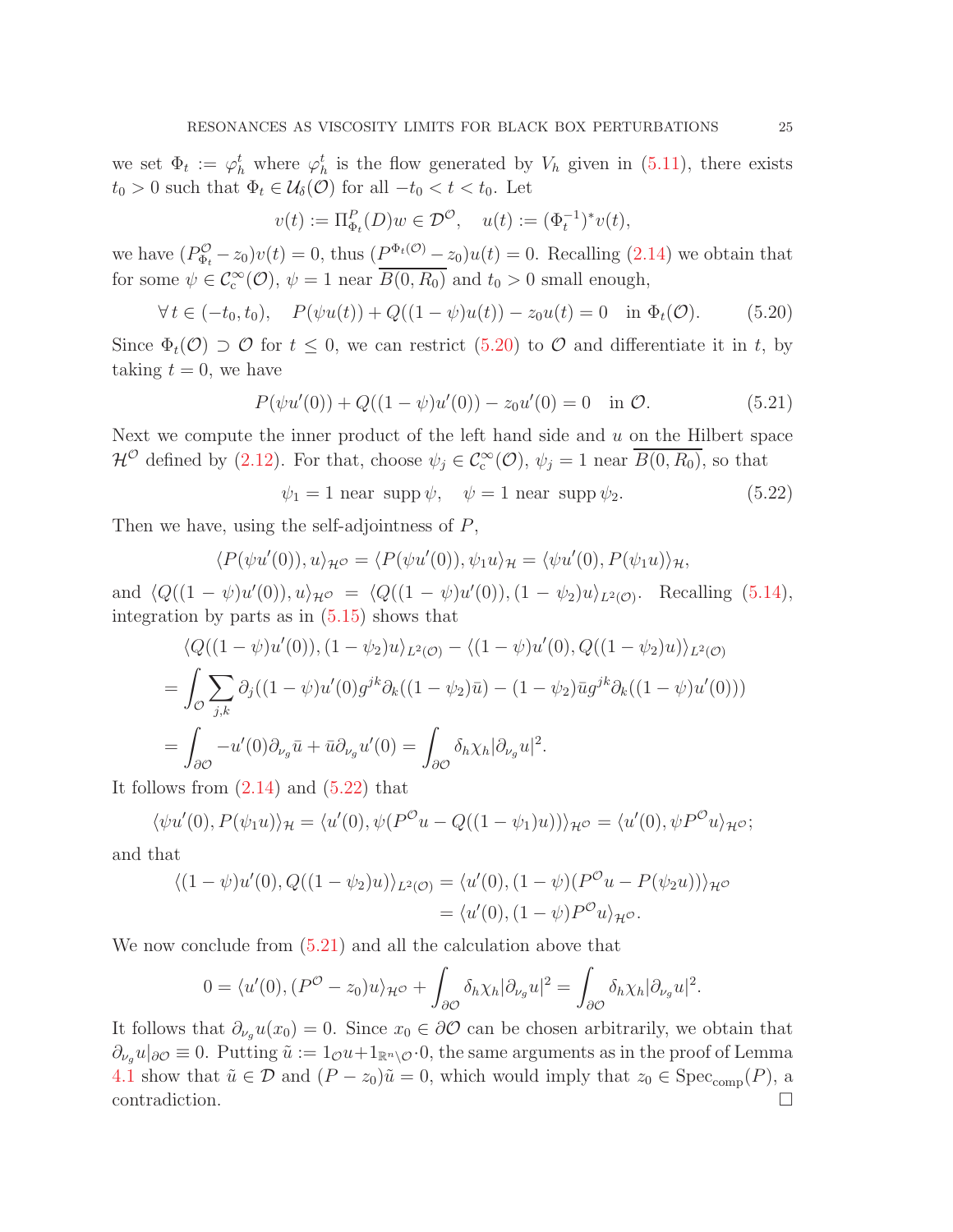we set $\Phi_t := \varphi_h^t$ where $\varphi_h^t$ is the flow generated by $V_h$ given in (5.11), there exists $t_0 > 0$ such that $\Phi_t \in \mathcal{U}_\delta(\mathcal{O})$ for all $-t_0 < t < t_0$. Let

$$v(t) := \Pi^P_{\Phi_t}(D)w \in \mathcal{D}^{\mathcal{O}}, \quad u(t) := (\Phi_t^{-1})^* v(t),$$

we have $(P^{\mathcal{O}}_{\Phi_t} - z_0)v(t) = 0$, thus $(P^{\Phi_t(\mathcal{O})} - z_0)u(t) = 0$. Recalling (2.14) we obtain that for some $\psi \in \mathcal{C}^\infty_{\mathrm{c}}(\mathcal{O})$, $\psi = 1$ near $\overline{B(0, R_0)}$ and $t_0 > 0$ small enough,

$$\forall\, t \in (-t_0, t_0), \quad P(\psi u(t)) + Q((1-\psi)u(t)) - z_0 u(t) = 0 \quad \text{in } \Phi_t(\mathcal{O}). \tag{5.20}$$

Since $\Phi_t(\mathcal{O}) \supset \mathcal{O}$ for $t \leq 0$, we can restrict (5.20) to $\mathcal{O}$ and differentiate it in $t$, by taking $t = 0$, we have

$$P(\psi u'(0)) + Q((1-\psi)u'(0)) - z_0 u'(0) = 0 \quad \text{in } \mathcal{O}. \tag{5.21}$$

Next we compute the inner product of the left hand side and $u$ on the Hilbert space $\mathcal{H}^{\mathcal{O}}$ defined by (2.12). For that, choose $\psi_j \in \mathcal{C}^\infty_{\mathrm{c}}(\mathcal{O})$, $\psi_j = 1$ near $\overline{B(0, R_0)}$, so that

$$\psi_1 = 1 \text{ near } \operatorname{supp}\psi, \quad \psi = 1 \text{ near } \operatorname{supp}\psi_2. \tag{5.22}$$

Then we have, using the self-adjointness of $P$,

$$\langle P(\psi u'(0)), u\rangle_{\mathcal{H}^{\mathcal{O}}} = \langle P(\psi u'(0)), \psi_1 u\rangle_{\mathcal{H}} = \langle \psi u'(0), P(\psi_1 u)\rangle_{\mathcal{H}},$$

and $\langle Q((1-\psi)u'(0)), u\rangle_{\mathcal{H}^{\mathcal{O}}} = \langle Q((1-\psi)u'(0)), (1-\psi_2)u\rangle_{L^2(\mathcal{O})}$. Recalling (5.14), integration by parts as in (5.15) shows that

$$\begin{aligned}
&\langle Q((1-\psi)u'(0)), (1-\psi_2)u\rangle_{L^2(\mathcal{O})} - \langle (1-\psi)u'(0), Q((1-\psi_2)u)\rangle_{L^2(\mathcal{O})} \\
&= \int_{\mathcal{O}} \sum_{j,k} \partial_j((1-\psi)u'(0) g^{jk}\partial_k((1-\psi_2)\bar{u}) - (1-\psi_2)\bar{u} g^{jk}\partial_k((1-\psi)u'(0))) \\
&= \int_{\partial\mathcal{O}} -u'(0)\partial_{\nu_g}\bar{u} + \bar{u}\partial_{\nu_g}u'(0) = \int_{\partial\mathcal{O}} \delta_h \chi_h |\partial_{\nu_g} u|^2.
\end{aligned}$$

It follows from (2.14) and (5.22) that

$$\langle \psi u'(0), P(\psi_1 u)\rangle_{\mathcal{H}} = \langle u'(0), \psi(P^{\mathcal{O}}u - Q((1-\psi_1)u))\rangle_{\mathcal{H}^{\mathcal{O}}} = \langle u'(0), \psi P^{\mathcal{O}} u\rangle_{\mathcal{H}^{\mathcal{O}}};$$

and that

$$\begin{aligned}
\langle (1-\psi)u'(0), Q((1-\psi_2)u)\rangle_{L^2(\mathcal{O})} &= \langle u'(0), (1-\psi)(P^{\mathcal{O}}u - P(\psi_2 u))\rangle_{\mathcal{H}^{\mathcal{O}}} \\
&= \langle u'(0), (1-\psi)P^{\mathcal{O}}u\rangle_{\mathcal{H}^{\mathcal{O}}}.
\end{aligned}$$

We now conclude from (5.21) and all the calculation above that

$$0 = \langle u'(0), (P^{\mathcal{O}} - z_0)u\rangle_{\mathcal{H}^{\mathcal{O}}} + \int_{\partial\mathcal{O}} \delta_h \chi_h |\partial_{\nu_g} u|^2 = \int_{\partial\mathcal{O}} \delta_h \chi_h |\partial_{\nu_g} u|^2.$$

It follows that $\partial_{\nu_g} u(x_0) = 0$. Since $x_0 \in \partial\mathcal{O}$ can be chosen arbitrarily, we obtain that $\partial_{\nu_g} u|_{\partial\mathcal{O}} \equiv 0$. Putting $\tilde{u} := 1_{\mathcal{O}} u + 1_{\mathbb{R}^n\setminus\mathcal{O}} \cdot 0$, the same arguments as in the proof of Lemma 4.1 show that $\tilde{u} \in \mathcal{D}$ and $(P - z_0)\tilde{u} = 0$, which would imply that $z_0 \in \operatorname{Spec}_{\mathrm{comp}}(P)$, a contradiction. $\square$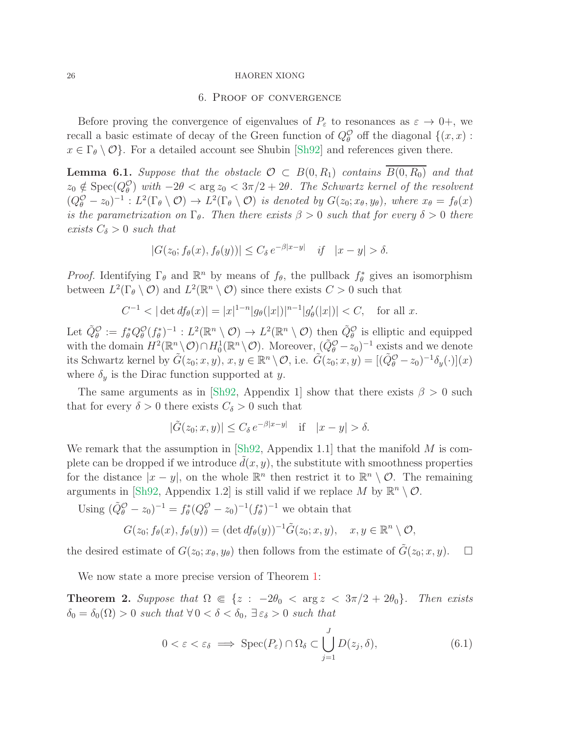## 6. Proof of convergence

Before proving the convergence of eigenvalues of $P_\varepsilon$ to resonances as $\varepsilon \to 0+$, we recall a basic estimate of decay of the Green function of $Q_\theta^{\mathcal{O}}$ off the diagonal $\{(x,x) : x \in \Gamma_\theta \setminus \mathcal{O}\}$. For a detailed account see Shubin [Sh92] and references given there.

**Lemma 6.1.** *Suppose that the obstacle $\mathcal{O} \subset B(0, R_1)$ contains $\overline{B(0,R_0)}$ and that $z_0 \notin \mathrm{Spec}(Q_\theta^{\mathcal{O}})$ with $-2\theta < \arg z_0 < 3\pi/2 + 2\theta$. The Schwartz kernel of the resolvent $(Q_\theta^{\mathcal{O}} - z_0)^{-1} : L^2(\Gamma_\theta \setminus \mathcal{O}) \to L^2(\Gamma_\theta \setminus \mathcal{O})$ is denoted by $G(z_0; x_\theta, y_\theta)$, where $x_\theta = f_\theta(x)$ is the parametrization on $\Gamma_\theta$. Then there exists $\beta > 0$ such that for every $\delta > 0$ there exists $C_\delta > 0$ such that*

$$|G(z_0; f_\theta(x), f_\theta(y))| \leq C_\delta \, e^{-\beta|x-y|} \quad \text{if} \quad |x-y| > \delta.$$

*Proof.* Identifying $\Gamma_\theta$ and $\mathbb{R}^n$ by means of $f_\theta$, the pullback $f_\theta^*$ gives an isomorphism between $L^2(\Gamma_\theta \setminus \mathcal{O})$ and $L^2(\mathbb{R}^n \setminus \mathcal{O})$ since there exists $C > 0$ such that

$$C^{-1} < |\det df_\theta(x)| = |x|^{1-n} |g_\theta(|x|)|^{n-1} |g_\theta'(|x|)| < C, \quad \text{for all } x.$$

Let $\tilde{Q}_\theta^{\mathcal{O}} := f_\theta^* Q_\theta^{\mathcal{O}} (f_\theta^*)^{-1} : L^2(\mathbb{R}^n \setminus \mathcal{O}) \to L^2(\mathbb{R}^n \setminus \mathcal{O})$ then $\tilde{Q}_\theta^{\mathcal{O}}$ is elliptic and equipped with the domain $H^2(\mathbb{R}^n \setminus \mathcal{O}) \cap H_0^1(\mathbb{R}^n \setminus \mathcal{O})$. Moreover, $(\tilde{Q}_\theta^{\mathcal{O}} - z_0)^{-1}$ exists and we denote its Schwartz kernel by $\tilde{G}(z_0; x, y)$, $x, y \in \mathbb{R}^n \setminus \mathcal{O}$, i.e. $\tilde{G}(z_0; x, y) = [(\tilde{Q}_\theta^{\mathcal{O}} - z_0)^{-1} \delta_y(\cdot)](x)$ where $\delta_y$ is the Dirac function supported at $y$.

The same arguments as in [Sh92, Appendix 1] show that there exists $\beta > 0$ such that for every $\delta > 0$ there exists $C_\delta > 0$ such that

$$|\tilde{G}(z_0; x, y)| \leq C_\delta \, e^{-\beta|x-y|} \quad \text{if} \quad |x-y| > \delta.$$

We remark that the assumption in [Sh92, Appendix 1.1] that the manifold $M$ is complete can be dropped if we introduce $\tilde{d}(x,y)$, the substitute with smoothness properties for the distance $|x-y|$, on the whole $\mathbb{R}^n$ then restrict it to $\mathbb{R}^n \setminus \mathcal{O}$. The remaining arguments in [Sh92, Appendix 1.2] is still valid if we replace $M$ by $\mathbb{R}^n \setminus \mathcal{O}$.

Using $(\tilde{Q}_\theta^{\mathcal{O}} - z_0)^{-1} = f_\theta^* (Q_\theta^{\mathcal{O}} - z_0)^{-1} (f_\theta^*)^{-1}$ we obtain that

$$G(z_0; f_\theta(x), f_\theta(y)) = (\det df_\theta(y))^{-1} \tilde{G}(z_0; x, y), \quad x, y \in \mathbb{R}^n \setminus \mathcal{O},$$

the desired estimate of $G(z_0; x_\theta, y_\theta)$ then follows from the estimate of $\tilde{G}(z_0; x, y)$. $\square$

We now state a more precise version of Theorem 1:

**Theorem 2.** *Suppose that $\Omega \Subset \{z : -2\theta_0 < \arg z < 3\pi/2 + 2\theta_0\}$. Then exists $\delta_0 = \delta_0(\Omega) > 0$ such that $\forall\, 0 < \delta < \delta_0$, $\exists\, \varepsilon_\delta > 0$ such that*

$$0 < \varepsilon < \varepsilon_\delta \implies \mathrm{Spec}(P_\varepsilon) \cap \Omega_\delta \subset \bigcup_{j=1}^{J} D(z_j, \delta), \tag{6.1}$$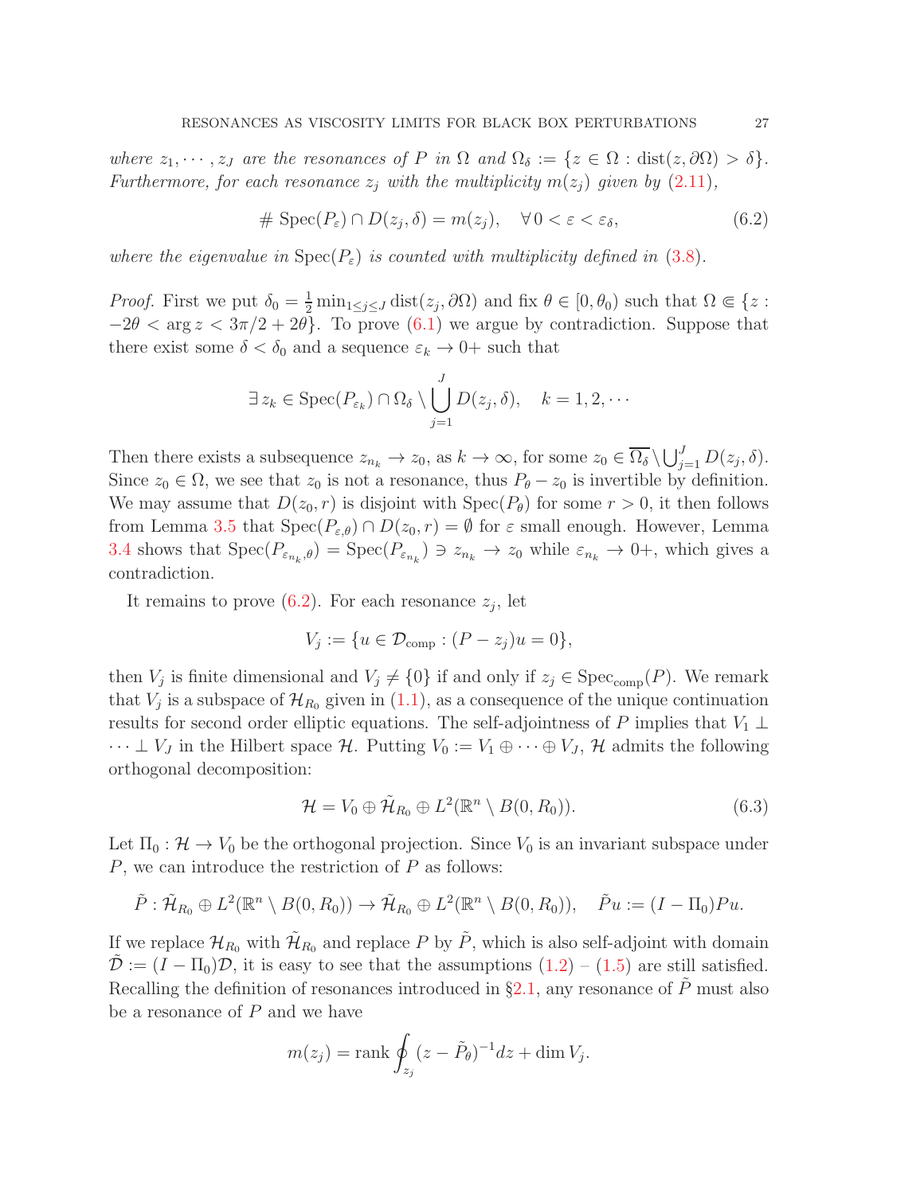*where $z_1, \cdots, z_J$ are the resonances of $P$ in $\Omega$ and $\Omega_\delta := \{z \in \Omega : \mathrm{dist}(z, \partial\Omega) > \delta\}$. Furthermore, for each resonance $z_j$ with the multiplicity $m(z_j)$ given by (2.11),*

$$\# \operatorname{Spec}(P_\varepsilon) \cap D(z_j, \delta) = m(z_j), \quad \forall\, 0 < \varepsilon < \varepsilon_\delta, \tag{6.2}$$

*where the eigenvalue in $\operatorname{Spec}(P_\varepsilon)$ is counted with multiplicity defined in (3.8).*

*Proof.* First we put $\delta_0 = \frac{1}{2}\min_{1\le j\le J} \mathrm{dist}(z_j, \partial\Omega)$ and fix $\theta \in [0, \theta_0)$ such that $\Omega \Subset \{z : -2\theta < \arg z < 3\pi/2 + 2\theta\}$. To prove (6.1) we argue by contradiction. Suppose that there exist some $\delta < \delta_0$ and a sequence $\varepsilon_k \to 0+$ such that

$$\exists\, z_k \in \operatorname{Spec}(P_{\varepsilon_k}) \cap \Omega_\delta \setminus \bigcup_{j=1}^{J} D(z_j, \delta), \quad k = 1, 2, \cdots$$

Then there exists a subsequence $z_{n_k} \to z_0$, as $k \to \infty$, for some $z_0 \in \overline{\Omega_\delta} \setminus \bigcup_{j=1}^{J} D(z_j, \delta)$. Since $z_0 \in \Omega$, we see that $z_0$ is not a resonance, thus $P_\theta - z_0$ is invertible by definition. We may assume that $D(z_0, r)$ is disjoint with $\operatorname{Spec}(P_\theta)$ for some $r > 0$, it then follows from Lemma 3.5 that $\operatorname{Spec}(P_{\varepsilon,\theta}) \cap D(z_0, r) = \emptyset$ for $\varepsilon$ small enough. However, Lemma 3.4 shows that $\operatorname{Spec}(P_{\varepsilon_{n_k},\theta}) = \operatorname{Spec}(P_{\varepsilon_{n_k}}) \ni z_{n_k} \to z_0$ while $\varepsilon_{n_k} \to 0+$, which gives a contradiction.

It remains to prove (6.2). For each resonance $z_j$, let

$$V_j := \{u \in \mathcal{D}_{\mathrm{comp}} : (P - z_j)u = 0\},$$

then $V_j$ is finite dimensional and $V_j \neq \{0\}$ if and only if $z_j \in \operatorname{Spec}_{\mathrm{comp}}(P)$. We remark that $V_j$ is a subspace of $\mathcal{H}_{R_0}$ given in (1.1), as a consequence of the unique continuation results for second order elliptic equations. The self-adjointness of $P$ implies that $V_1 \perp \cdots \perp V_J$ in the Hilbert space $\mathcal{H}$. Putting $V_0 := V_1 \oplus \cdots \oplus V_J$, $\mathcal{H}$ admits the following orthogonal decomposition:

$$\mathcal{H} = V_0 \oplus \tilde{\mathcal{H}}_{R_0} \oplus L^2(\mathbb{R}^n \setminus B(0, R_0)). \tag{6.3}$$

Let $\Pi_0 : \mathcal{H} \to V_0$ be the orthogonal projection. Since $V_0$ is an invariant subspace under $P$, we can introduce the restriction of $P$ as follows:

$$\tilde{P} : \tilde{\mathcal{H}}_{R_0} \oplus L^2(\mathbb{R}^n \setminus B(0, R_0)) \to \tilde{\mathcal{H}}_{R_0} \oplus L^2(\mathbb{R}^n \setminus B(0, R_0)), \quad \tilde{P}u := (I - \Pi_0)Pu.$$

If we replace $\mathcal{H}_{R_0}$ with $\tilde{\mathcal{H}}_{R_0}$ and replace $P$ by $\tilde{P}$, which is also self-adjoint with domain $\tilde{\mathcal{D}} := (I - \Pi_0)\mathcal{D}$, it is easy to see that the assumptions (1.2) – (1.5) are still satisfied. Recalling the definition of resonances introduced in §2.1, any resonance of $\tilde{P}$ must also be a resonance of $P$ and we have

$$m(z_j) = \operatorname{rank} \oint_{z_j} (z - \tilde{P}_\theta)^{-1} dz + \dim V_j.$$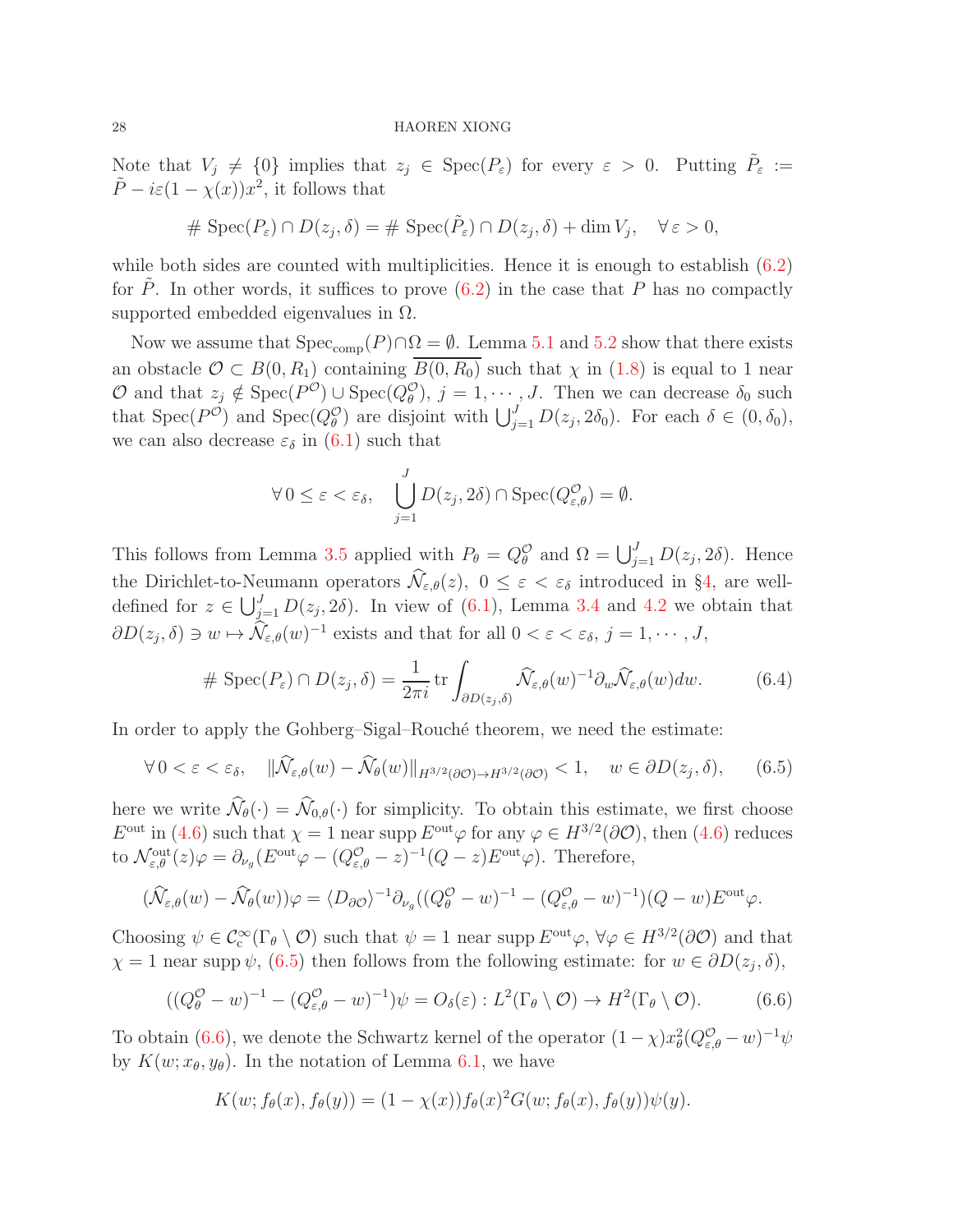Note that $V_j \neq \{0\}$ implies that $z_j \in \mathrm{Spec}(P_\varepsilon)$ for every $\varepsilon > 0$. Putting $\tilde{P}_\varepsilon := \tilde{P} - i\varepsilon(1-\chi(x))x^2$, it follows that

$$\# \operatorname{Spec}(P_\varepsilon) \cap D(z_j, \delta) = \# \operatorname{Spec}(\tilde{P}_\varepsilon) \cap D(z_j, \delta) + \dim V_j, \quad \forall\, \varepsilon > 0,$$

while both sides are counted with multiplicities. Hence it is enough to establish (6.2) for $\tilde{P}$. In other words, it suffices to prove (6.2) in the case that $P$ has no compactly supported embedded eigenvalues in $\Omega$.

Now we assume that $\mathrm{Spec}_{\mathrm{comp}}(P) \cap \Omega = \emptyset$. Lemma 5.1 and 5.2 show that there exists an obstacle $\mathcal{O} \subset B(0, R_1)$ containing $\overline{B(0,R_0)}$ such that $\chi$ in (1.8) is equal to 1 near $\mathcal{O}$ and that $z_j \notin \mathrm{Spec}(P^{\mathcal{O}}) \cup \mathrm{Spec}(Q_\theta^{\mathcal{O}})$, $j = 1, \cdots, J$. Then we can decrease $\delta_0$ such that $\mathrm{Spec}(P^{\mathcal{O}})$ and $\mathrm{Spec}(Q_\theta^{\mathcal{O}})$ are disjoint with $\bigcup_{j=1}^J D(z_j, 2\delta_0)$. For each $\delta \in (0, \delta_0)$, we can also decrease $\varepsilon_\delta$ in (6.1) such that

$$\forall\, 0 \le \varepsilon < \varepsilon_\delta, \quad \bigcup_{j=1}^{J} D(z_j, 2\delta) \cap \operatorname{Spec}(Q^{\mathcal{O}}_{\varepsilon,\theta}) = \emptyset.$$

This follows from Lemma 3.5 applied with $P_\theta = Q_\theta^{\mathcal{O}}$ and $\Omega = \bigcup_{j=1}^J D(z_j, 2\delta)$. Hence the Dirichlet-to-Neumann operators $\widehat{\mathcal{N}}_{\varepsilon,\theta}(z)$, $0 \le \varepsilon < \varepsilon_\delta$ introduced in §4, are well-defined for $z \in \bigcup_{j=1}^J D(z_j, 2\delta)$. In view of (6.1), Lemma 3.4 and 4.2 we obtain that $\partial D(z_j, \delta) \ni w \mapsto \widehat{\mathcal{N}}_{\varepsilon,\theta}(w)^{-1}$ exists and that for all $0 < \varepsilon < \varepsilon_\delta$, $j = 1, \cdots, J$,

$$\# \operatorname{Spec}(P_\varepsilon) \cap D(z_j, \delta) = \frac{1}{2\pi i} \operatorname{tr} \int_{\partial D(z_j,\delta)} \widehat{\mathcal{N}}_{\varepsilon,\theta}(w)^{-1} \partial_w \widehat{\mathcal{N}}_{\varepsilon,\theta}(w) dw. \tag{6.4}$$

In order to apply the Gohberg–Sigal–Rouché theorem, we need the estimate:

$$\forall\, 0 < \varepsilon < \varepsilon_\delta, \quad \|\widehat{\mathcal{N}}_{\varepsilon,\theta}(w) - \widehat{\mathcal{N}}_\theta(w)\|_{H^{3/2}(\partial\mathcal{O}) \to H^{3/2}(\partial\mathcal{O})} < 1, \quad w \in \partial D(z_j, \delta), \tag{6.5}$$

here we write $\widehat{\mathcal{N}}_\theta(\cdot) = \widehat{\mathcal{N}}_{0,\theta}(\cdot)$ for simplicity. To obtain this estimate, we first choose $E^{\mathrm{out}}$ in (4.6) such that $\chi = 1$ near $\operatorname{supp} E^{\mathrm{out}}\varphi$ for any $\varphi \in H^{3/2}(\partial\mathcal{O})$, then (4.6) reduces to $\mathcal{N}^{\mathrm{out}}_{\varepsilon,\theta}(z)\varphi = \partial_{\nu_g}(E^{\mathrm{out}}\varphi - (Q^{\mathcal{O}}_{\varepsilon,\theta} - z)^{-1}(Q - z)E^{\mathrm{out}}\varphi)$. Therefore,

$$(\widehat{\mathcal{N}}_{\varepsilon,\theta}(w) - \widehat{\mathcal{N}}_\theta(w))\varphi = \langle D_{\partial\mathcal{O}}\rangle^{-1}\partial_{\nu_g}((Q^{\mathcal{O}}_\theta - w)^{-1} - (Q^{\mathcal{O}}_{\varepsilon,\theta} - w)^{-1})(Q - w)E^{\mathrm{out}}\varphi.$$

Choosing $\psi \in \mathcal{C}^\infty_{\mathrm{c}}(\Gamma_\theta \setminus \mathcal{O})$ such that $\psi = 1$ near $\operatorname{supp} E^{\mathrm{out}}\varphi$, $\forall \varphi \in H^{3/2}(\partial\mathcal{O})$ and that $\chi = 1$ near $\operatorname{supp}\psi$, (6.5) then follows from the following estimate: for $w \in \partial D(z_j, \delta)$,

$$((Q^{\mathcal{O}}_\theta - w)^{-1} - (Q^{\mathcal{O}}_{\varepsilon,\theta} - w)^{-1})\psi = O_\delta(\varepsilon) : L^2(\Gamma_\theta \setminus \mathcal{O}) \to H^2(\Gamma_\theta \setminus \mathcal{O}). \tag{6.6}$$

To obtain (6.6), we denote the Schwartz kernel of the operator $(1-\chi)x_\theta^2(Q^{\mathcal{O}}_{\varepsilon,\theta} - w)^{-1}\psi$ by $K(w; x_\theta, y_\theta)$. In the notation of Lemma 6.1, we have

$$K(w; f_\theta(x), f_\theta(y)) = (1 - \chi(x))f_\theta(x)^2 G(w; f_\theta(x), f_\theta(y))\psi(y).$$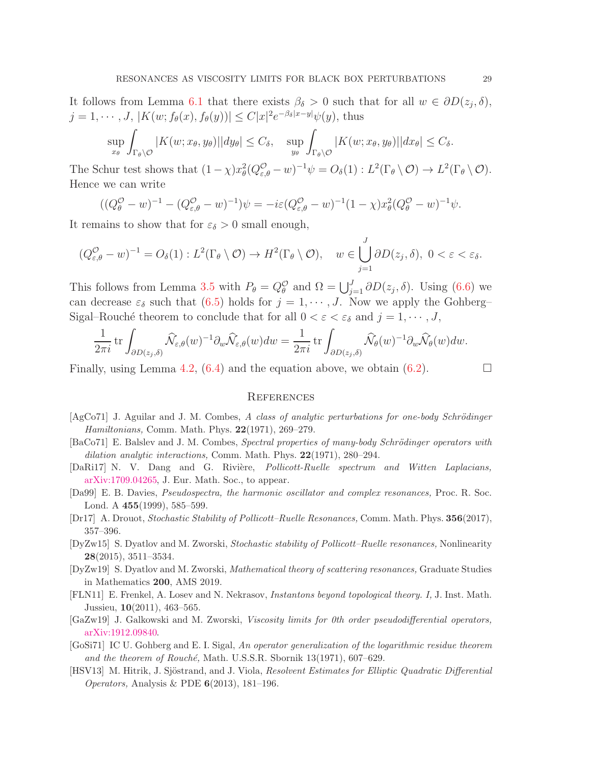It follows from Lemma 6.1 that there exists $\beta_\delta > 0$ such that for all $w \in \partial D(z_j, \delta)$, $j = 1, \cdots, J$, $|K(w; f_\theta(x), f_\theta(y))| \leq C|x|^2 e^{-\beta_\delta |x-y|}\psi(y)$, thus

$$\sup_{x_\theta} \int_{\Gamma_\theta \setminus \mathcal{O}} |K(w; x_\theta, y_\theta)||dy_\theta| \leq C_\delta, \quad \sup_{y_\theta} \int_{\Gamma_\theta \setminus \mathcal{O}} |K(w; x_\theta, y_\theta)||dx_\theta| \leq C_\delta.$$

The Schur test shows that $(1-\chi)x_\theta^2(Q_{\varepsilon,\theta}^{\mathcal{O}} - w)^{-1}\psi = O_\delta(1) : L^2(\Gamma_\theta \setminus \mathcal{O}) \to L^2(\Gamma_\theta \setminus \mathcal{O})$. Hence we can write

$$((Q_\theta^{\mathcal{O}} - w)^{-1} - (Q_{\varepsilon,\theta}^{\mathcal{O}} - w)^{-1})\psi = -i\varepsilon(Q_{\varepsilon,\theta}^{\mathcal{O}} - w)^{-1}(1-\chi)x_\theta^2(Q_\theta^{\mathcal{O}} - w)^{-1}\psi.$$

It remains to show that for $\varepsilon_\delta > 0$ small enough,

$$(Q_{\varepsilon,\theta}^{\mathcal{O}} - w)^{-1} = O_\delta(1) : L^2(\Gamma_\theta \setminus \mathcal{O}) \to H^2(\Gamma_\theta \setminus \mathcal{O}), \quad w \in \bigcup_{j=1}^{J} \partial D(z_j, \delta),\ 0 < \varepsilon < \varepsilon_\delta.$$

This follows from Lemma 3.5 with $P_\theta = Q_\theta^{\mathcal{O}}$ and $\Omega = \bigcup_{j=1}^J \partial D(z_j, \delta)$. Using (6.6) we can decrease $\varepsilon_\delta$ such that (6.5) holds for $j = 1, \cdots, J$. Now we apply the Gohberg–Sigal–Rouché theorem to conclude that for all $0 < \varepsilon < \varepsilon_\delta$ and $j = 1, \cdots, J$,

$$\frac{1}{2\pi i}\operatorname{tr}\int_{\partial D(z_j,\delta)} \widehat{\mathcal{N}}_{\varepsilon,\theta}(w)^{-1}\partial_w \widehat{\mathcal{N}}_{\varepsilon,\theta}(w)dw = \frac{1}{2\pi i}\operatorname{tr}\int_{\partial D(z_j,\delta)} \widehat{\mathcal{N}}_{\theta}(w)^{-1}\partial_w \widehat{\mathcal{N}}_{\theta}(w)dw.$$

Finally, using Lemma 4.2, (6.4) and the equation above, we obtain (6.2). $\square$

## References

[AgCo71] J. Aguilar and J. M. Combes, *A class of analytic perturbations for one-body Schrödinger Hamiltonians,* Comm. Math. Phys. **22**(1971), 269–279.

[BaCo71] E. Balslev and J. M. Combes, *Spectral properties of many-body Schrödinger operators with dilation analytic interactions,* Comm. Math. Phys. **22**(1971), 280–294.

[DaRi17] N. V. Dang and G. Rivière, *Pollicott-Ruelle spectrum and Witten Laplacians,* arXiv:1709.04265, J. Eur. Math. Soc., to appear.

[Da99] E. B. Davies, *Pseudospectra, the harmonic oscillator and complex resonances,* Proc. R. Soc. Lond. A **455**(1999), 585–599.

[Dr17] A. Drouot, *Stochastic Stability of Pollicott–Ruelle Resonances,* Comm. Math. Phys. **356**(2017), 357–396.

[DyZw15] S. Dyatlov and M. Zworski, *Stochastic stability of Pollicott–Ruelle resonances,* Nonlinearity **28**(2015), 3511–3534.

[DyZw19] S. Dyatlov and M. Zworski, *Mathematical theory of scattering resonances,* Graduate Studies in Mathematics **200**, AMS 2019.

[FLN11] E. Frenkel, A. Losev and N. Nekrasov, *Instantons beyond topological theory. I,* J. Inst. Math. Jussieu, **10**(2011), 463–565.

[GaZw19] J. Galkowski and M. Zworski, *Viscosity limits for 0th order pseudodifferential operators,* arXiv:1912.09840.

[GoSi71] IC U. Gohberg and E. I. Sigal, *An operator generalization of the logarithmic residue theorem and the theorem of Rouché,* Math. U.S.S.R. Sbornik 13(1971), 607–629.

[HSV13] M. Hitrik, J. Sjöstrand, and J. Viola, *Resolvent Estimates for Elliptic Quadratic Differential Operators,* Analysis & PDE **6**(2013), 181–196.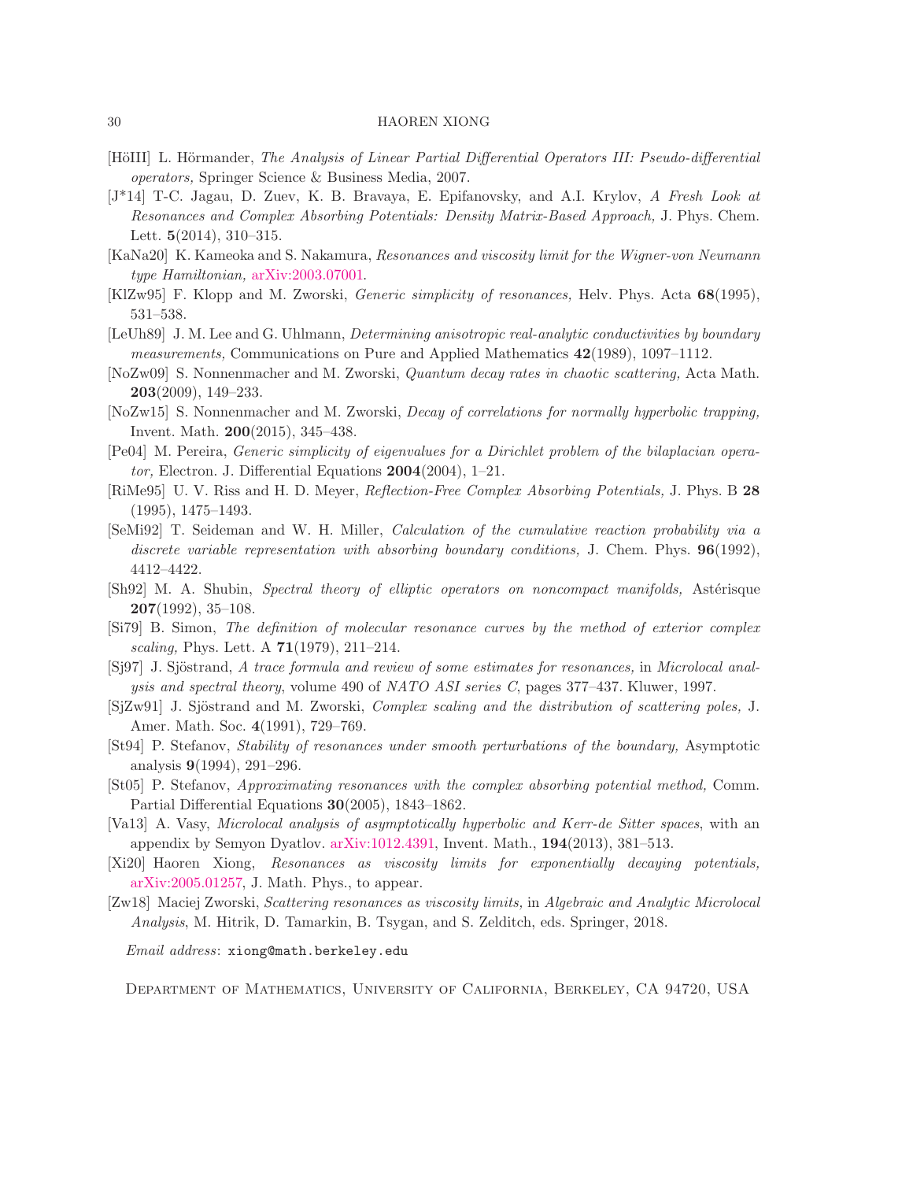[HöIII] L. Hörmander, *The Analysis of Linear Partial Differential Operators III: Pseudo-differential operators,* Springer Science & Business Media, 2007.

[J*14] T-C. Jagau, D. Zuev, K. B. Bravaya, E. Epifanovsky, and A.I. Krylov, *A Fresh Look at Resonances and Complex Absorbing Potentials: Density Matrix-Based Approach,* J. Phys. Chem. Lett. **5**(2014), 310–315.

[KaNa20] K. Kameoka and S. Nakamura, *Resonances and viscosity limit for the Wigner-von Neumann type Hamiltonian,* arXiv:2003.07001.

[KlZw95] F. Klopp and M. Zworski, *Generic simplicity of resonances,* Helv. Phys. Acta **68**(1995), 531–538.

[LeUh89] J. M. Lee and G. Uhlmann, *Determining anisotropic real-analytic conductivities by boundary measurements,* Communications on Pure and Applied Mathematics **42**(1989), 1097–1112.

[NoZw09] S. Nonnenmacher and M. Zworski, *Quantum decay rates in chaotic scattering,* Acta Math. **203**(2009), 149–233.

[NoZw15] S. Nonnenmacher and M. Zworski, *Decay of correlations for normally hyperbolic trapping,* Invent. Math. **200**(2015), 345–438.

[Pe04] M. Pereira, *Generic simplicity of eigenvalues for a Dirichlet problem of the bilaplacian operator,* Electron. J. Differential Equations **2004**(2004), 1–21.

[RiMe95] U. V. Riss and H. D. Meyer, *Reflection-Free Complex Absorbing Potentials,* J. Phys. B **28** (1995), 1475–1493.

[SeMi92] T. Seideman and W. H. Miller, *Calculation of the cumulative reaction probability via a discrete variable representation with absorbing boundary conditions,* J. Chem. Phys. **96**(1992), 4412–4422.

[Sh92] M. A. Shubin, *Spectral theory of elliptic operators on noncompact manifolds,* Astérisque **207**(1992), 35–108.

[Si79] B. Simon, *The definition of molecular resonance curves by the method of exterior complex scaling,* Phys. Lett. A **71**(1979), 211–214.

[Sj97] J. Sjöstrand, *A trace formula and review of some estimates for resonances,* in *Microlocal analysis and spectral theory*, volume 490 of *NATO ASI series C*, pages 377–437. Kluwer, 1997.

[SjZw91] J. Sjöstrand and M. Zworski, *Complex scaling and the distribution of scattering poles,* J. Amer. Math. Soc. **4**(1991), 729–769.

[St94] P. Stefanov, *Stability of resonances under smooth perturbations of the boundary,* Asymptotic analysis **9**(1994), 291–296.

[St05] P. Stefanov, *Approximating resonances with the complex absorbing potential method,* Comm. Partial Differential Equations **30**(2005), 1843–1862.

[Va13] A. Vasy, *Microlocal analysis of asymptotically hyperbolic and Kerr-de Sitter spaces*, with an appendix by Semyon Dyatlov. arXiv:1012.4391, Invent. Math., **194**(2013), 381–513.

[Xi20] Haoren Xiong, *Resonances as viscosity limits for exponentially decaying potentials,* arXiv:2005.01257, J. Math. Phys., to appear.

[Zw18] Maciej Zworski, *Scattering resonances as viscosity limits,* in *Algebraic and Analytic Microlocal Analysis*, M. Hitrik, D. Tamarkin, B. Tsygan, and S. Zelditch, eds. Springer, 2018.

*Email address*: xiong@math.berkeley.edu

Department of Mathematics, University of California, Berkeley, CA 94720, USA